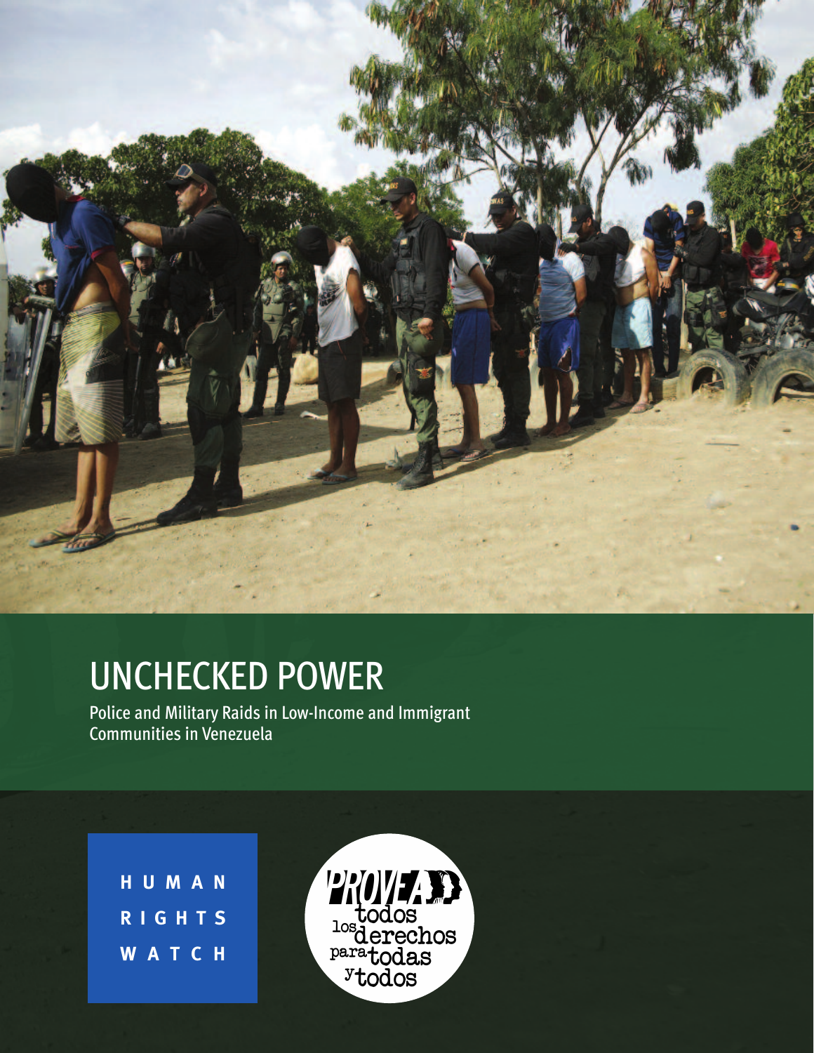# UNCHECKED POWER

Police and Military Raids in Low-Income and Immigrant Communities in Venezuela

HUMAN RIGHTS WATCH

PROVEA

los todos derechos para todas y todos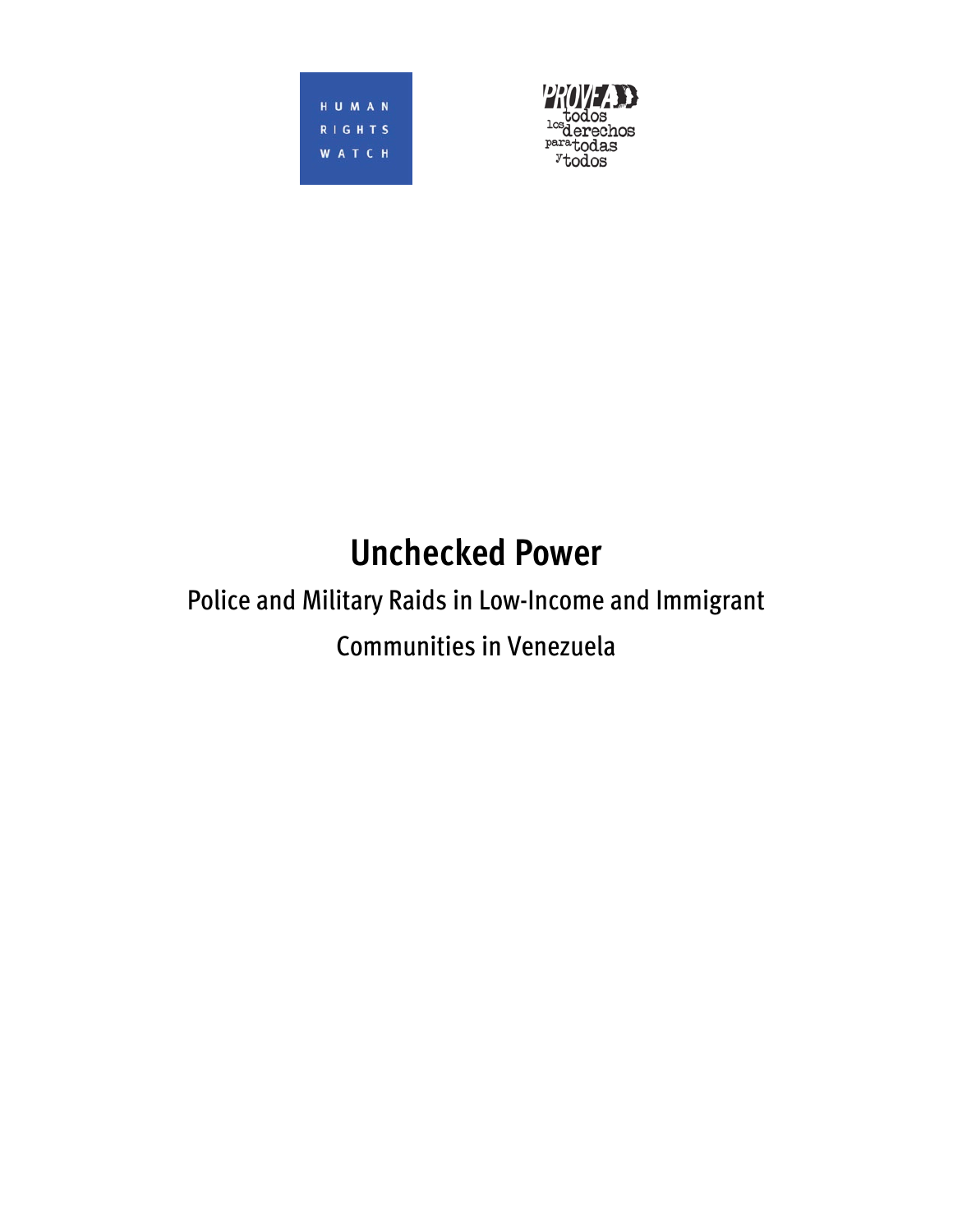HUMAN RIGHTS WATCH

PROVEA todos los derechos para todas y todos

# Unchecked Power

## Police and Military Raids in Low-Income and Immigrant Communities in Venezuela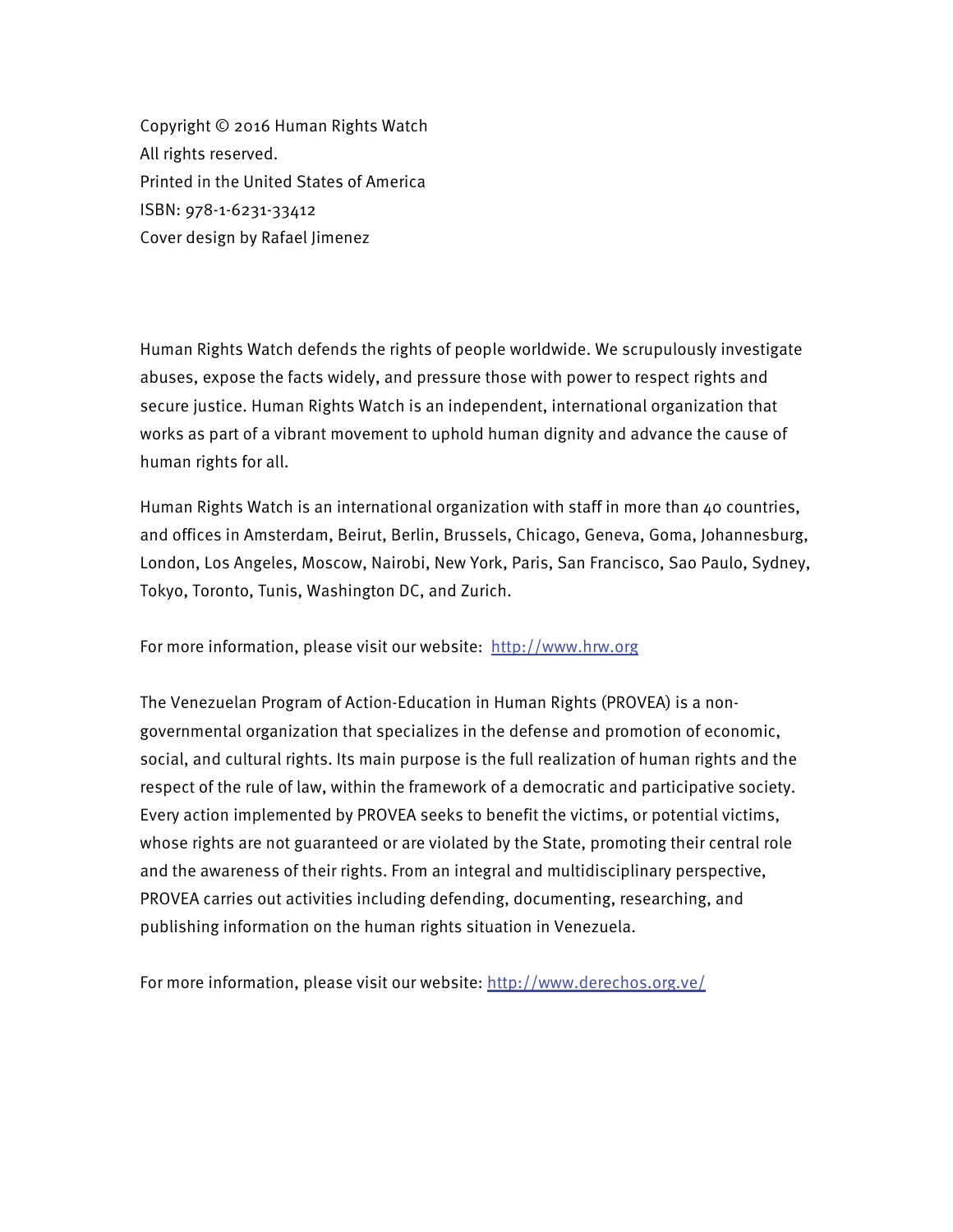Copyright © 2016 Human Rights Watch
All rights reserved.
Printed in the United States of America
ISBN: 978-1-6231-33412
Cover design by Rafael Jimenez

Human Rights Watch defends the rights of people worldwide. We scrupulously investigate abuses, expose the facts widely, and pressure those with power to respect rights and secure justice. Human Rights Watch is an independent, international organization that works as part of a vibrant movement to uphold human dignity and advance the cause of human rights for all.

Human Rights Watch is an international organization with staff in more than 40 countries, and offices in Amsterdam, Beirut, Berlin, Brussels, Chicago, Geneva, Goma, Johannesburg, London, Los Angeles, Moscow, Nairobi, New York, Paris, San Francisco, Sao Paulo, Sydney, Tokyo, Toronto, Tunis, Washington DC, and Zurich.

For more information, please visit our website: http://www.hrw.org

The Venezuelan Program of Action-Education in Human Rights (PROVEA) is a non-governmental organization that specializes in the defense and promotion of economic, social, and cultural rights. Its main purpose is the full realization of human rights and the respect of the rule of law, within the framework of a democratic and participative society. Every action implemented by PROVEA seeks to benefit the victims, or potential victims, whose rights are not guaranteed or are violated by the State, promoting their central role and the awareness of their rights. From an integral and multidisciplinary perspective, PROVEA carries out activities including defending, documenting, researching, and publishing information on the human rights situation in Venezuela.

For more information, please visit our website: http://www.derechos.org.ve/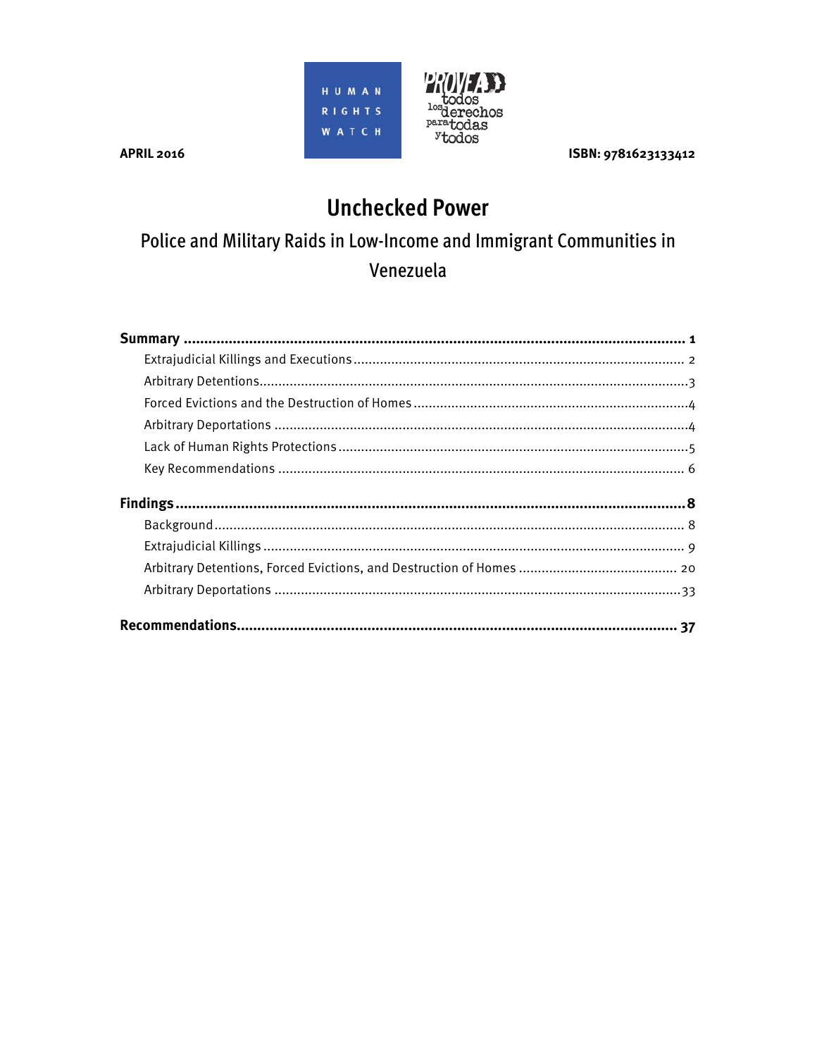APRIL 2016

ISBN: 9781623133412

# Unchecked Power

## Police and Military Raids in Low-Income and Immigrant Communities in Venezuela

**Summary** ........................................................................................................... **1**

Extrajudicial Killings and Executions ........................................................................ 2

Arbitrary Detentions .................................................................................................. 3

Forced Evictions and the Destruction of Homes ......................................................... 4

Arbitrary Deportations .............................................................................................. 4

Lack of Human Rights Protections ............................................................................. 5

Key Recommendations ............................................................................................. 6

**Findings** ........................................................................................................... **8**

Background ............................................................................................................. 8

Extrajudicial Killings ................................................................................................. 9

Arbitrary Detentions, Forced Evictions, and Destruction of Homes .......................................... 20

Arbitrary Deportations ............................................................................................. 33

**Recommendations** ........................................................................................................... **37**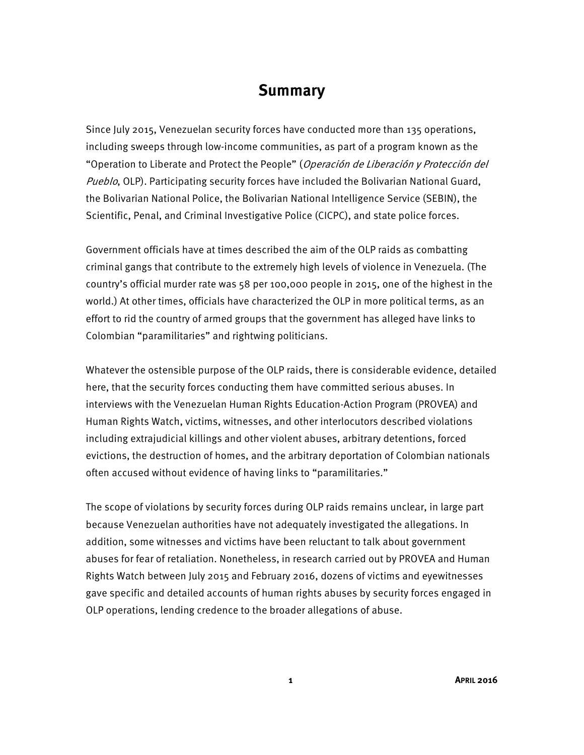# Summary

Since July 2015, Venezuelan security forces have conducted more than 135 operations, including sweeps through low-income communities, as part of a program known as the "Operation to Liberate and Protect the People" (*Operación de Liberación y Protección del Pueblo*, OLP). Participating security forces have included the Bolivarian National Guard, the Bolivarian National Police, the Bolivarian National Intelligence Service (SEBIN), the Scientific, Penal, and Criminal Investigative Police (CICPC), and state police forces.

Government officials have at times described the aim of the OLP raids as combatting criminal gangs that contribute to the extremely high levels of violence in Venezuela. (The country's official murder rate was 58 per 100,000 people in 2015, one of the highest in the world.) At other times, officials have characterized the OLP in more political terms, as an effort to rid the country of armed groups that the government has alleged have links to Colombian "paramilitaries" and rightwing politicians.

Whatever the ostensible purpose of the OLP raids, there is considerable evidence, detailed here, that the security forces conducting them have committed serious abuses. In interviews with the Venezuelan Human Rights Education-Action Program (PROVEA) and Human Rights Watch, victims, witnesses, and other interlocutors described violations including extrajudicial killings and other violent abuses, arbitrary detentions, forced evictions, the destruction of homes, and the arbitrary deportation of Colombian nationals often accused without evidence of having links to "paramilitaries."

The scope of violations by security forces during OLP raids remains unclear, in large part because Venezuelan authorities have not adequately investigated the allegations. In addition, some witnesses and victims have been reluctant to talk about government abuses for fear of retaliation. Nonetheless, in research carried out by PROVEA and Human Rights Watch between July 2015 and February 2016, dozens of victims and eyewitnesses gave specific and detailed accounts of human rights abuses by security forces engaged in OLP operations, lending credence to the broader allegations of abuse.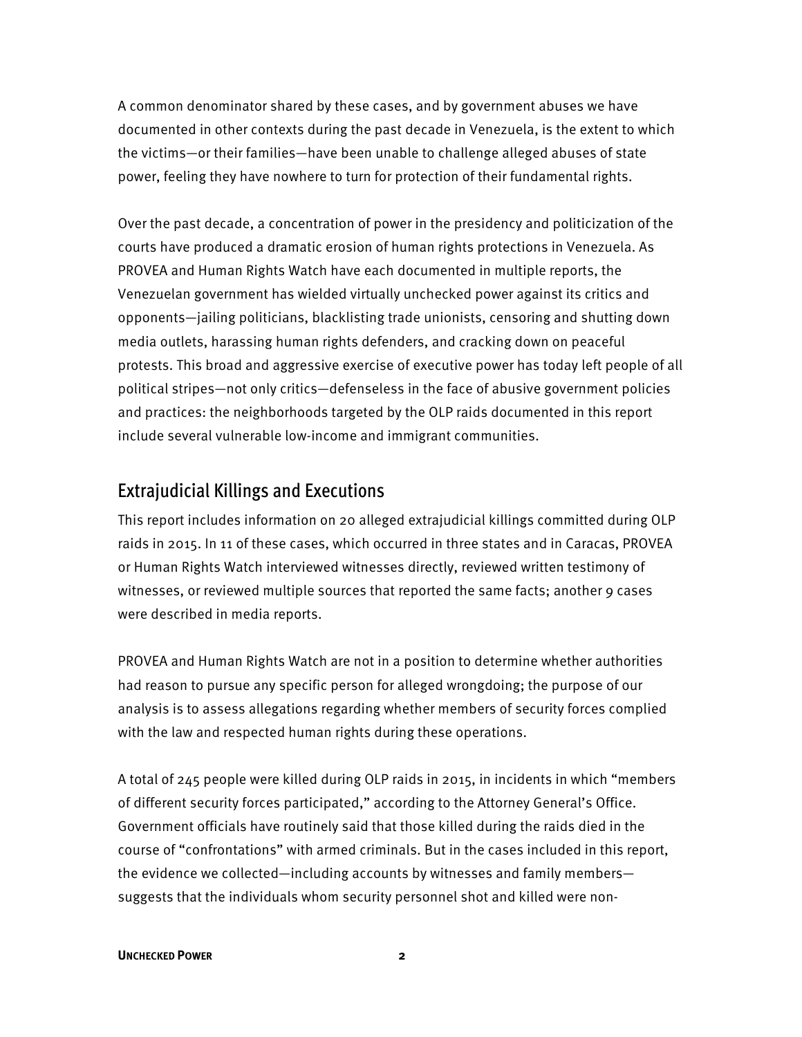A common denominator shared by these cases, and by government abuses we have documented in other contexts during the past decade in Venezuela, is the extent to which the victims—or their families—have been unable to challenge alleged abuses of state power, feeling they have nowhere to turn for protection of their fundamental rights.

Over the past decade, a concentration of power in the presidency and politicization of the courts have produced a dramatic erosion of human rights protections in Venezuela. As PROVEA and Human Rights Watch have each documented in multiple reports, the Venezuelan government has wielded virtually unchecked power against its critics and opponents—jailing politicians, blacklisting trade unionists, censoring and shutting down media outlets, harassing human rights defenders, and cracking down on peaceful protests. This broad and aggressive exercise of executive power has today left people of all political stripes—not only critics—defenseless in the face of abusive government policies and practices: the neighborhoods targeted by the OLP raids documented in this report include several vulnerable low-income and immigrant communities.

## Extrajudicial Killings and Executions

This report includes information on 20 alleged extrajudicial killings committed during OLP raids in 2015. In 11 of these cases, which occurred in three states and in Caracas, PROVEA or Human Rights Watch interviewed witnesses directly, reviewed written testimony of witnesses, or reviewed multiple sources that reported the same facts; another 9 cases were described in media reports.

PROVEA and Human Rights Watch are not in a position to determine whether authorities had reason to pursue any specific person for alleged wrongdoing; the purpose of our analysis is to assess allegations regarding whether members of security forces complied with the law and respected human rights during these operations.

A total of 245 people were killed during OLP raids in 2015, in incidents in which "members of different security forces participated," according to the Attorney General's Office. Government officials have routinely said that those killed during the raids died in the course of "confrontations" with armed criminals. But in the cases included in this report, the evidence we collected—including accounts by witnesses and family members—suggests that the individuals whom security personnel shot and killed were non-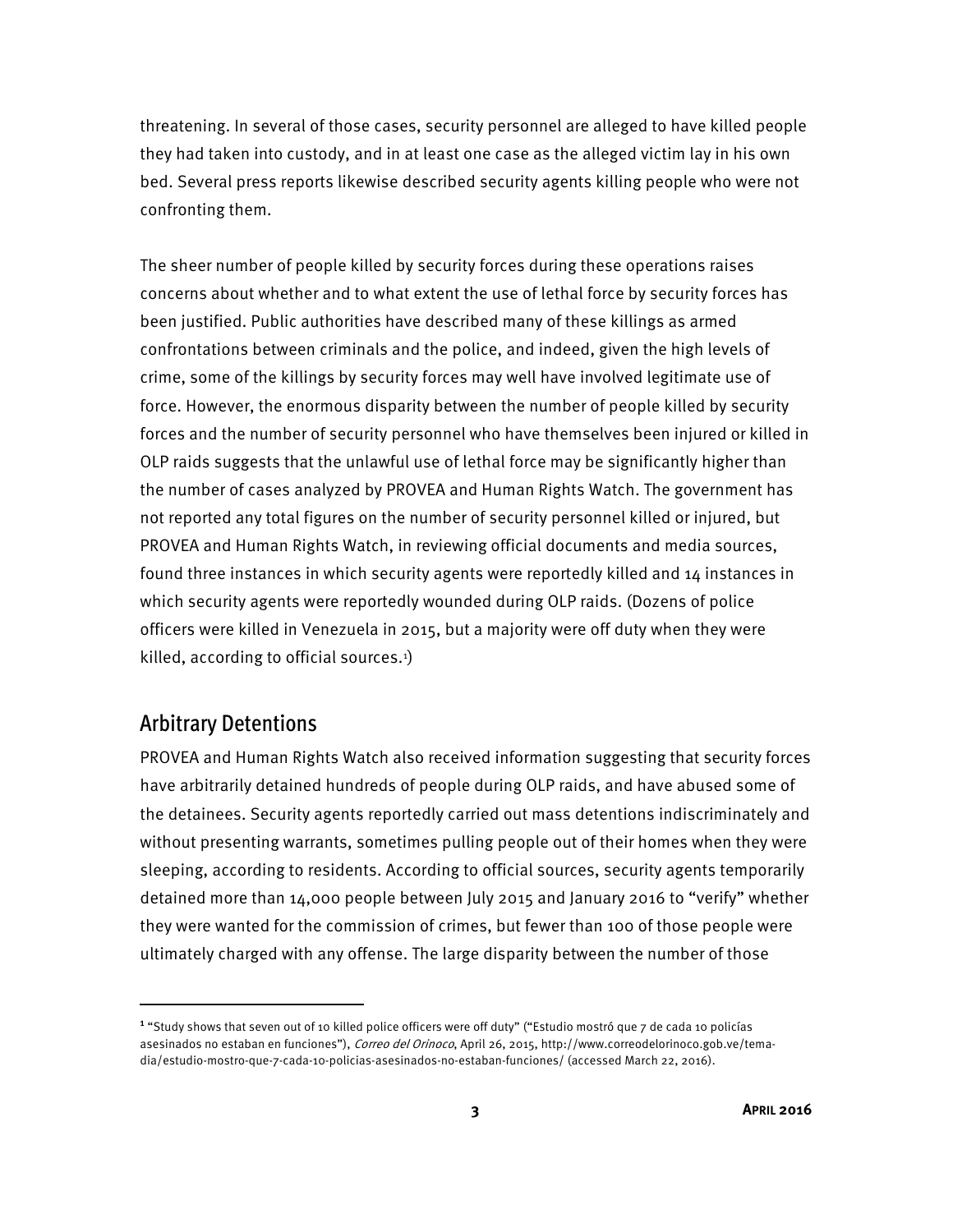threatening. In several of those cases, security personnel are alleged to have killed people they had taken into custody, and in at least one case as the alleged victim lay in his own bed. Several press reports likewise described security agents killing people who were not confronting them.

The sheer number of people killed by security forces during these operations raises concerns about whether and to what extent the use of lethal force by security forces has been justified. Public authorities have described many of these killings as armed confrontations between criminals and the police, and indeed, given the high levels of crime, some of the killings by security forces may well have involved legitimate use of force. However, the enormous disparity between the number of people killed by security forces and the number of security personnel who have themselves been injured or killed in OLP raids suggests that the unlawful use of lethal force may be significantly higher than the number of cases analyzed by PROVEA and Human Rights Watch. The government has not reported any total figures on the number of security personnel killed or injured, but PROVEA and Human Rights Watch, in reviewing official documents and media sources, found three instances in which security agents were reportedly killed and 14 instances in which security agents were reportedly wounded during OLP raids. (Dozens of police officers were killed in Venezuela in 2015, but a majority were off duty when they were killed, according to official sources.[1])

## Arbitrary Detentions

PROVEA and Human Rights Watch also received information suggesting that security forces have arbitrarily detained hundreds of people during OLP raids, and have abused some of the detainees. Security agents reportedly carried out mass detentions indiscriminately and without presenting warrants, sometimes pulling people out of their homes when they were sleeping, according to residents. According to official sources, security agents temporarily detained more than 14,000 people between July 2015 and January 2016 to "verify" whether they were wanted for the commission of crimes, but fewer than 100 of those people were ultimately charged with any offense. The large disparity between the number of those

---

[1] "Study shows that seven out of 10 killed police officers were off duty" ("Estudio mostró que 7 de cada 10 policías asesinados no estaban en funciones"), *Correo del Orinoco*, April 26, 2015, http://www.correodelorinoco.gob.ve/tema-dia/estudio-mostro-que-7-cada-10-policias-asesinados-no-estaban-funciones/ (accessed March 22, 2016).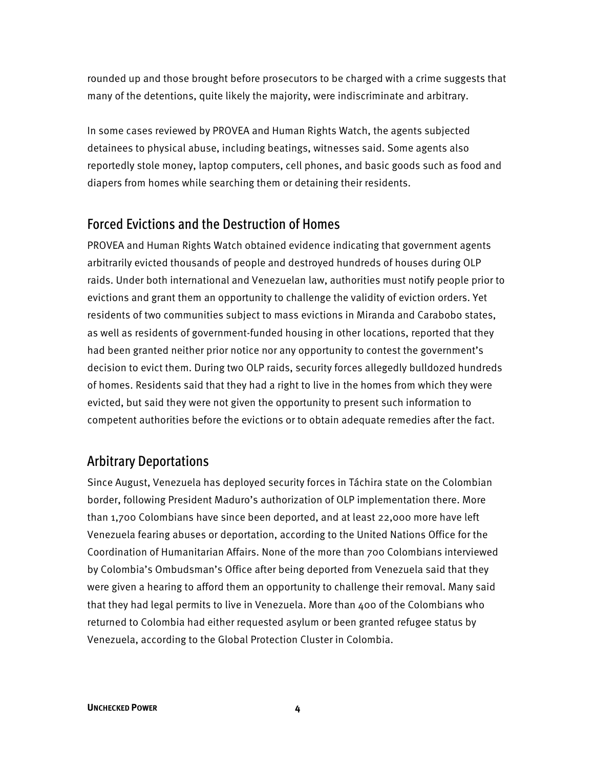rounded up and those brought before prosecutors to be charged with a crime suggests that many of the detentions, quite likely the majority, were indiscriminate and arbitrary.

In some cases reviewed by PROVEA and Human Rights Watch, the agents subjected detainees to physical abuse, including beatings, witnesses said. Some agents also reportedly stole money, laptop computers, cell phones, and basic goods such as food and diapers from homes while searching them or detaining their residents.

## Forced Evictions and the Destruction of Homes

PROVEA and Human Rights Watch obtained evidence indicating that government agents arbitrarily evicted thousands of people and destroyed hundreds of houses during OLP raids. Under both international and Venezuelan law, authorities must notify people prior to evictions and grant them an opportunity to challenge the validity of eviction orders. Yet residents of two communities subject to mass evictions in Miranda and Carabobo states, as well as residents of government-funded housing in other locations, reported that they had been granted neither prior notice nor any opportunity to contest the government's decision to evict them. During two OLP raids, security forces allegedly bulldozed hundreds of homes. Residents said that they had a right to live in the homes from which they were evicted, but said they were not given the opportunity to present such information to competent authorities before the evictions or to obtain adequate remedies after the fact.

## Arbitrary Deportations

Since August, Venezuela has deployed security forces in Táchira state on the Colombian border, following President Maduro's authorization of OLP implementation there. More than 1,700 Colombians have since been deported, and at least 22,000 more have left Venezuela fearing abuses or deportation, according to the United Nations Office for the Coordination of Humanitarian Affairs. None of the more than 700 Colombians interviewed by Colombia's Ombudsman's Office after being deported from Venezuela said that they were given a hearing to afford them an opportunity to challenge their removal. Many said that they had legal permits to live in Venezuela. More than 400 of the Colombians who returned to Colombia had either requested asylum or been granted refugee status by Venezuela, according to the Global Protection Cluster in Colombia.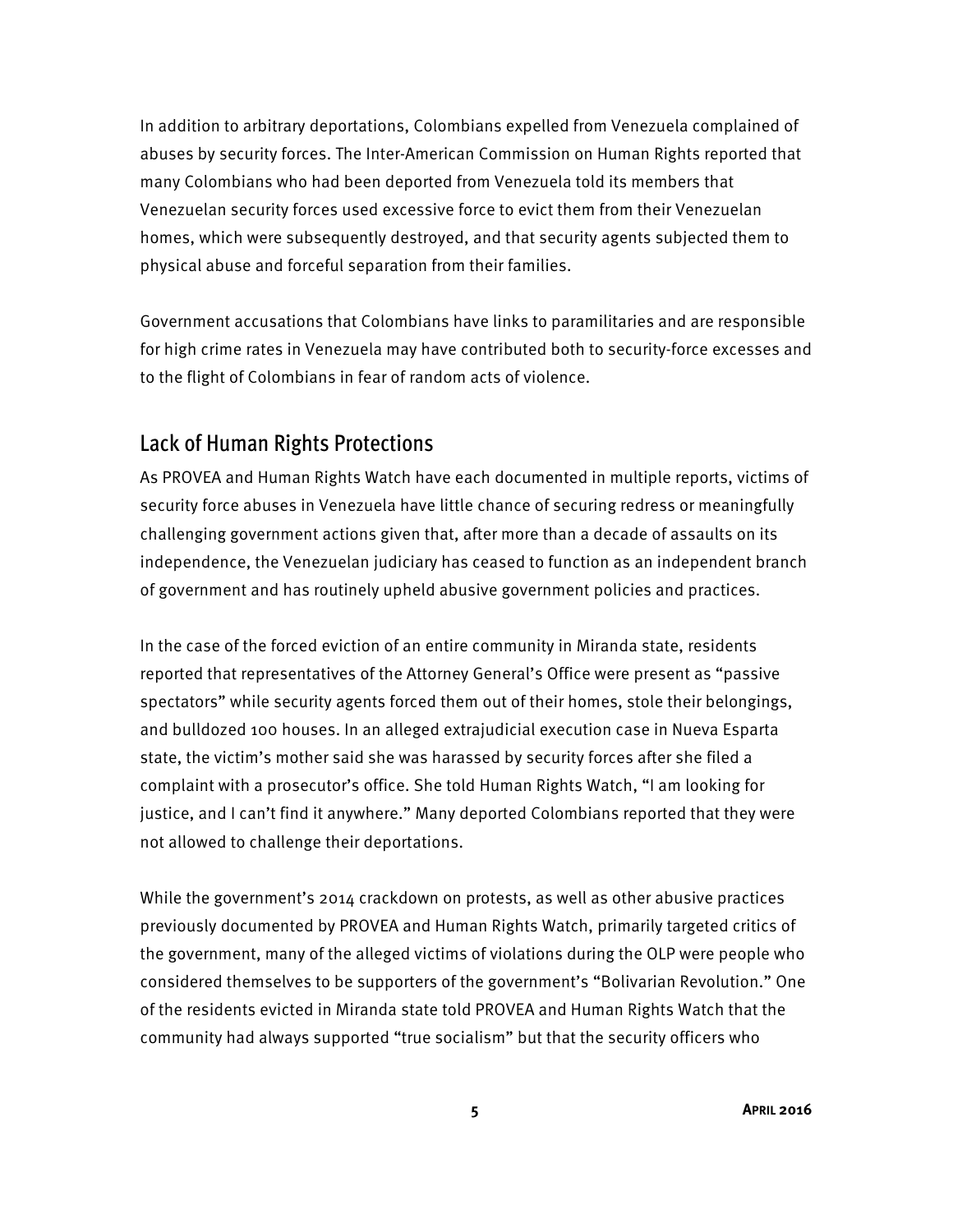In addition to arbitrary deportations, Colombians expelled from Venezuela complained of abuses by security forces. The Inter-American Commission on Human Rights reported that many Colombians who had been deported from Venezuela told its members that Venezuelan security forces used excessive force to evict them from their Venezuelan homes, which were subsequently destroyed, and that security agents subjected them to physical abuse and forceful separation from their families.

Government accusations that Colombians have links to paramilitaries and are responsible for high crime rates in Venezuela may have contributed both to security-force excesses and to the flight of Colombians in fear of random acts of violence.

## Lack of Human Rights Protections

As PROVEA and Human Rights Watch have each documented in multiple reports, victims of security force abuses in Venezuela have little chance of securing redress or meaningfully challenging government actions given that, after more than a decade of assaults on its independence, the Venezuelan judiciary has ceased to function as an independent branch of government and has routinely upheld abusive government policies and practices.

In the case of the forced eviction of an entire community in Miranda state, residents reported that representatives of the Attorney General's Office were present as "passive spectators" while security agents forced them out of their homes, stole their belongings, and bulldozed 100 houses. In an alleged extrajudicial execution case in Nueva Esparta state, the victim's mother said she was harassed by security forces after she filed a complaint with a prosecutor's office. She told Human Rights Watch, "I am looking for justice, and I can't find it anywhere." Many deported Colombians reported that they were not allowed to challenge their deportations.

While the government's 2014 crackdown on protests, as well as other abusive practices previously documented by PROVEA and Human Rights Watch, primarily targeted critics of the government, many of the alleged victims of violations during the OLP were people who considered themselves to be supporters of the government's "Bolivarian Revolution." One of the residents evicted in Miranda state told PROVEA and Human Rights Watch that the community had always supported "true socialism" but that the security officers who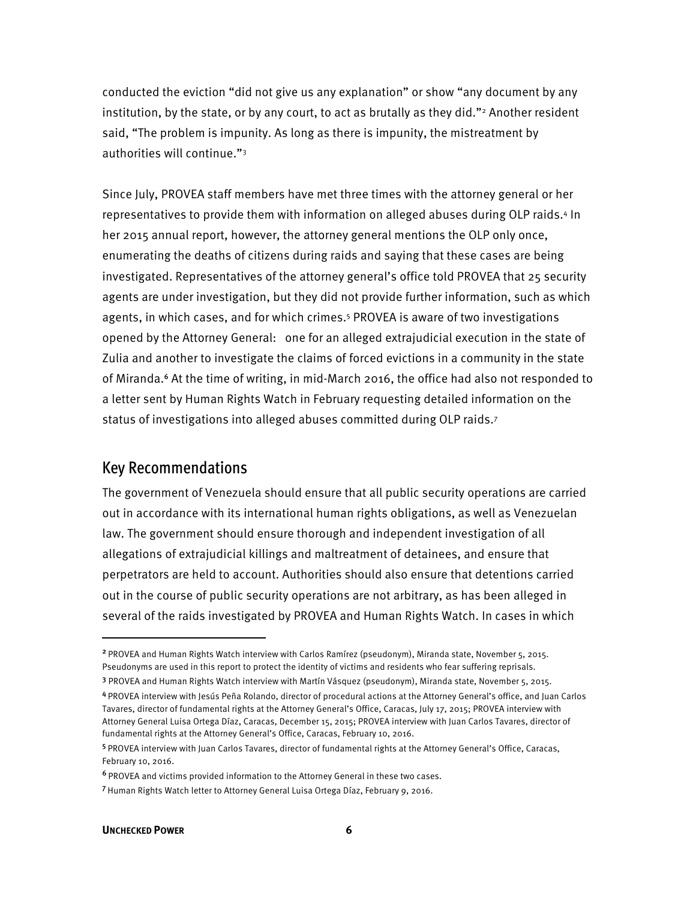conducted the eviction "did not give us any explanation" or show "any document by any institution, by the state, or by any court, to act as brutally as they did."[2] Another resident said, "The problem is impunity. As long as there is impunity, the mistreatment by authorities will continue."[3]

Since July, PROVEA staff members have met three times with the attorney general or her representatives to provide them with information on alleged abuses during OLP raids.[4] In her 2015 annual report, however, the attorney general mentions the OLP only once, enumerating the deaths of citizens during raids and saying that these cases are being investigated. Representatives of the attorney general's office told PROVEA that 25 security agents are under investigation, but they did not provide further information, such as which agents, in which cases, and for which crimes.[5] PROVEA is aware of two investigations opened by the Attorney General: one for an alleged extrajudicial execution in the state of Zulia and another to investigate the claims of forced evictions in a community in the state of Miranda.[6] At the time of writing, in mid-March 2016, the office had also not responded to a letter sent by Human Rights Watch in February requesting detailed information on the status of investigations into alleged abuses committed during OLP raids.[7]

## Key Recommendations

The government of Venezuela should ensure that all public security operations are carried out in accordance with its international human rights obligations, as well as Venezuelan law. The government should ensure thorough and independent investigation of all allegations of extrajudicial killings and maltreatment of detainees, and ensure that perpetrators are held to account. Authorities should also ensure that detentions carried out in the course of public security operations are not arbitrary, as has been alleged in several of the raids investigated by PROVEA and Human Rights Watch. In cases in which

---

[2] PROVEA and Human Rights Watch interview with Carlos Ramírez (pseudonym), Miranda state, November 5, 2015. Pseudonyms are used in this report to protect the identity of victims and residents who fear suffering reprisals.

[3] PROVEA and Human Rights Watch interview with Martín Vásquez (pseudonym), Miranda state, November 5, 2015.

[4] PROVEA interview with Jesús Peña Rolando, director of procedural actions at the Attorney General's office, and Juan Carlos Tavares, director of fundamental rights at the Attorney General's Office, Caracas, July 17, 2015; PROVEA interview with Attorney General Luisa Ortega Díaz, Caracas, December 15, 2015; PROVEA interview with Juan Carlos Tavares, director of fundamental rights at the Attorney General's Office, Caracas, February 10, 2016.

[5] PROVEA interview with Juan Carlos Tavares, director of fundamental rights at the Attorney General's Office, Caracas, February 10, 2016.

[6] PROVEA and victims provided information to the Attorney General in these two cases.

[7] Human Rights Watch letter to Attorney General Luisa Ortega Díaz, February 9, 2016.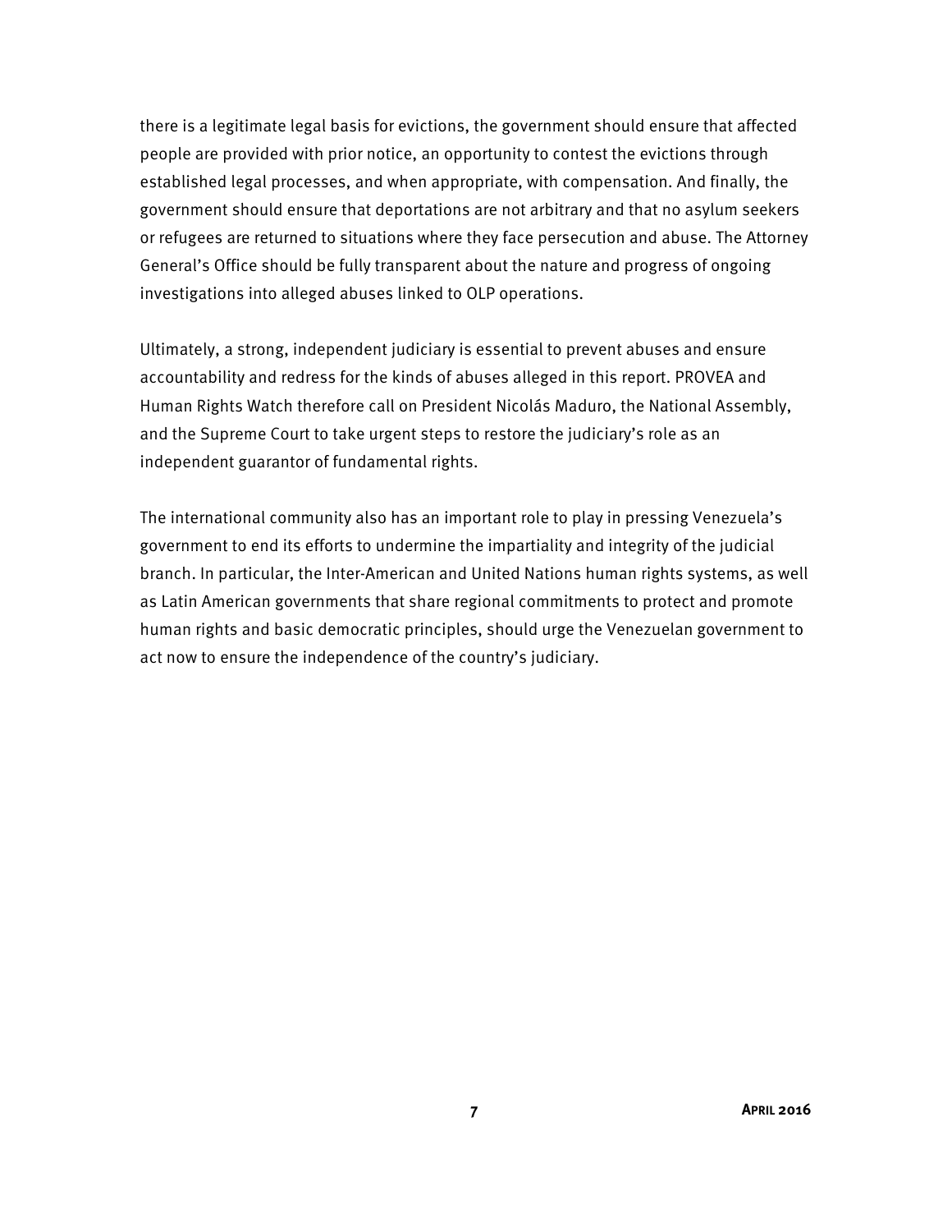there is a legitimate legal basis for evictions, the government should ensure that affected people are provided with prior notice, an opportunity to contest the evictions through established legal processes, and when appropriate, with compensation. And finally, the government should ensure that deportations are not arbitrary and that no asylum seekers or refugees are returned to situations where they face persecution and abuse. The Attorney General's Office should be fully transparent about the nature and progress of ongoing investigations into alleged abuses linked to OLP operations.

Ultimately, a strong, independent judiciary is essential to prevent abuses and ensure accountability and redress for the kinds of abuses alleged in this report. PROVEA and Human Rights Watch therefore call on President Nicolás Maduro, the National Assembly, and the Supreme Court to take urgent steps to restore the judiciary's role as an independent guarantor of fundamental rights.

The international community also has an important role to play in pressing Venezuela's government to end its efforts to undermine the impartiality and integrity of the judicial branch. In particular, the Inter-American and United Nations human rights systems, as well as Latin American governments that share regional commitments to protect and promote human rights and basic democratic principles, should urge the Venezuelan government to act now to ensure the independence of the country's judiciary.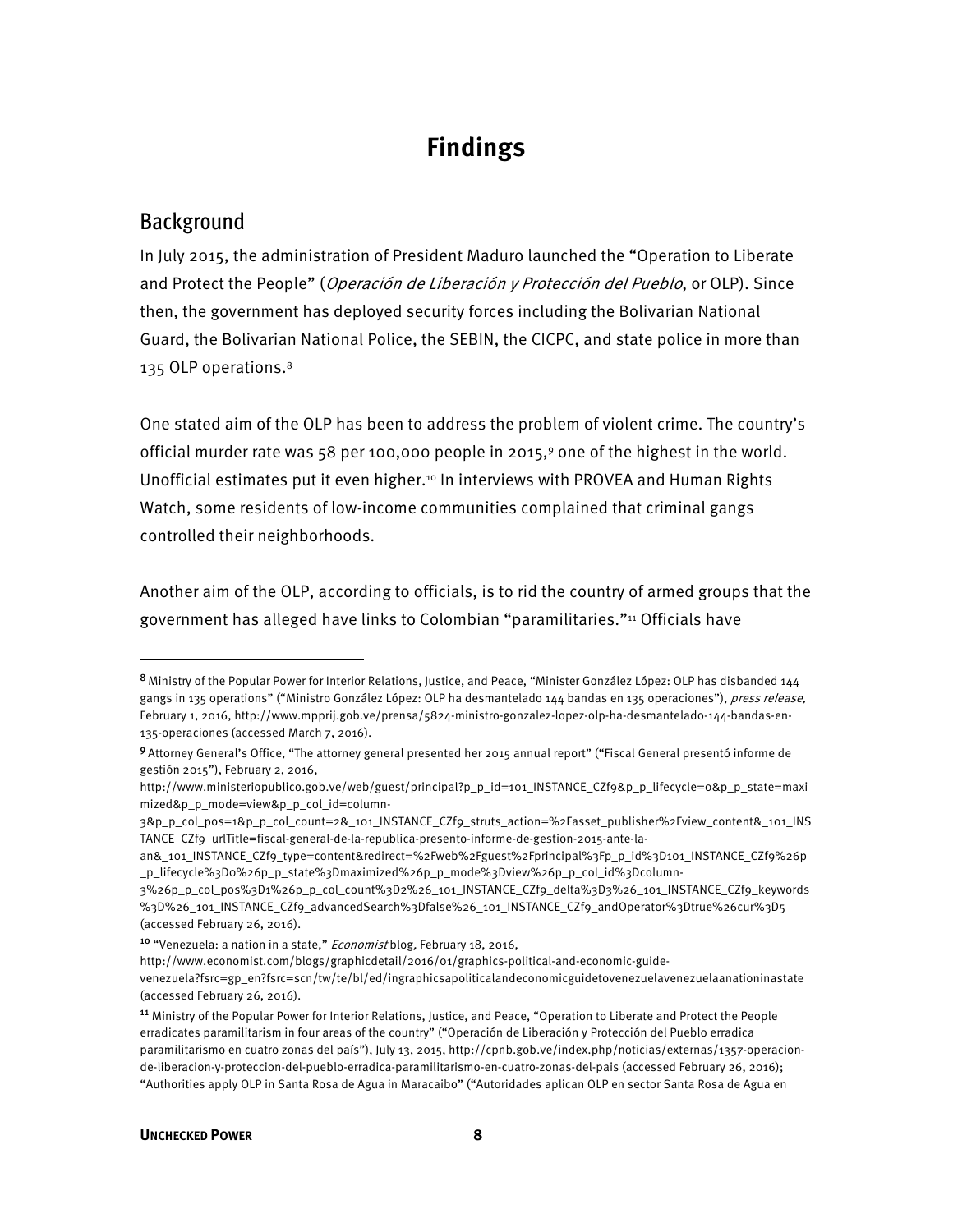# Findings

## Background

In July 2015, the administration of President Maduro launched the "Operation to Liberate and Protect the People" (*Operación de Liberación y Protección del Pueblo*, or OLP). Since then, the government has deployed security forces including the Bolivarian National Guard, the Bolivarian National Police, the SEBIN, the CICPC, and state police in more than 135 OLP operations.[8]

One stated aim of the OLP has been to address the problem of violent crime. The country's official murder rate was 58 per 100,000 people in 2015,[9] one of the highest in the world. Unofficial estimates put it even higher.[10] In interviews with PROVEA and Human Rights Watch, some residents of low-income communities complained that criminal gangs controlled their neighborhoods.

Another aim of the OLP, according to officials, is to rid the country of armed groups that the government has alleged have links to Colombian "paramilitaries."[11] Officials have

---

[8] Ministry of the Popular Power for Interior Relations, Justice, and Peace, "Minister González López: OLP has disbanded 144 gangs in 135 operations" ("Ministro González López: OLP ha desmantelado 144 bandas en 135 operaciones"), *press release,* February 1, 2016, http://www.mpprij.gob.ve/prensa/5824-ministro-gonzalez-lopez-olp-ha-desmantelado-144-bandas-en-135-operaciones (accessed March 7, 2016).

[9] Attorney General's Office, "The attorney general presented her 2015 annual report" ("Fiscal General presentó informe de gestión 2015"), February 2, 2016, http://www.ministeriopublico.gob.ve/web/guest/principal?p_p_id=101_INSTANCE_CZf9&p_p_lifecycle=0&p_p_state=maximized&p_p_mode=view&p_p_col_id=column-3&p_p_col_pos=1&p_p_col_count=2&_101_INSTANCE_CZf9_struts_action=%2Fasset_publisher%2Fview_content&_101_INSTANCE_CZf9_urlTitle=fiscal-general-de-la-republica-presento-informe-de-gestion-2015-ante-la-an&_101_INSTANCE_CZf9_type=content&redirect=%2Fweb%2Fguest%2Fprincipal%3Fp_p_id%3D101_INSTANCE_CZf9%26p_p_lifecycle%3D0%26p_p_state%3Dmaximized%26p_p_mode%3Dview%26p_p_col_id%3Dcolumn-3%26p_p_col_pos%3D1%26p_p_col_count%3D2%26_101_INSTANCE_CZf9_delta%3D3%26_101_INSTANCE_CZf9_keywords%3D%26_101_INSTANCE_CZf9_advancedSearch%3Dfalse%26_101_INSTANCE_CZf9_andOperator%3Dtrue%26cur%3D5 (accessed February 26, 2016).

[10] "Venezuela: a nation in a state," *Economist* blog, February 18, 2016, http://www.economist.com/blogs/graphicdetail/2016/01/graphics-political-and-economic-guide-venezuela?fsrc=gp_en?fsrc=scn/tw/te/bl/ed/ingraphicsapoliticalandeconomicguidetovenezuelavenezuelaanationinastate (accessed February 26, 2016).

[11] Ministry of the Popular Power for Interior Relations, Justice, and Peace, "Operation to Liberate and Protect the People erradicates paramilitarism in four areas of the country" ("Operación de Liberación y Protección del Pueblo erradica paramilitarismo en cuatro zonas del país"), July 13, 2015, http://cpnb.gob.ve/index.php/noticias/externas/1357-operacion-de-liberacion-y-proteccion-del-pueblo-erradica-paramilitarismo-en-cuatro-zonas-del-pais (accessed February 26, 2016); "Authorities apply OLP in Santa Rosa de Agua in Maracaibo" ("Autoridades aplican OLP en sector Santa Rosa de Agua en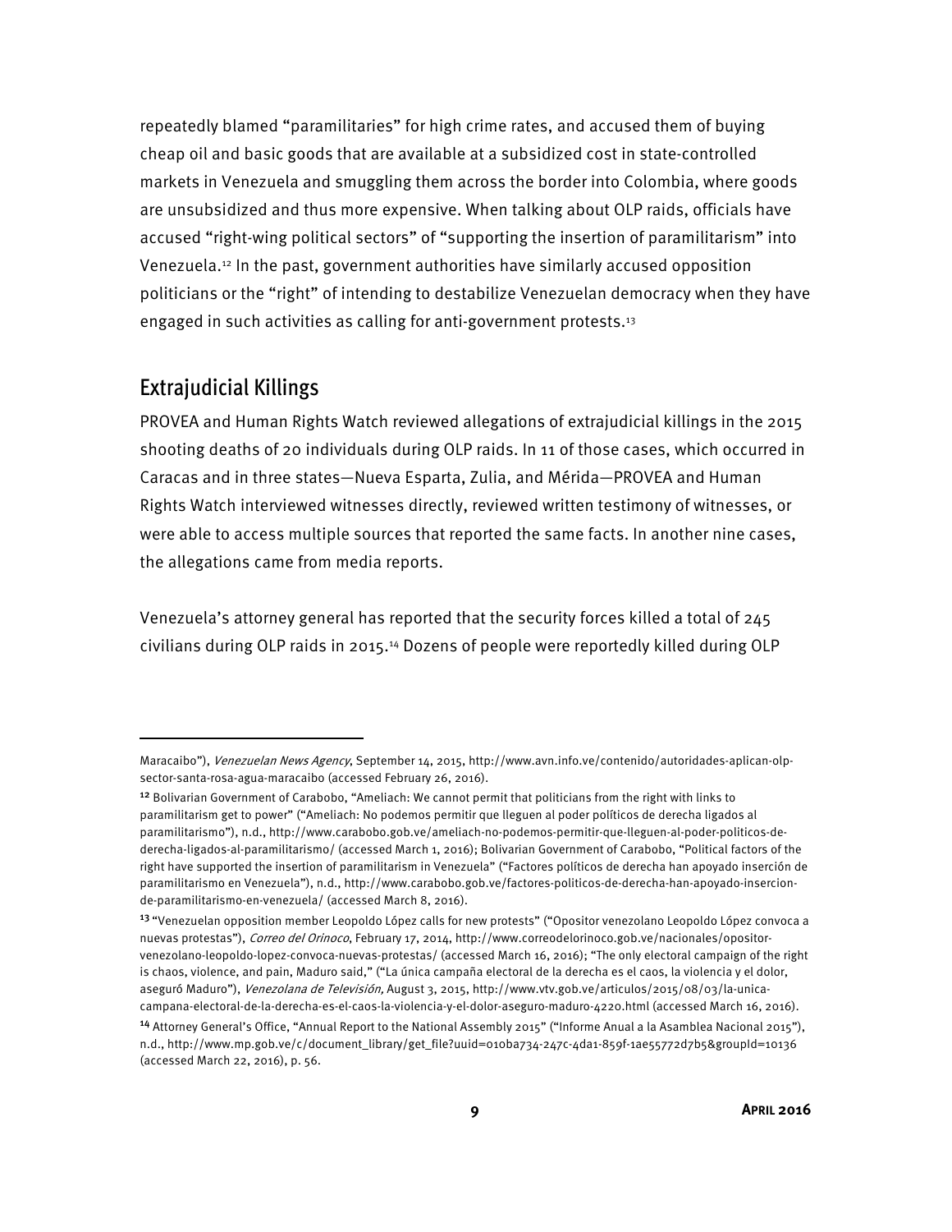repeatedly blamed "paramilitaries" for high crime rates, and accused them of buying cheap oil and basic goods that are available at a subsidized cost in state-controlled markets in Venezuela and smuggling them across the border into Colombia, where goods are unsubsidized and thus more expensive. When talking about OLP raids, officials have accused "right-wing political sectors" of "supporting the insertion of paramilitarism" into Venezuela.[12] In the past, government authorities have similarly accused opposition politicians or the "right" of intending to destabilize Venezuelan democracy when they have engaged in such activities as calling for anti-government protests.[13]

## Extrajudicial Killings

PROVEA and Human Rights Watch reviewed allegations of extrajudicial killings in the 2015 shooting deaths of 20 individuals during OLP raids. In 11 of those cases, which occurred in Caracas and in three states—Nueva Esparta, Zulia, and Mérida—PROVEA and Human Rights Watch interviewed witnesses directly, reviewed written testimony of witnesses, or were able to access multiple sources that reported the same facts. In another nine cases, the allegations came from media reports.

Venezuela's attorney general has reported that the security forces killed a total of 245 civilians during OLP raids in 2015.[14] Dozens of people were reportedly killed during OLP

---

Maracaibo"), *Venezuelan News Agency*, September 14, 2015, http://www.avn.info.ve/contenido/autoridades-aplican-olp-sector-santa-rosa-agua-maracaibo (accessed February 26, 2016).

[12] Bolivarian Government of Carabobo, "Ameliach: We cannot permit that politicians from the right with links to paramilitarism get to power" ("Ameliach: No podemos permitir que lleguen al poder políticos de derecha ligados al paramilitarismo"), n.d., http://www.carabobo.gob.ve/ameliach-no-podemos-permitir-que-lleguen-al-poder-politicos-de-derecha-ligados-al-paramilitarismo/ (accessed March 1, 2016); Bolivarian Government of Carabobo, "Political factors of the right have supported the insertion of paramilitarism in Venezuela" ("Factores políticos de derecha han apoyado inserción de paramilitarismo en Venezuela"), n.d., http://www.carabobo.gob.ve/factores-politicos-de-derecha-han-apoyado-insercion-de-paramilitarismo-en-venezuela/ (accessed March 8, 2016).

[13] "Venezuelan opposition member Leopoldo López calls for new protests" ("Opositor venezolano Leopoldo López convoca a nuevas protestas"), *Correo del Orinoco*, February 17, 2014, http://www.correodelorinoco.gob.ve/nacionales/opositor-venezolano-leopoldo-lopez-convoca-nuevas-protestas/ (accessed March 16, 2016); "The only electoral campaign of the right is chaos, violence, and pain, Maduro said," ("La única campaña electoral de la derecha es el caos, la violencia y el dolor, aseguró Maduro"), *Venezolana de Televisión,* August 3, 2015, http://www.vtv.gob.ve/articulos/2015/08/03/la-unica-campana-electoral-de-la-derecha-es-el-caos-la-violencia-y-el-dolor-aseguro-maduro-4220.html (accessed March 16, 2016).

[14] Attorney General's Office, "Annual Report to the National Assembly 2015" ("Informe Anual a la Asamblea Nacional 2015"), n.d., http://www.mp.gob.ve/c/document_library/get_file?uuid=010ba734-247c-4da1-859f-1ae55772d7b5&groupId=10136 (accessed March 22, 2016), p. 56.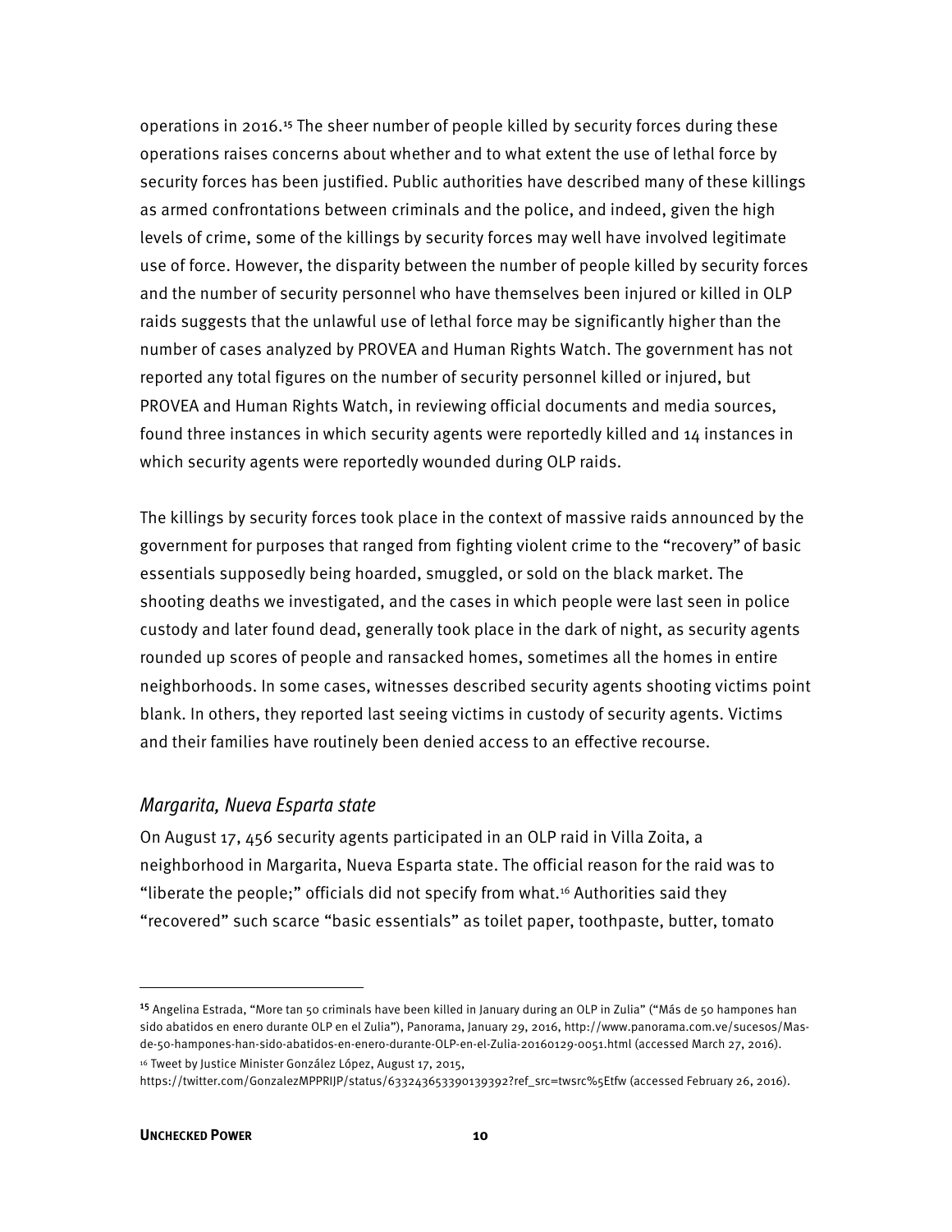operations in 2016.[15] The sheer number of people killed by security forces during these operations raises concerns about whether and to what extent the use of lethal force by security forces has been justified. Public authorities have described many of these killings as armed confrontations between criminals and the police, and indeed, given the high levels of crime, some of the killings by security forces may well have involved legitimate use of force. However, the disparity between the number of people killed by security forces and the number of security personnel who have themselves been injured or killed in OLP raids suggests that the unlawful use of lethal force may be significantly higher than the number of cases analyzed by PROVEA and Human Rights Watch. The government has not reported any total figures on the number of security personnel killed or injured, but PROVEA and Human Rights Watch, in reviewing official documents and media sources, found three instances in which security agents were reportedly killed and 14 instances in which security agents were reportedly wounded during OLP raids.

The killings by security forces took place in the context of massive raids announced by the government for purposes that ranged from fighting violent crime to the "recovery" of basic essentials supposedly being hoarded, smuggled, or sold on the black market. The shooting deaths we investigated, and the cases in which people were last seen in police custody and later found dead, generally took place in the dark of night, as security agents rounded up scores of people and ransacked homes, sometimes all the homes in entire neighborhoods. In some cases, witnesses described security agents shooting victims point blank. In others, they reported last seeing victims in custody of security agents. Victims and their families have routinely been denied access to an effective recourse.

### *Margarita, Nueva Esparta state*

On August 17, 456 security agents participated in an OLP raid in Villa Zoita, a neighborhood in Margarita, Nueva Esparta state. The official reason for the raid was to "liberate the people;" officials did not specify from what.[16] Authorities said they "recovered" such scarce "basic essentials" as toilet paper, toothpaste, butter, tomato

---

[15] Angelina Estrada, "More tan 50 criminals have been killed in January during an OLP in Zulia" ("Más de 50 hampones han sido abatidos en enero durante OLP en el Zulia"), Panorama, January 29, 2016, http://www.panorama.com.ve/sucesos/Mas-de-50-hampones-han-sido-abatidos-en-enero-durante-OLP-en-el-Zulia-20160129-0051.html (accessed March 27, 2016).

[16] Tweet by Justice Minister González López, August 17, 2015, https://twitter.com/GonzalezMPPRIJP/status/633243653390139392?ref_src=twsrc%5Etfw (accessed February 26, 2016).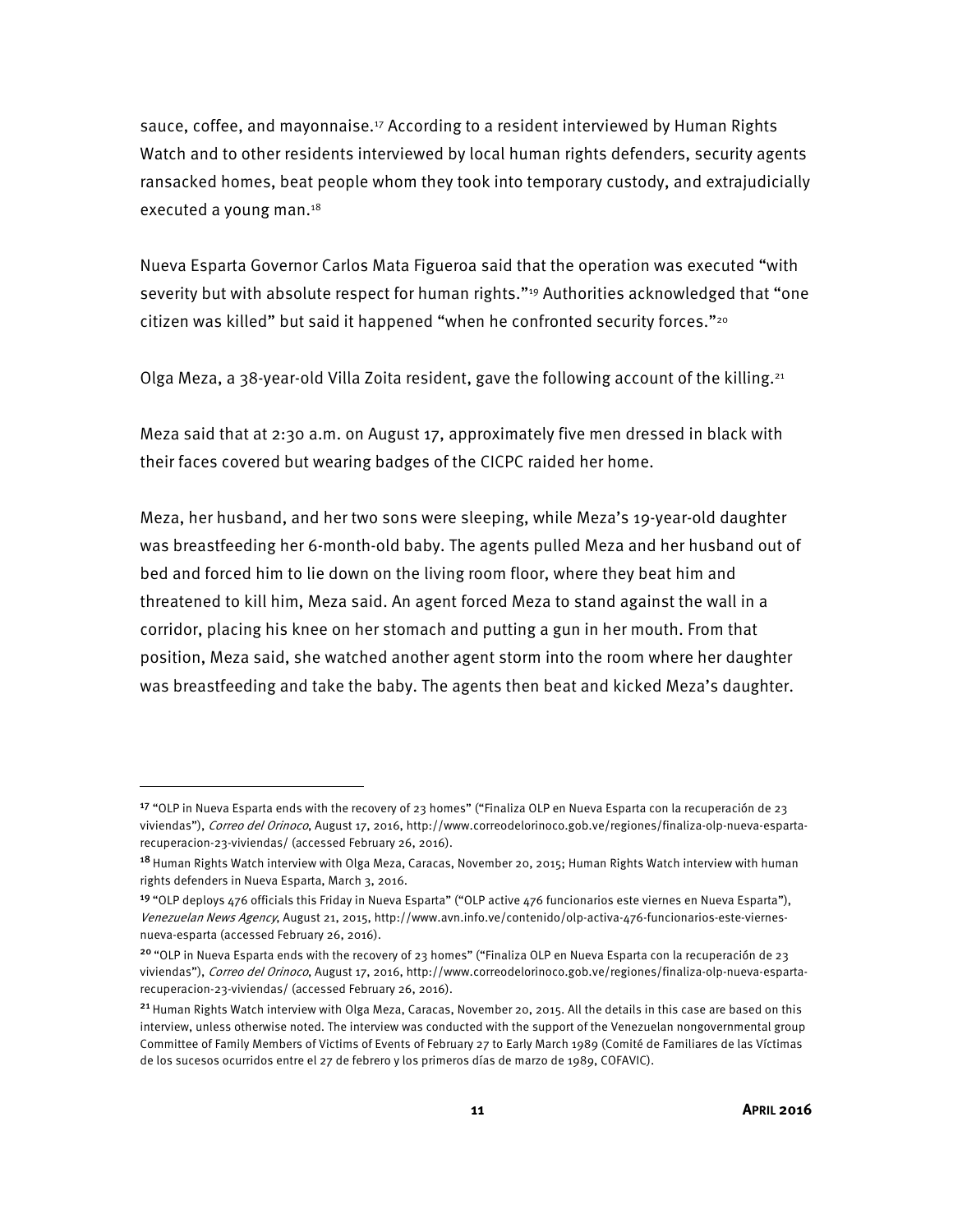sauce, coffee, and mayonnaise.[17] According to a resident interviewed by Human Rights Watch and to other residents interviewed by local human rights defenders, security agents ransacked homes, beat people whom they took into temporary custody, and extrajudicially executed a young man.[18]

Nueva Esparta Governor Carlos Mata Figueroa said that the operation was executed "with severity but with absolute respect for human rights."[19] Authorities acknowledged that "one citizen was killed" but said it happened "when he confronted security forces."[20]

Olga Meza, a 38-year-old Villa Zoita resident, gave the following account of the killing.[21]

Meza said that at 2:30 a.m. on August 17, approximately five men dressed in black with their faces covered but wearing badges of the CICPC raided her home.

Meza, her husband, and her two sons were sleeping, while Meza's 19-year-old daughter was breastfeeding her 6-month-old baby. The agents pulled Meza and her husband out of bed and forced him to lie down on the living room floor, where they beat him and threatened to kill him, Meza said. An agent forced Meza to stand against the wall in a corridor, placing his knee on her stomach and putting a gun in her mouth. From that position, Meza said, she watched another agent storm into the room where her daughter was breastfeeding and take the baby. The agents then beat and kicked Meza's daughter.

---

[17] "OLP in Nueva Esparta ends with the recovery of 23 homes" ("Finaliza OLP en Nueva Esparta con la recuperación de 23 viviendas"), *Correo del Orinoco*, August 17, 2016, http://www.correodelorinoco.gob.ve/regiones/finaliza-olp-nueva-esparta-recuperacion-23-viviendas/ (accessed February 26, 2016).

[18] Human Rights Watch interview with Olga Meza, Caracas, November 20, 2015; Human Rights Watch interview with human rights defenders in Nueva Esparta, March 3, 2016.

[19] "OLP deploys 476 officials this Friday in Nueva Esparta" ("OLP active 476 funcionarios este viernes en Nueva Esparta"), *Venezuelan News Agency*, August 21, 2015, http://www.avn.info.ve/contenido/olp-activa-476-funcionarios-este-viernes-nueva-esparta (accessed February 26, 2016).

[20] "OLP in Nueva Esparta ends with the recovery of 23 homes" ("Finaliza OLP en Nueva Esparta con la recuperación de 23 viviendas"), *Correo del Orinoco*, August 17, 2016, http://www.correodelorinoco.gob.ve/regiones/finaliza-olp-nueva-esparta-recuperacion-23-viviendas/ (accessed February 26, 2016).

[21] Human Rights Watch interview with Olga Meza, Caracas, November 20, 2015. All the details in this case are based on this interview, unless otherwise noted. The interview was conducted with the support of the Venezuelan nongovernmental group Committee of Family Members of Victims of Events of February 27 to Early March 1989 (Comité de Familiares de las Víctimas de los sucesos ocurridos entre el 27 de febrero y los primeros días de marzo de 1989, COFAVIC).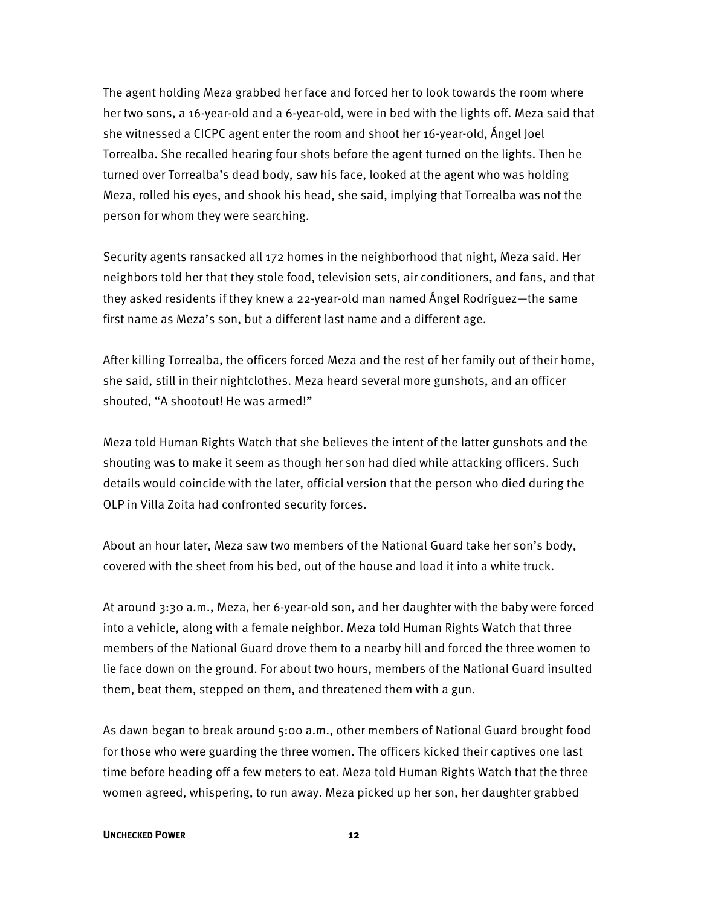The agent holding Meza grabbed her face and forced her to look towards the room where her two sons, a 16-year-old and a 6-year-old, were in bed with the lights off. Meza said that she witnessed a CICPC agent enter the room and shoot her 16-year-old, Ángel Joel Torrealba. She recalled hearing four shots before the agent turned on the lights. Then he turned over Torrealba's dead body, saw his face, looked at the agent who was holding Meza, rolled his eyes, and shook his head, she said, implying that Torrealba was not the person for whom they were searching.

Security agents ransacked all 172 homes in the neighborhood that night, Meza said. Her neighbors told her that they stole food, television sets, air conditioners, and fans, and that they asked residents if they knew a 22-year-old man named Ángel Rodríguez—the same first name as Meza's son, but a different last name and a different age.

After killing Torrealba, the officers forced Meza and the rest of her family out of their home, she said, still in their nightclothes. Meza heard several more gunshots, and an officer shouted, "A shootout! He was armed!"

Meza told Human Rights Watch that she believes the intent of the latter gunshots and the shouting was to make it seem as though her son had died while attacking officers. Such details would coincide with the later, official version that the person who died during the OLP in Villa Zoita had confronted security forces.

About an hour later, Meza saw two members of the National Guard take her son's body, covered with the sheet from his bed, out of the house and load it into a white truck.

At around 3:30 a.m., Meza, her 6-year-old son, and her daughter with the baby were forced into a vehicle, along with a female neighbor. Meza told Human Rights Watch that three members of the National Guard drove them to a nearby hill and forced the three women to lie face down on the ground. For about two hours, members of the National Guard insulted them, beat them, stepped on them, and threatened them with a gun.

As dawn began to break around 5:00 a.m., other members of National Guard brought food for those who were guarding the three women. The officers kicked their captives one last time before heading off a few meters to eat. Meza told Human Rights Watch that the three women agreed, whispering, to run away. Meza picked up her son, her daughter grabbed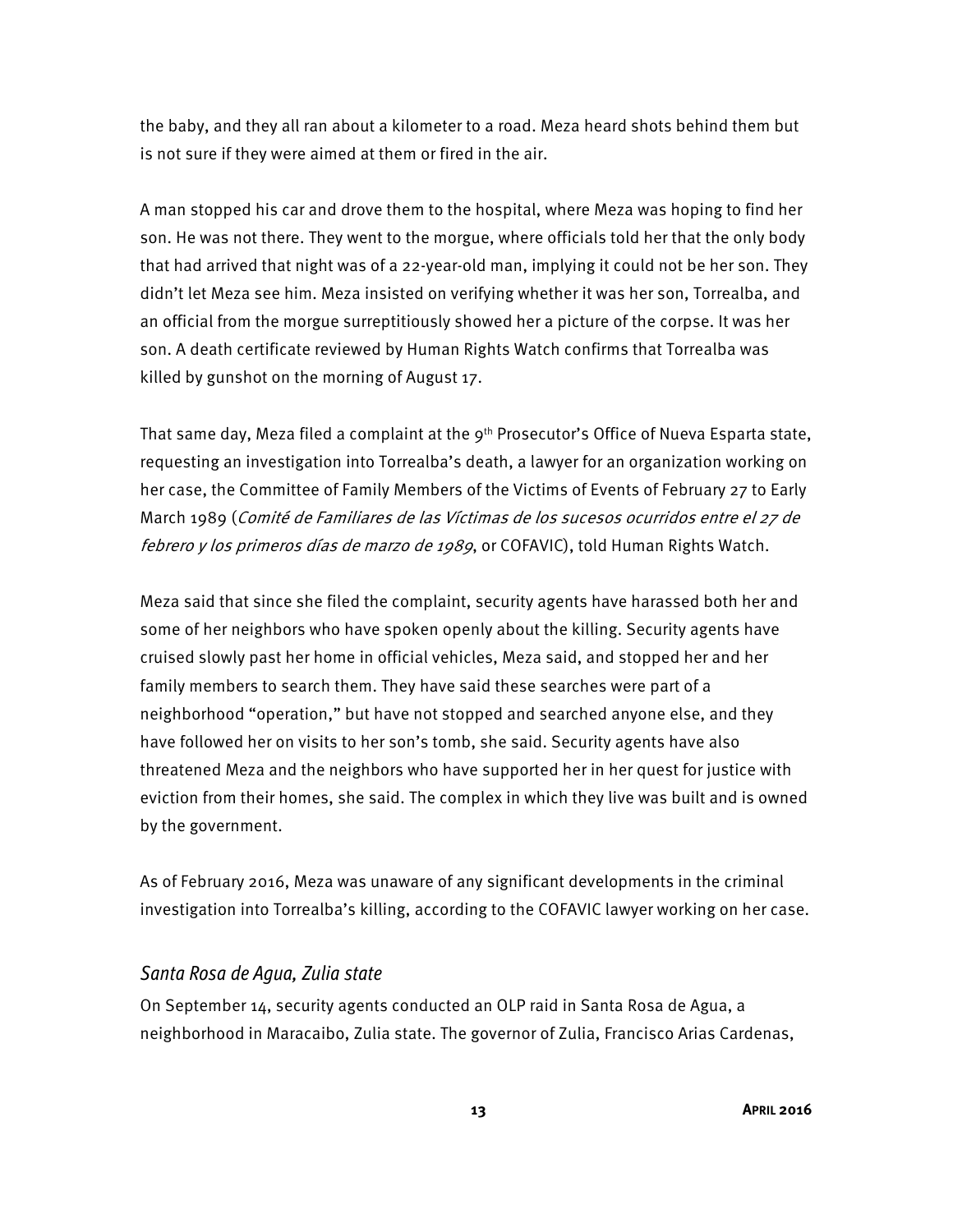the baby, and they all ran about a kilometer to a road. Meza heard shots behind them but is not sure if they were aimed at them or fired in the air.

A man stopped his car and drove them to the hospital, where Meza was hoping to find her son. He was not there. They went to the morgue, where officials told her that the only body that had arrived that night was of a 22-year-old man, implying it could not be her son. They didn't let Meza see him. Meza insisted on verifying whether it was her son, Torrealba, and an official from the morgue surreptitiously showed her a picture of the corpse. It was her son. A death certificate reviewed by Human Rights Watch confirms that Torrealba was killed by gunshot on the morning of August 17.

That same day, Meza filed a complaint at the 9th Prosecutor's Office of Nueva Esparta state, requesting an investigation into Torrealba's death, a lawyer for an organization working on her case, the Committee of Family Members of the Victims of Events of February 27 to Early March 1989 (*Comité de Familiares de las Víctimas de los sucesos ocurridos entre el 27 de febrero y los primeros días de marzo de 1989*, or COFAVIC), told Human Rights Watch.

Meza said that since she filed the complaint, security agents have harassed both her and some of her neighbors who have spoken openly about the killing. Security agents have cruised slowly past her home in official vehicles, Meza said, and stopped her and her family members to search them. They have said these searches were part of a neighborhood "operation," but have not stopped and searched anyone else, and they have followed her on visits to her son's tomb, she said. Security agents have also threatened Meza and the neighbors who have supported her in her quest for justice with eviction from their homes, she said. The complex in which they live was built and is owned by the government.

As of February 2016, Meza was unaware of any significant developments in the criminal investigation into Torrealba's killing, according to the COFAVIC lawyer working on her case.

### *Santa Rosa de Agua, Zulia state*

On September 14, security agents conducted an OLP raid in Santa Rosa de Agua, a neighborhood in Maracaibo, Zulia state. The governor of Zulia, Francisco Arias Cardenas,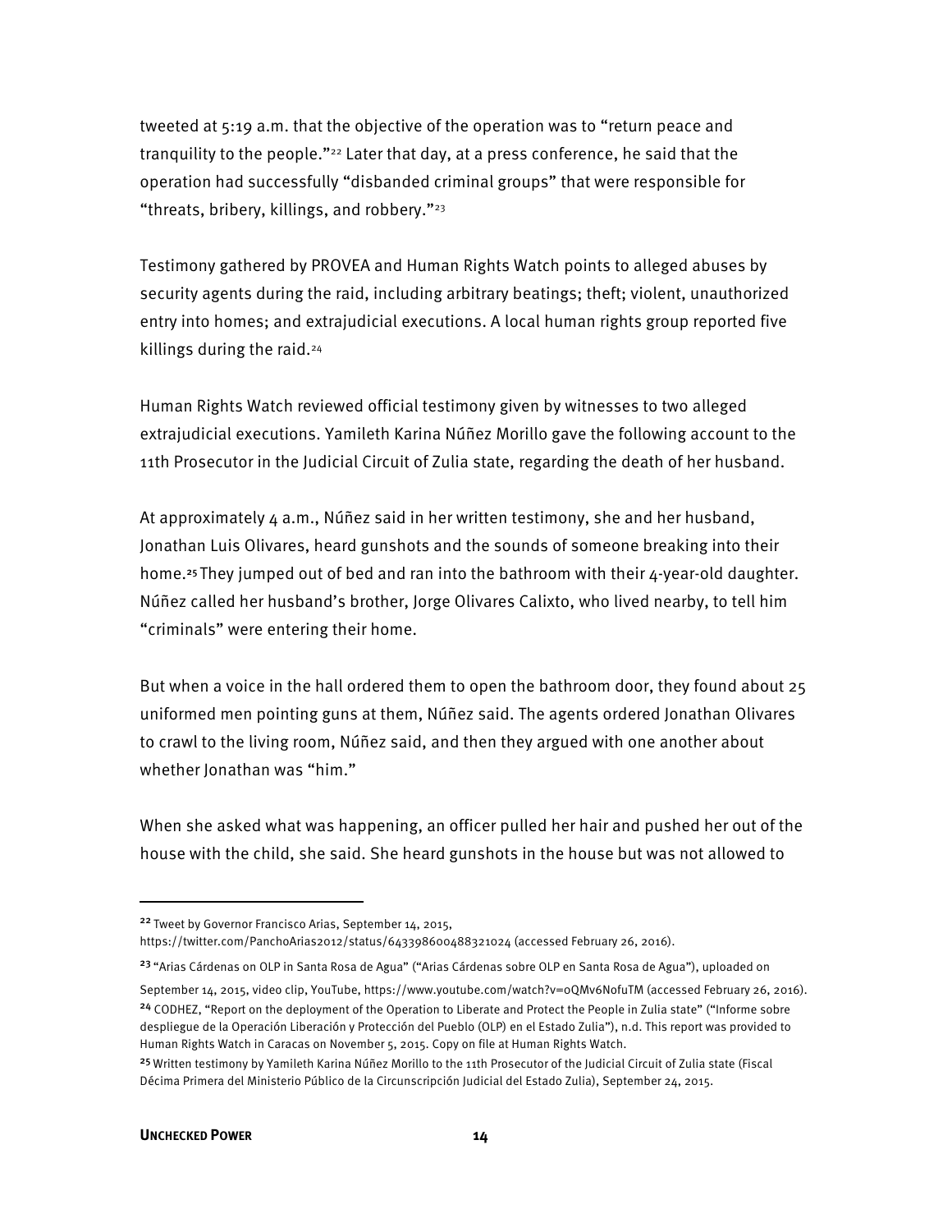tweeted at 5:19 a.m. that the objective of the operation was to "return peace and tranquility to the people."[22] Later that day, at a press conference, he said that the operation had successfully "disbanded criminal groups" that were responsible for "threats, bribery, killings, and robbery."[23]

Testimony gathered by PROVEA and Human Rights Watch points to alleged abuses by security agents during the raid, including arbitrary beatings; theft; violent, unauthorized entry into homes; and extrajudicial executions. A local human rights group reported five killings during the raid.[24]

Human Rights Watch reviewed official testimony given by witnesses to two alleged extrajudicial executions. Yamileth Karina Núñez Morillo gave the following account to the 11th Prosecutor in the Judicial Circuit of Zulia state, regarding the death of her husband.

At approximately 4 a.m., Núñez said in her written testimony, she and her husband, Jonathan Luis Olivares, heard gunshots and the sounds of someone breaking into their home.[25] They jumped out of bed and ran into the bathroom with their 4-year-old daughter. Núñez called her husband's brother, Jorge Olivares Calixto, who lived nearby, to tell him "criminals" were entering their home.

But when a voice in the hall ordered them to open the bathroom door, they found about 25 uniformed men pointing guns at them, Núñez said. The agents ordered Jonathan Olivares to crawl to the living room, Núñez said, and then they argued with one another about whether Jonathan was "him."

When she asked what was happening, an officer pulled her hair and pushed her out of the house with the child, she said. She heard gunshots in the house but was not allowed to

---

[22] Tweet by Governor Francisco Arias, September 14, 2015, https://twitter.com/PanchoArias2012/status/643398600488321024 (accessed February 26, 2016).

[23] "Arias Cárdenas on OLP in Santa Rosa de Agua" ("Arias Cárdenas sobre OLP en Santa Rosa de Agua"), uploaded on September 14, 2015, video clip, YouTube, https://www.youtube.com/watch?v=oQMv6NofuTM (accessed February 26, 2016).

[24] CODHEZ, "Report on the deployment of the Operation to Liberate and Protect the People in Zulia state" ("Informe sobre despliegue de la Operación Liberación y Protección del Pueblo (OLP) en el Estado Zulia"), n.d. This report was provided to Human Rights Watch in Caracas on November 5, 2015. Copy on file at Human Rights Watch.

[25] Written testimony by Yamileth Karina Núñez Morillo to the 11th Prosecutor of the Judicial Circuit of Zulia state (Fiscal Décima Primera del Ministerio Público de la Circunscripción Judicial del Estado Zulia), September 24, 2015.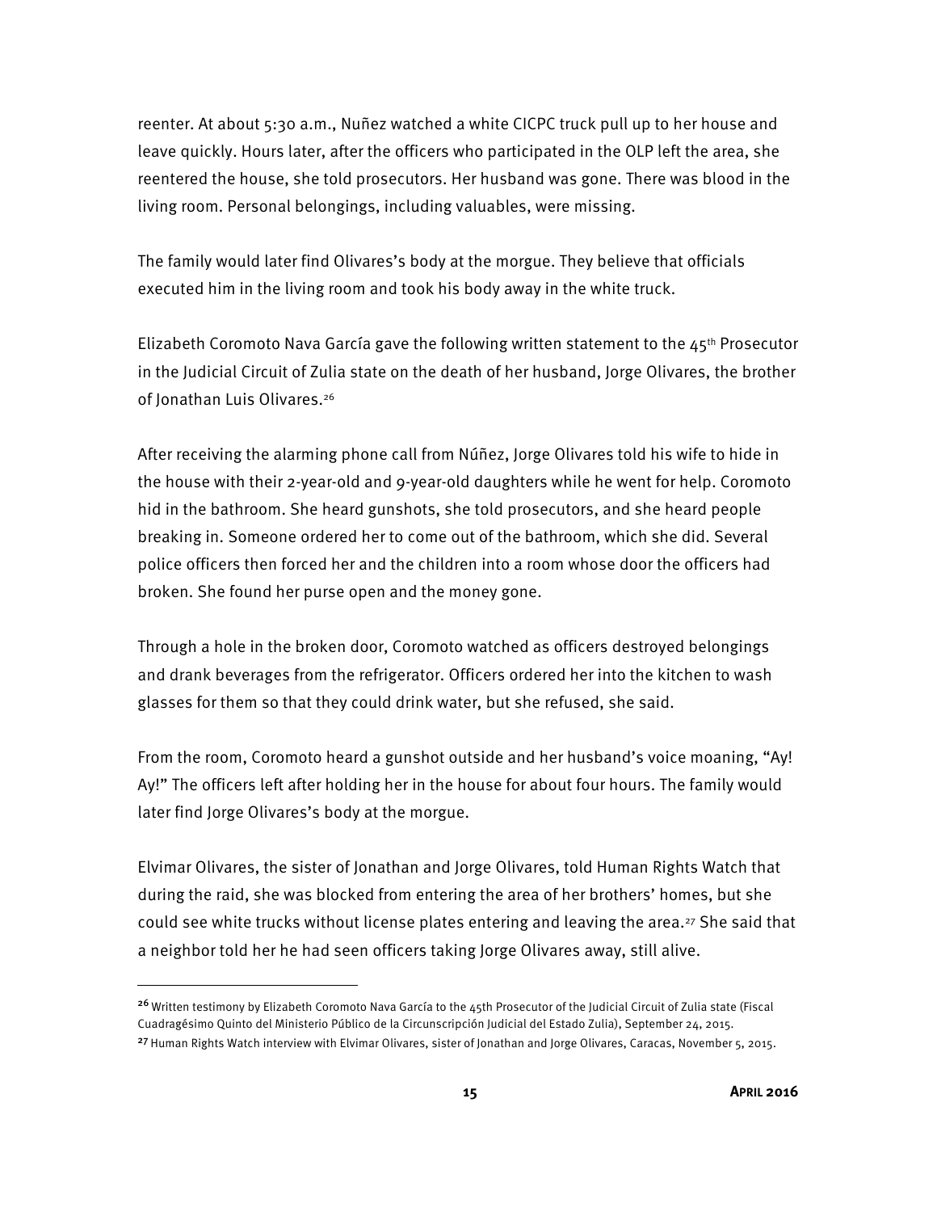reenter. At about 5:30 a.m., Nuñez watched a white CICPC truck pull up to her house and leave quickly. Hours later, after the officers who participated in the OLP left the area, she reentered the house, she told prosecutors. Her husband was gone. There was blood in the living room. Personal belongings, including valuables, were missing.

The family would later find Olivares's body at the morgue. They believe that officials executed him in the living room and took his body away in the white truck.

Elizabeth Coromoto Nava García gave the following written statement to the 45th Prosecutor in the Judicial Circuit of Zulia state on the death of her husband, Jorge Olivares, the brother of Jonathan Luis Olivares.[26]

After receiving the alarming phone call from Núñez, Jorge Olivares told his wife to hide in the house with their 2-year-old and 9-year-old daughters while he went for help. Coromoto hid in the bathroom. She heard gunshots, she told prosecutors, and she heard people breaking in. Someone ordered her to come out of the bathroom, which she did. Several police officers then forced her and the children into a room whose door the officers had broken. She found her purse open and the money gone.

Through a hole in the broken door, Coromoto watched as officers destroyed belongings and drank beverages from the refrigerator. Officers ordered her into the kitchen to wash glasses for them so that they could drink water, but she refused, she said.

From the room, Coromoto heard a gunshot outside and her husband's voice moaning, "Ay! Ay!" The officers left after holding her in the house for about four hours. The family would later find Jorge Olivares's body at the morgue.

Elvimar Olivares, the sister of Jonathan and Jorge Olivares, told Human Rights Watch that during the raid, she was blocked from entering the area of her brothers' homes, but she could see white trucks without license plates entering and leaving the area.[27] She said that a neighbor told her he had seen officers taking Jorge Olivares away, still alive.

---

[26] Written testimony by Elizabeth Coromoto Nava García to the 45th Prosecutor of the Judicial Circuit of Zulia state (Fiscal Cuadragésimo Quinto del Ministerio Público de la Circunscripción Judicial del Estado Zulia), September 24, 2015.

[27] Human Rights Watch interview with Elvimar Olivares, sister of Jonathan and Jorge Olivares, Caracas, November 5, 2015.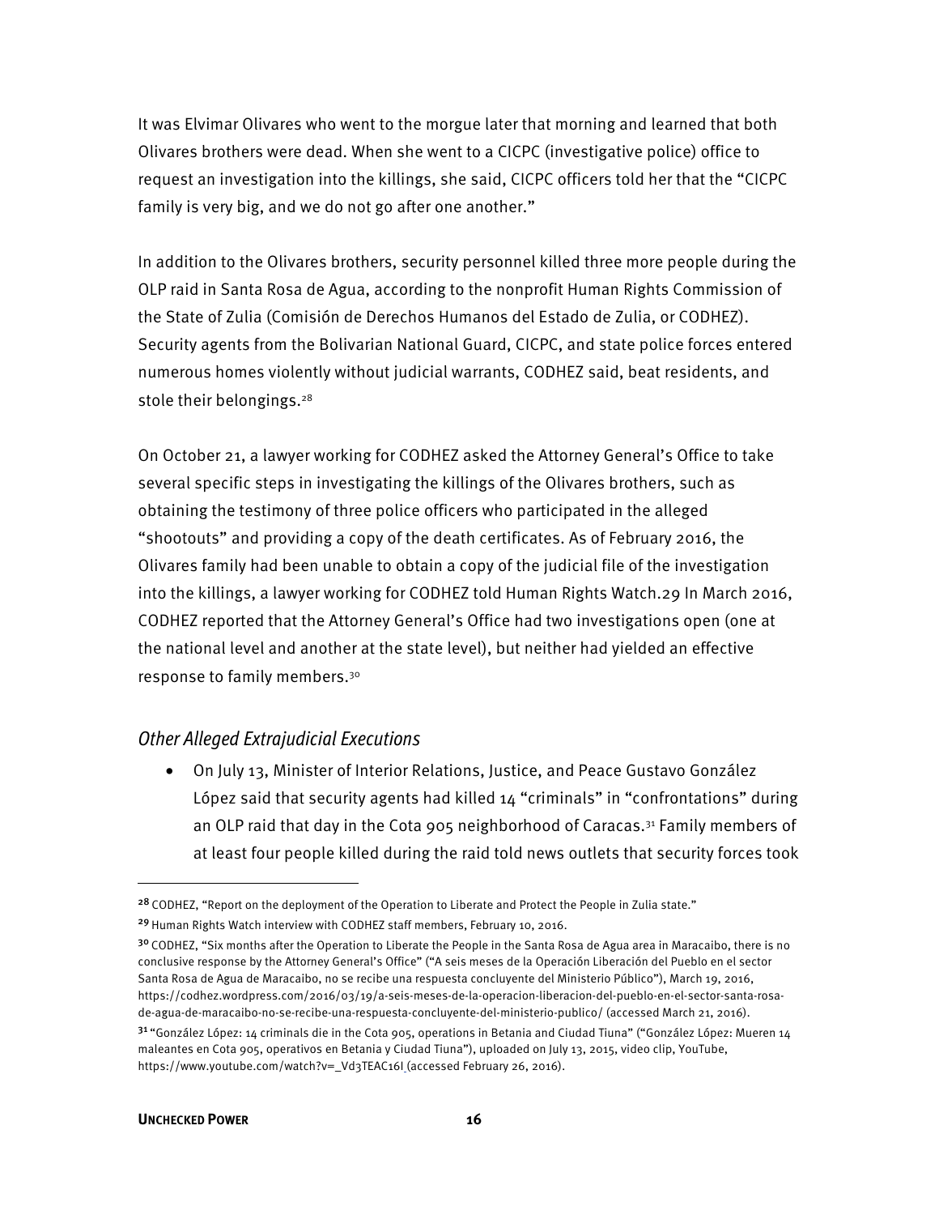It was Elvimar Olivares who went to the morgue later that morning and learned that both Olivares brothers were dead. When she went to a CICPC (investigative police) office to request an investigation into the killings, she said, CICPC officers told her that the "CICPC family is very big, and we do not go after one another."

In addition to the Olivares brothers, security personnel killed three more people during the OLP raid in Santa Rosa de Agua, according to the nonprofit Human Rights Commission of the State of Zulia (Comisión de Derechos Humanos del Estado de Zulia, or CODHEZ). Security agents from the Bolivarian National Guard, CICPC, and state police forces entered numerous homes violently without judicial warrants, CODHEZ said, beat residents, and stole their belongings.[28]

On October 21, a lawyer working for CODHEZ asked the Attorney General's Office to take several specific steps in investigating the killings of the Olivares brothers, such as obtaining the testimony of three police officers who participated in the alleged "shootouts" and providing a copy of the death certificates. As of February 2016, the Olivares family had been unable to obtain a copy of the judicial file of the investigation into the killings, a lawyer working for CODHEZ told Human Rights Watch.[29] In March 2016, CODHEZ reported that the Attorney General's Office had two investigations open (one at the national level and another at the state level), but neither had yielded an effective response to family members.[30]

### *Other Alleged Extrajudicial Executions*

- On July 13, Minister of Interior Relations, Justice, and Peace Gustavo González López said that security agents had killed 14 "criminals" in "confrontations" during an OLP raid that day in the Cota 905 neighborhood of Caracas.[31] Family members of at least four people killed during the raid told news outlets that security forces took

---

[28] CODHEZ, "Report on the deployment of the Operation to Liberate and Protect the People in Zulia state."

[29] Human Rights Watch interview with CODHEZ staff members, February 10, 2016.

[30] CODHEZ, "Six months after the Operation to Liberate the People in the Santa Rosa de Agua area in Maracaibo, there is no conclusive response by the Attorney General's Office" ("A seis meses de la Operación Liberación del Pueblo en el sector Santa Rosa de Agua de Maracaibo, no se recibe una respuesta concluyente del Ministerio Público"), March 19, 2016, https://codhez.wordpress.com/2016/03/19/a-seis-meses-de-la-operacion-liberacion-del-pueblo-en-el-sector-santa-rosa-de-agua-de-maracaibo-no-se-recibe-una-respuesta-concluyente-del-ministerio-publico/ (accessed March 21, 2016).

[31] "González López: 14 criminals die in the Cota 905, operations in Betania and Ciudad Tiuna" ("González López: Mueren 14 maleantes en Cota 905, operativos en Betania y Ciudad Tiuna"), uploaded on July 13, 2015, video clip, YouTube, https://www.youtube.com/watch?v=_Vd3TEAC16I (accessed February 26, 2016).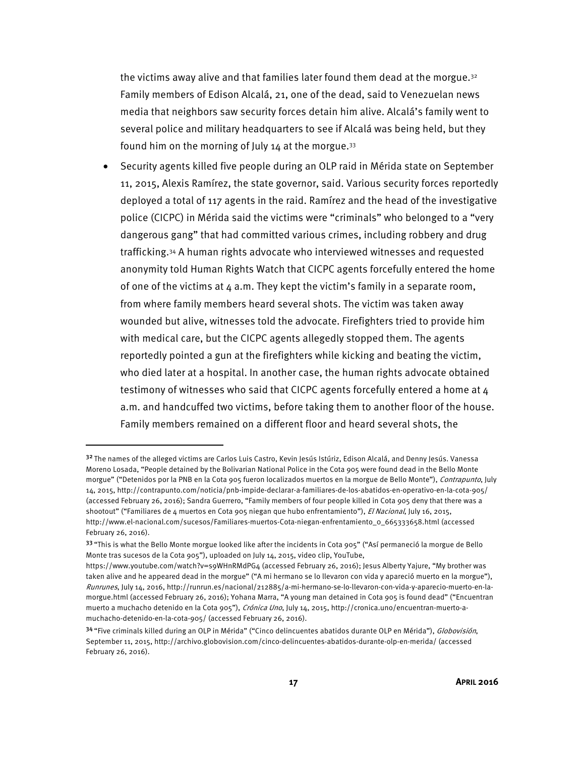the victims away alive and that families later found them dead at the morgue.[32] Family members of Edison Alcalá, 21, one of the dead, said to Venezuelan news media that neighbors saw security forces detain him alive. Alcalá's family went to several police and military headquarters to see if Alcalá was being held, but they found him on the morning of July 14 at the morgue.[33]

- Security agents killed five people during an OLP raid in Mérida state on September 11, 2015, Alexis Ramírez, the state governor, said. Various security forces reportedly deployed a total of 117 agents in the raid. Ramírez and the head of the investigative police (CICPC) in Mérida said the victims were "criminals" who belonged to a "very dangerous gang" that had committed various crimes, including robbery and drug trafficking.[34] A human rights advocate who interviewed witnesses and requested anonymity told Human Rights Watch that CICPC agents forcefully entered the home of one of the victims at 4 a.m. They kept the victim's family in a separate room, from where family members heard several shots. The victim was taken away wounded but alive, witnesses told the advocate. Firefighters tried to provide him with medical care, but the CICPC agents allegedly stopped them. The agents reportedly pointed a gun at the firefighters while kicking and beating the victim, who died later at a hospital. In another case, the human rights advocate obtained testimony of witnesses who said that CICPC agents forcefully entered a home at 4 a.m. and handcuffed two victims, before taking them to another floor of the house. Family members remained on a different floor and heard several shots, the

---

[32] The names of the alleged victims are Carlos Luis Castro, Kevin Jesús Istúriz, Edison Alcalá, and Denny Jesús. Vanessa Moreno Losada, "People detained by the Bolivarian National Police in the Cota 905 were found dead in the Bello Monte morgue" ("Detenidos por la PNB en la Cota 905 fueron localizados muertos en la morgue de Bello Monte"), *Contrapunto*, July 14, 2015, http://contrapunto.com/noticia/pnb-impide-declarar-a-familiares-de-los-abatidos-en-operativo-en-la-cota-905/ (accessed February 26, 2016); Sandra Guerrero, "Family members of four people killed in Cota 905 deny that there was a shootout" ("Familiares de 4 muertos en Cota 905 niegan que hubo enfrentamiento"), *El Nacional*, July 16, 2015, http://www.el-nacional.com/sucesos/Familiares-muertos-Cota-niegan-enfrentamiento_0_665333658.html (accessed February 26, 2016).

[33] "This is what the Bello Monte morgue looked like after the incidents in Cota 905" ("Así permaneció la morgue de Bello Monte tras sucesos de la Cota 905"), uploaded on July 14, 2015, video clip, YouTube, https://www.youtube.com/watch?v=s9WHnRMdPG4 (accessed February 26, 2016); Jesus Alberty Yajure, "My brother was taken alive and he appeared dead in the morgue" ("A mi hermano se lo llevaron con vida y apareció muerto en la morgue"), *Runrunes*, July 14, 2016, http://runrun.es/nacional/212885/a-mi-hermano-se-lo-llevaron-con-vida-y-aparecio-muerto-en-la-morgue.html (accessed February 26, 2016); Yohana Marra, "A young man detained in Cota 905 is found dead" ("Encuentran muerto a muchacho detenido en la Cota 905"), *Crónica Uno*, July 14, 2015, http://cronica.uno/encuentran-muerto-a-muchacho-detenido-en-la-cota-905/ (accessed February 26, 2016).

[34] "Five criminals killed during an OLP in Mérida" ("Cinco delincuentes abatidos durante OLP en Mérida"), *Globovisión*, September 11, 2015, http://archivo.globovision.com/cinco-delincuentes-abatidos-durante-olp-en-merida/ (accessed February 26, 2016).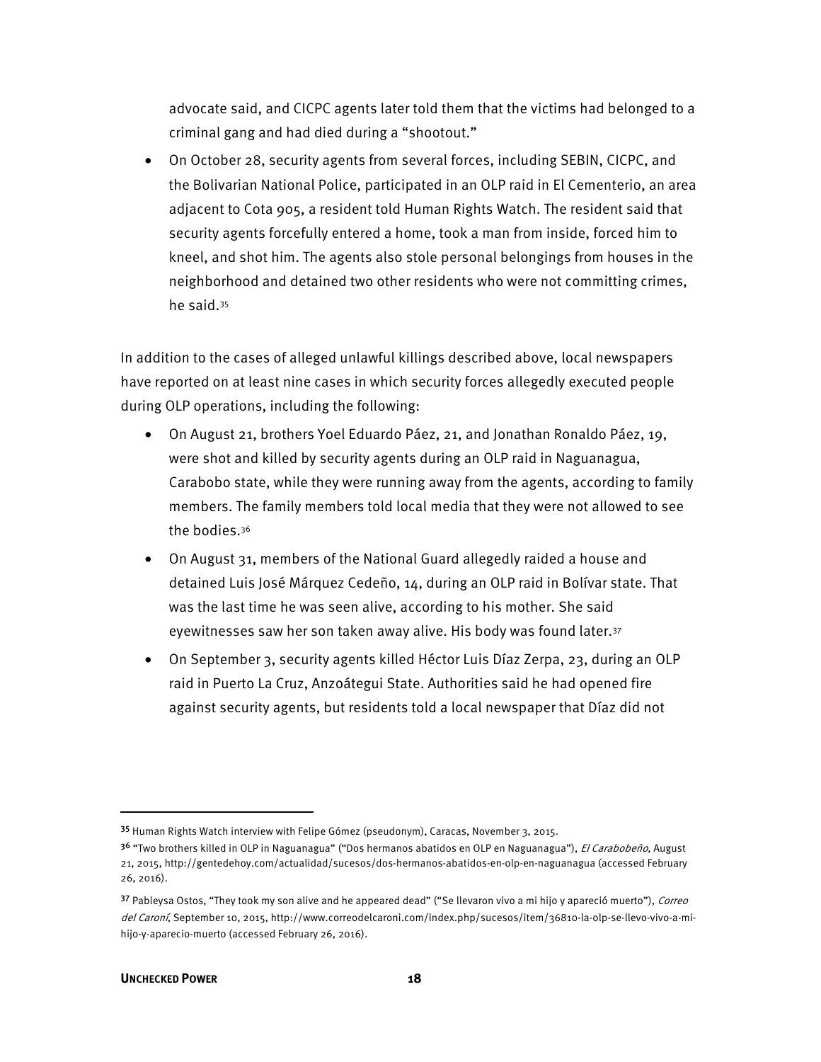advocate said, and CICPC agents later told them that the victims had belonged to a criminal gang and had died during a "shootout."

- On October 28, security agents from several forces, including SEBIN, CICPC, and the Bolivarian National Police, participated in an OLP raid in El Cementerio, an area adjacent to Cota 905, a resident told Human Rights Watch. The resident said that security agents forcefully entered a home, took a man from inside, forced him to kneel, and shot him. The agents also stole personal belongings from houses in the neighborhood and detained two other residents who were not committing crimes, he said.[35]

In addition to the cases of alleged unlawful killings described above, local newspapers have reported on at least nine cases in which security forces allegedly executed people during OLP operations, including the following:

- On August 21, brothers Yoel Eduardo Páez, 21, and Jonathan Ronaldo Páez, 19, were shot and killed by security agents during an OLP raid in Naguanagua, Carabobo state, while they were running away from the agents, according to family members. The family members told local media that they were not allowed to see the bodies.[36]
- On August 31, members of the National Guard allegedly raided a house and detained Luis José Márquez Cedeño, 14, during an OLP raid in Bolívar state. That was the last time he was seen alive, according to his mother. She said eyewitnesses saw her son taken away alive. His body was found later.[37]
- On September 3, security agents killed Héctor Luis Díaz Zerpa, 23, during an OLP raid in Puerto La Cruz, Anzoátegui State. Authorities said he had opened fire against security agents, but residents told a local newspaper that Díaz did not

---

[35] Human Rights Watch interview with Felipe Gómez (pseudonym), Caracas, November 3, 2015.

[36] "Two brothers killed in OLP in Naguanagua" ("Dos hermanos abatidos en OLP en Naguanagua"), *El Carabobeño*, August 21, 2015, http://gentedehoy.com/actualidad/sucesos/dos-hermanos-abatidos-en-olp-en-naguanagua (accessed February 26, 2016).

[37] Pableysa Ostos, "They took my son alive and he appeared dead" ("Se llevaron vivo a mi hijo y apareció muerto"), *Correo del Caroní*, September 10, 2015, http://www.correodelcaroni.com/index.php/sucesos/item/36810-la-olp-se-llevo-vivo-a-mi-hijo-y-aparecio-muerto (accessed February 26, 2016).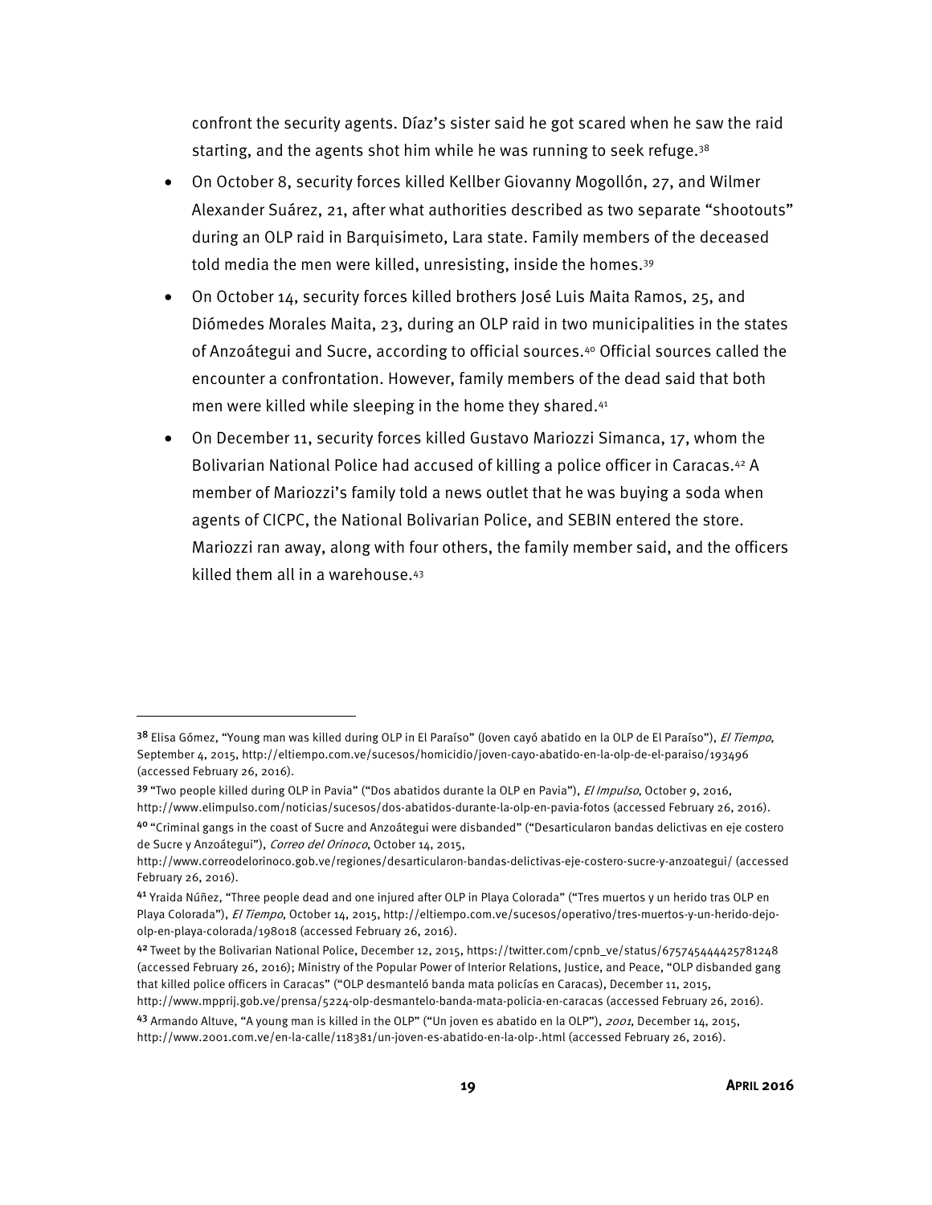confront the security agents. Díaz's sister said he got scared when he saw the raid starting, and the agents shot him while he was running to seek refuge.[38]

- On October 8, security forces killed Kellber Giovanny Mogollón, 27, and Wilmer Alexander Suárez, 21, after what authorities described as two separate "shootouts" during an OLP raid in Barquisimeto, Lara state. Family members of the deceased told media the men were killed, unresisting, inside the homes.[39]
- On October 14, security forces killed brothers José Luis Maita Ramos, 25, and Diómedes Morales Maita, 23, during an OLP raid in two municipalities in the states of Anzoátegui and Sucre, according to official sources.[40] Official sources called the encounter a confrontation. However, family members of the dead said that both men were killed while sleeping in the home they shared.[41]
- On December 11, security forces killed Gustavo Mariozzi Simanca, 17, whom the Bolivarian National Police had accused of killing a police officer in Caracas.[42] A member of Mariozzi's family told a news outlet that he was buying a soda when agents of CICPC, the National Bolivarian Police, and SEBIN entered the store. Mariozzi ran away, along with four others, the family member said, and the officers killed them all in a warehouse.[43]

---

[38] Elisa Gómez, "Young man was killed during OLP in El Paraíso" (Joven cayó abatido en la OLP de El Paraíso"), *El Tiempo*, September 4, 2015, http://eltiempo.com.ve/sucesos/homicidio/joven-cayo-abatido-en-la-olp-de-el-paraiso/193496 (accessed February 26, 2016).

[39] "Two people killed during OLP in Pavia" ("Dos abatidos durante la OLP en Pavia"), *El Impulso*, October 9, 2016, http://www.elimpulso.com/noticias/sucesos/dos-abatidos-durante-la-olp-en-pavia-fotos (accessed February 26, 2016).

[40] "Criminal gangs in the coast of Sucre and Anzoátegui were disbanded" ("Desarticularon bandas delictivas en eje costero de Sucre y Anzoátegui"), *Correo del Orinoco*, October 14, 2015, http://www.correodelorinoco.gob.ve/regiones/desarticularon-bandas-delictivas-eje-costero-sucre-y-anzoategui/ (accessed February 26, 2016).

[41] Yraida Núñez, "Three people dead and one injured after OLP in Playa Colorada" ("Tres muertos y un herido tras OLP en Playa Colorada"), *El Tiempo*, October 14, 2015, http://eltiempo.com.ve/sucesos/operativo/tres-muertos-y-un-herido-dejo-olp-en-playa-colorada/198018 (accessed February 26, 2016).

[42] Tweet by the Bolivarian National Police, December 12, 2015, https://twitter.com/cpnb_ve/status/675745444425781248 (accessed February 26, 2016); Ministry of the Popular Power of Interior Relations, Justice, and Peace, "OLP disbanded gang that killed police officers in Caracas" ("OLP desmanteló banda mata policías en Caracas), December 11, 2015, http://www.mpprij.gob.ve/prensa/5224-olp-desmantelo-banda-mata-policia-en-caracas (accessed February 26, 2016).

[43] Armando Altuve, "A young man is killed in the OLP" ("Un joven es abatido en la OLP"), *2001*, December 14, 2015, http://www.2001.com.ve/en-la-calle/118381/un-joven-es-abatido-en-la-olp-.html (accessed February 26, 2016).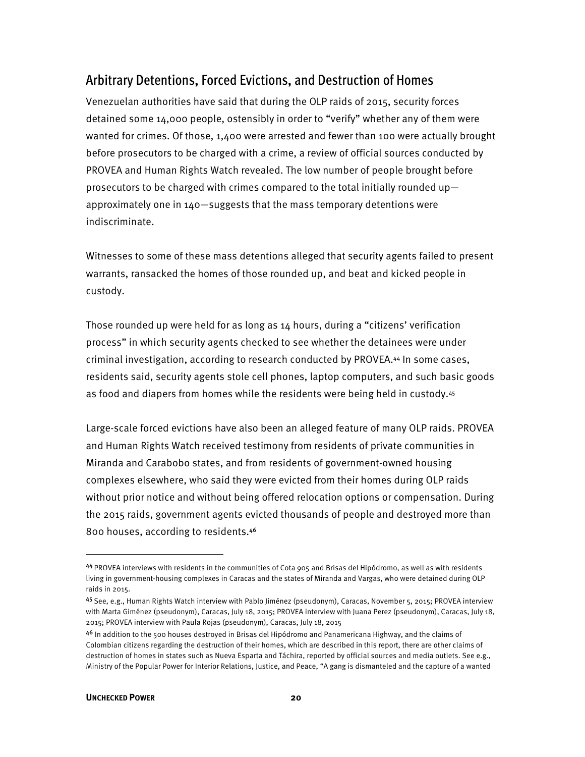## Arbitrary Detentions, Forced Evictions, and Destruction of Homes

Venezuelan authorities have said that during the OLP raids of 2015, security forces detained some 14,000 people, ostensibly in order to "verify" whether any of them were wanted for crimes. Of those, 1,400 were arrested and fewer than 100 were actually brought before prosecutors to be charged with a crime, a review of official sources conducted by PROVEA and Human Rights Watch revealed. The low number of people brought before prosecutors to be charged with crimes compared to the total initially rounded up—approximately one in 140—suggests that the mass temporary detentions were indiscriminate.

Witnesses to some of these mass detentions alleged that security agents failed to present warrants, ransacked the homes of those rounded up, and beat and kicked people in custody.

Those rounded up were held for as long as 14 hours, during a "citizens' verification process" in which security agents checked to see whether the detainees were under criminal investigation, according to research conducted by PROVEA.[44] In some cases, residents said, security agents stole cell phones, laptop computers, and such basic goods as food and diapers from homes while the residents were being held in custody.[45]

Large-scale forced evictions have also been an alleged feature of many OLP raids. PROVEA and Human Rights Watch received testimony from residents of private communities in Miranda and Carabobo states, and from residents of government-owned housing complexes elsewhere, who said they were evicted from their homes during OLP raids without prior notice and without being offered relocation options or compensation. During the 2015 raids, government agents evicted thousands of people and destroyed more than 800 houses, according to residents.[46]

---

[44] PROVEA interviews with residents in the communities of Cota 905 and Brisas del Hipódromo, as well as with residents living in government-housing complexes in Caracas and the states of Miranda and Vargas, who were detained during OLP raids in 2015.

[45] See, e.g., Human Rights Watch interview with Pablo Jiménez (pseudonym), Caracas, November 5, 2015; PROVEA interview with Marta Giménez (pseudonym), Caracas, July 18, 2015; PROVEA interview with Juana Perez (pseudonym), Caracas, July 18, 2015; PROVEA interview with Paula Rojas (pseudonym), Caracas, July 18, 2015

[46] In addition to the 500 houses destroyed in Brisas del Hipódromo and Panamericana Highway, and the claims of Colombian citizens regarding the destruction of their homes, which are described in this report, there are other claims of destruction of homes in states such as Nueva Esparta and Táchira, reported by official sources and media outlets. See e.g., Ministry of the Popular Power for Interior Relations, Justice, and Peace, "A gang is dismanteled and the capture of a wanted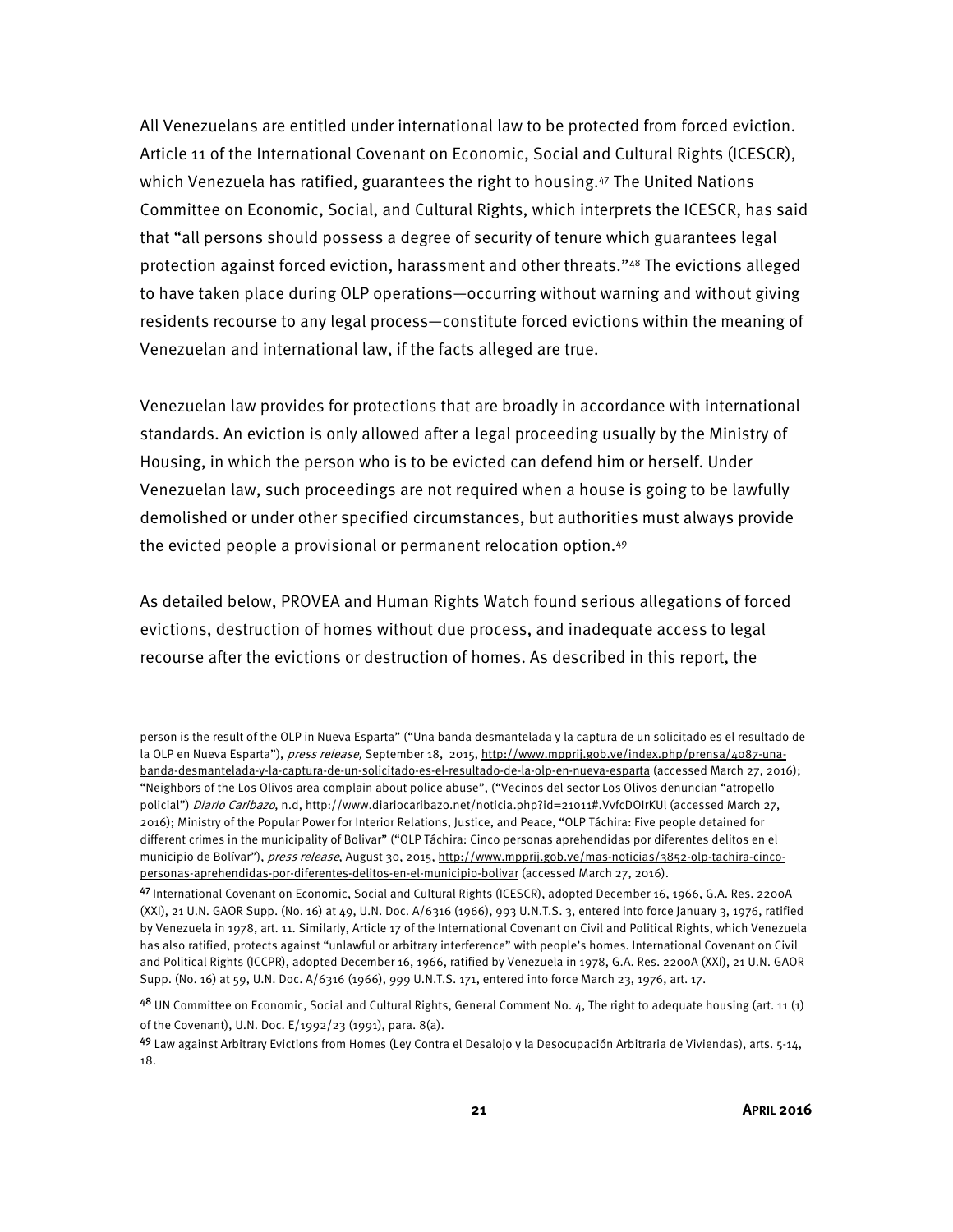All Venezuelans are entitled under international law to be protected from forced eviction. Article 11 of the International Covenant on Economic, Social and Cultural Rights (ICESCR), which Venezuela has ratified, guarantees the right to housing.[47] The United Nations Committee on Economic, Social, and Cultural Rights, which interprets the ICESCR, has said that "all persons should possess a degree of security of tenure which guarantees legal protection against forced eviction, harassment and other threats."[48] The evictions alleged to have taken place during OLP operations—occurring without warning and without giving residents recourse to any legal process—constitute forced evictions within the meaning of Venezuelan and international law, if the facts alleged are true.

Venezuelan law provides for protections that are broadly in accordance with international standards. An eviction is only allowed after a legal proceeding usually by the Ministry of Housing, in which the person who is to be evicted can defend him or herself. Under Venezuelan law, such proceedings are not required when a house is going to be lawfully demolished or under other specified circumstances, but authorities must always provide the evicted people a provisional or permanent relocation option.[49]

As detailed below, PROVEA and Human Rights Watch found serious allegations of forced evictions, destruction of homes without due process, and inadequate access to legal recourse after the evictions or destruction of homes. As described in this report, the

---

person is the result of the OLP in Nueva Esparta" ("Una banda desmantelada y la captura de un solicitado es el resultado de la OLP en Nueva Esparta"), *press release,* September 18, 2015, http://www.mpprij.gob.ve/index.php/prensa/4087-una-banda-desmantelada-y-la-captura-de-un-solicitado-es-el-resultado-de-la-olp-en-nueva-esparta (accessed March 27, 2016); "Neighbors of the Los Olivos area complain about police abuse", ("Vecinos del sector Los Olivos denuncian "atropello policial") *Diario Caribazo*, n.d, http://www.diariocaribazo.net/noticia.php?id=21011#.VvfcDOIrKUl (accessed March 27, 2016); Ministry of the Popular Power for Interior Relations, Justice, and Peace, "OLP Táchira: Five people detained for different crimes in the municipality of Bolivar" ("OLP Táchira: Cinco personas aprehendidas por diferentes delitos en el municipio de Bolívar"), *press release*, August 30, 2015, http://www.mpprij.gob.ve/mas-noticias/3852-olp-tachira-cinco-personas-aprehendidas-por-diferentes-delitos-en-el-municipio-bolivar (accessed March 27, 2016).

[47] International Covenant on Economic, Social and Cultural Rights (ICESCR), adopted December 16, 1966, G.A. Res. 2200A (XXI), 21 U.N. GAOR Supp. (No. 16) at 49, U.N. Doc. A/6316 (1966), 993 U.N.T.S. 3, entered into force January 3, 1976, ratified by Venezuela in 1978, art. 11. Similarly, Article 17 of the International Covenant on Civil and Political Rights, which Venezuela has also ratified, protects against "unlawful or arbitrary interference" with people's homes. International Covenant on Civil and Political Rights (ICCPR), adopted December 16, 1966, ratified by Venezuela in 1978, G.A. Res. 2200A (XXI), 21 U.N. GAOR Supp. (No. 16) at 59, U.N. Doc. A/6316 (1966), 999 U.N.T.S. 171, entered into force March 23, 1976, art. 17.

[48] UN Committee on Economic, Social and Cultural Rights, General Comment No. 4, The right to adequate housing (art. 11 (1) of the Covenant), U.N. Doc. E/1992/23 (1991), para. 8(a).

[49] Law against Arbitrary Evictions from Homes (Ley Contra el Desalojo y la Desocupación Arbitraria de Viviendas), arts. 5-14, 18.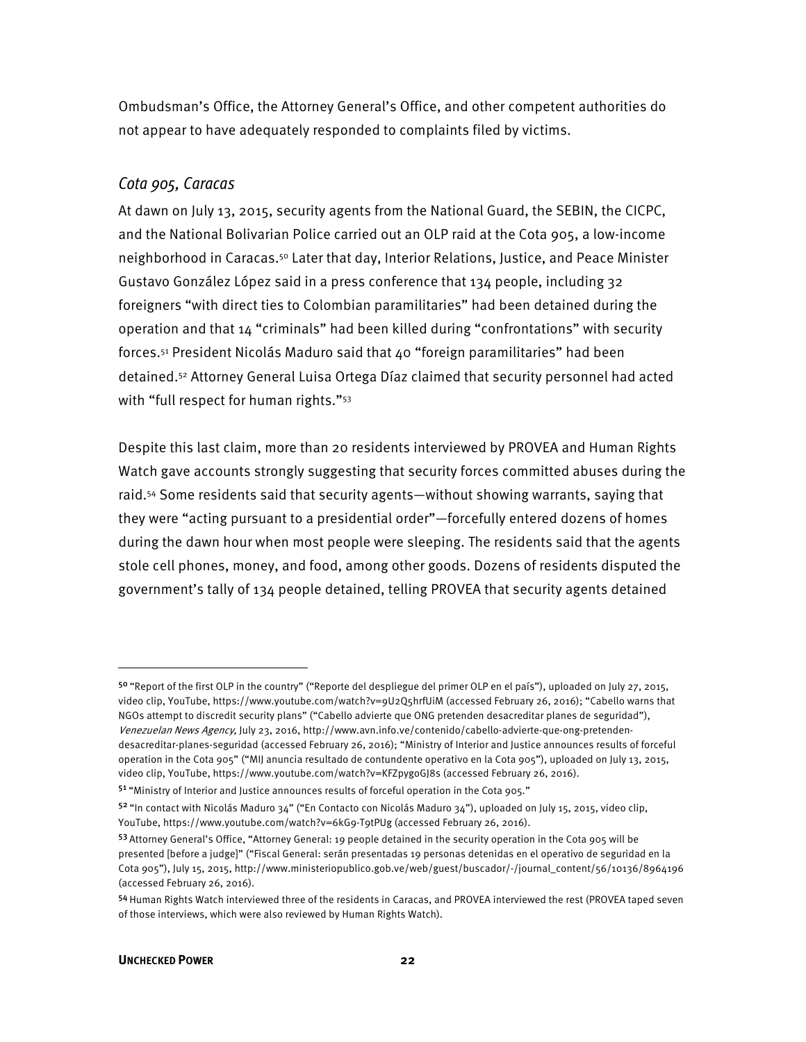Ombudsman's Office, the Attorney General's Office, and other competent authorities do not appear to have adequately responded to complaints filed by victims.

### *Cota 905, Caracas*

At dawn on July 13, 2015, security agents from the National Guard, the SEBIN, the CICPC, and the National Bolivarian Police carried out an OLP raid at the Cota 905, a low-income neighborhood in Caracas.[50] Later that day, Interior Relations, Justice, and Peace Minister Gustavo González López said in a press conference that 134 people, including 32 foreigners "with direct ties to Colombian paramilitaries" had been detained during the operation and that 14 "criminals" had been killed during "confrontations" with security forces.[51] President Nicolás Maduro said that 40 "foreign paramilitaries" had been detained.[52] Attorney General Luisa Ortega Díaz claimed that security personnel had acted with "full respect for human rights."[53]

Despite this last claim, more than 20 residents interviewed by PROVEA and Human Rights Watch gave accounts strongly suggesting that security forces committed abuses during the raid.[54] Some residents said that security agents—without showing warrants, saying that they were "acting pursuant to a presidential order"—forcefully entered dozens of homes during the dawn hour when most people were sleeping. The residents said that the agents stole cell phones, money, and food, among other goods. Dozens of residents disputed the government's tally of 134 people detained, telling PROVEA that security agents detained

---

[50] "Report of the first OLP in the country" ("Reporte del despliegue del primer OLP en el país"), uploaded on July 27, 2015, video clip, YouTube, https://www.youtube.com/watch?v=9U2Q5hrfUiM (accessed February 26, 2016); "Cabello warns that NGOs attempt to discredit security plans" ("Cabello advierte que ONG pretenden desacreditar planes de seguridad"), *Venezuelan News Agency,* July 23, 2016, http://www.avn.info.ve/contenido/cabello-advierte-que-ong-pretenden-desacreditar-planes-seguridad (accessed February 26, 2016); "Ministry of Interior and Justice announces results of forceful operation in the Cota 905" ("MIJ anuncia resultado de contundente operativo en la Cota 905"), uploaded on July 13, 2015, video clip, YouTube, https://www.youtube.com/watch?v=KFZpyg0GJ8s (accessed February 26, 2016).

[51] "Ministry of Interior and Justice announces results of forceful operation in the Cota 905."

[52] "In contact with Nicolás Maduro 34" ("En Contacto con Nicolás Maduro 34"), uploaded on July 15, 2015, video clip, YouTube, https://www.youtube.com/watch?v=6kG9-T9tPUg (accessed February 26, 2016).

[53] Attorney General's Office, "Attorney General: 19 people detained in the security operation in the Cota 905 will be presented [before a judge]" ("Fiscal General: serán presentadas 19 personas detenidas en el operativo de seguridad en la Cota 905"), July 15, 2015, http://www.ministeriopublico.gob.ve/web/guest/buscador/-/journal_content/56/10136/8964196 (accessed February 26, 2016).

[54] Human Rights Watch interviewed three of the residents in Caracas, and PROVEA interviewed the rest (PROVEA taped seven of those interviews, which were also reviewed by Human Rights Watch).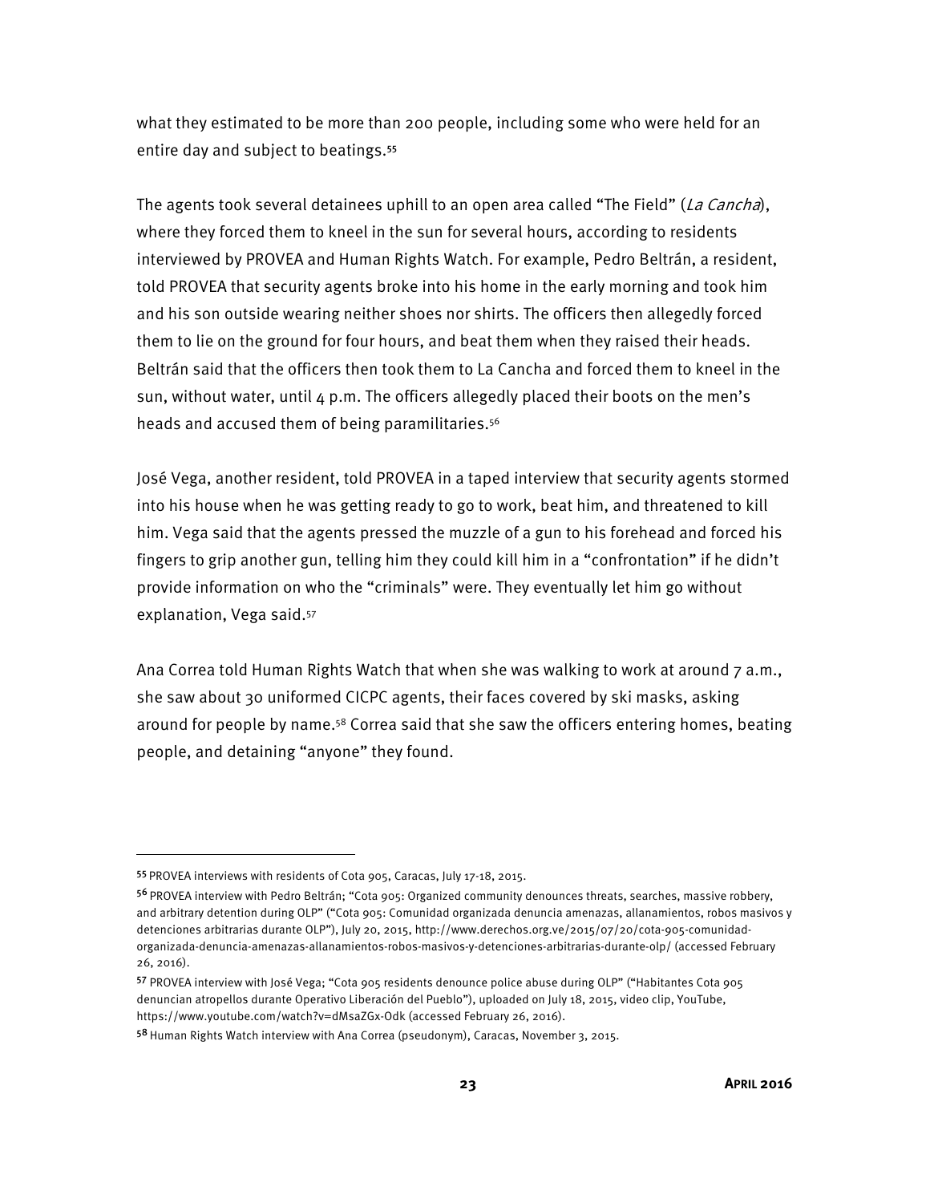what they estimated to be more than 200 people, including some who were held for an entire day and subject to beatings.[55]

The agents took several detainees uphill to an open area called "The Field" (*La Cancha*), where they forced them to kneel in the sun for several hours, according to residents interviewed by PROVEA and Human Rights Watch. For example, Pedro Beltrán, a resident, told PROVEA that security agents broke into his home in the early morning and took him and his son outside wearing neither shoes nor shirts. The officers then allegedly forced them to lie on the ground for four hours, and beat them when they raised their heads. Beltrán said that the officers then took them to La Cancha and forced them to kneel in the sun, without water, until 4 p.m. The officers allegedly placed their boots on the men's heads and accused them of being paramilitaries.[56]

José Vega, another resident, told PROVEA in a taped interview that security agents stormed into his house when he was getting ready to go to work, beat him, and threatened to kill him. Vega said that the agents pressed the muzzle of a gun to his forehead and forced his fingers to grip another gun, telling him they could kill him in a "confrontation" if he didn't provide information on who the "criminals" were. They eventually let him go without explanation, Vega said.[57]

Ana Correa told Human Rights Watch that when she was walking to work at around 7 a.m., she saw about 30 uniformed CICPC agents, their faces covered by ski masks, asking around for people by name.[58] Correa said that she saw the officers entering homes, beating people, and detaining "anyone" they found.

---

[55] PROVEA interviews with residents of Cota 905, Caracas, July 17-18, 2015.

[56] PROVEA interview with Pedro Beltrán; "Cota 905: Organized community denounces threats, searches, massive robbery, and arbitrary detention during OLP" ("Cota 905: Comunidad organizada denuncia amenazas, allanamientos, robos masivos y detenciones arbitrarias durante OLP"), July 20, 2015, http://www.derechos.org.ve/2015/07/20/cota-905-comunidad-organizada-denuncia-amenazas-allanamientos-robos-masivos-y-detenciones-arbitrarias-durante-olp/ (accessed February 26, 2016).

[57] PROVEA interview with José Vega; "Cota 905 residents denounce police abuse during OLP" ("Habitantes Cota 905 denuncian atropellos durante Operativo Liberación del Pueblo"), uploaded on July 18, 2015, video clip, YouTube, https://www.youtube.com/watch?v=dMsaZGx-Odk (accessed February 26, 2016).

[58] Human Rights Watch interview with Ana Correa (pseudonym), Caracas, November 3, 2015.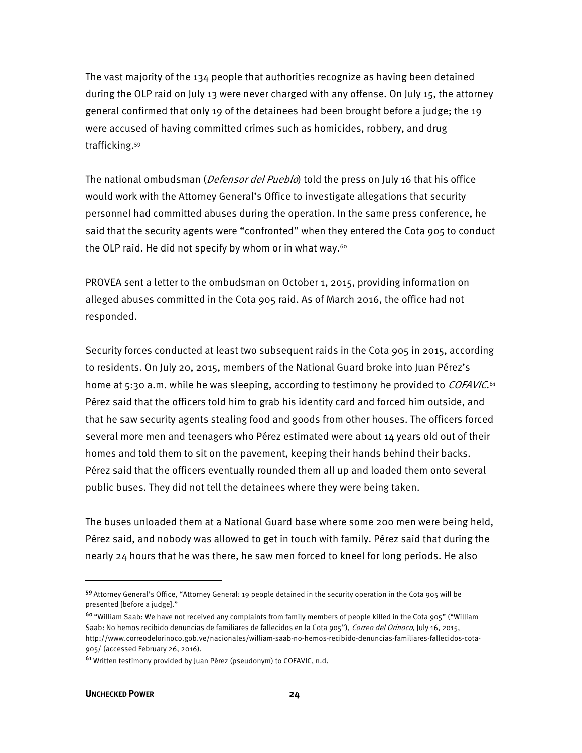The vast majority of the 134 people that authorities recognize as having been detained during the OLP raid on July 13 were never charged with any offense. On July 15, the attorney general confirmed that only 19 of the detainees had been brought before a judge; the 19 were accused of having committed crimes such as homicides, robbery, and drug trafficking.[59]

The national ombudsman (*Defensor del Pueblo*) told the press on July 16 that his office would work with the Attorney General's Office to investigate allegations that security personnel had committed abuses during the operation. In the same press conference, he said that the security agents were "confronted" when they entered the Cota 905 to conduct the OLP raid. He did not specify by whom or in what way.[60]

PROVEA sent a letter to the ombudsman on October 1, 2015, providing information on alleged abuses committed in the Cota 905 raid. As of March 2016, the office had not responded.

Security forces conducted at least two subsequent raids in the Cota 905 in 2015, according to residents. On July 20, 2015, members of the National Guard broke into Juan Pérez's home at 5:30 a.m. while he was sleeping, according to testimony he provided to *COFAVIC*.[61] Pérez said that the officers told him to grab his identity card and forced him outside, and that he saw security agents stealing food and goods from other houses. The officers forced several more men and teenagers who Pérez estimated were about 14 years old out of their homes and told them to sit on the pavement, keeping their hands behind their backs. Pérez said that the officers eventually rounded them all up and loaded them onto several public buses. They did not tell the detainees where they were being taken.

The buses unloaded them at a National Guard base where some 200 men were being held, Pérez said, and nobody was allowed to get in touch with family. Pérez said that during the nearly 24 hours that he was there, he saw men forced to kneel for long periods. He also

---

[59] Attorney General's Office, "Attorney General: 19 people detained in the security operation in the Cota 905 will be presented [before a judge]."

[60] "William Saab: We have not received any complaints from family members of people killed in the Cota 905" ("William Saab: No hemos recibido denuncias de familiares de fallecidos en la Cota 905"), *Correo del Orinoco*, July 16, 2015, http://www.correodelorinoco.gob.ve/nacionales/william-saab-no-hemos-recibido-denuncias-familiares-fallecidos-cota-905/ (accessed February 26, 2016).

[61] Written testimony provided by Juan Pérez (pseudonym) to COFAVIC, n.d.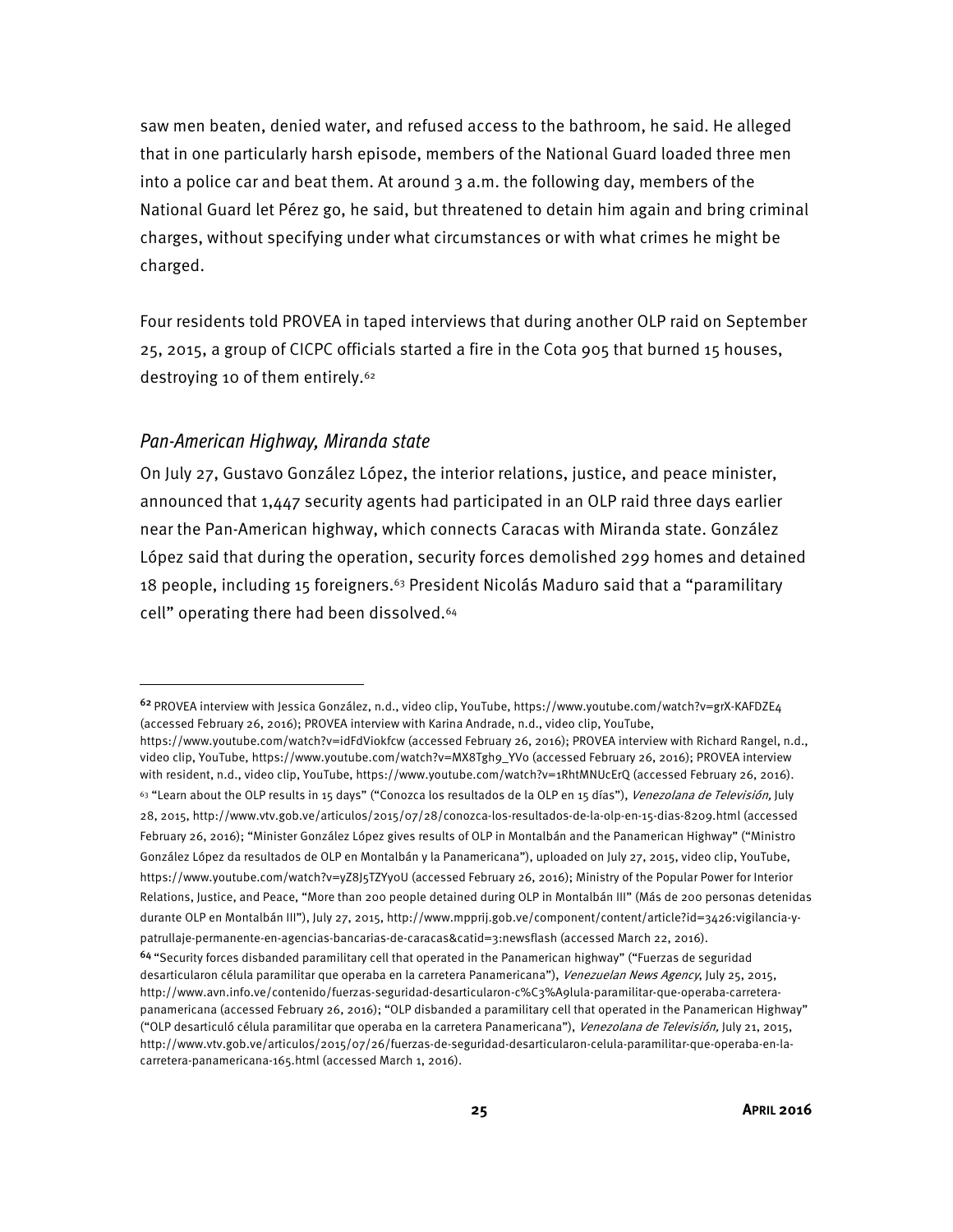saw men beaten, denied water, and refused access to the bathroom, he said. He alleged that in one particularly harsh episode, members of the National Guard loaded three men into a police car and beat them. At around 3 a.m. the following day, members of the National Guard let Pérez go, he said, but threatened to detain him again and bring criminal charges, without specifying under what circumstances or with what crimes he might be charged.

Four residents told PROVEA in taped interviews that during another OLP raid on September 25, 2015, a group of CICPC officials started a fire in the Cota 905 that burned 15 houses, destroying 10 of them entirely.[62]

### *Pan-American Highway, Miranda state*

On July 27, Gustavo González López, the interior relations, justice, and peace minister, announced that 1,447 security agents had participated in an OLP raid three days earlier near the Pan-American highway, which connects Caracas with Miranda state. González López said that during the operation, security forces demolished 299 homes and detained 18 people, including 15 foreigners.[63] President Nicolás Maduro said that a "paramilitary cell" operating there had been dissolved.[64]

---

[62] PROVEA interview with Jessica González, n.d., video clip, YouTube, https://www.youtube.com/watch?v=grX-KAFDZE4 (accessed February 26, 2016); PROVEA interview with Karina Andrade, n.d., video clip, YouTube, https://www.youtube.com/watch?v=idFdViokfcw (accessed February 26, 2016); PROVEA interview with Richard Rangel, n.d., video clip, YouTube, https://www.youtube.com/watch?v=MX8Tgh9_YVo (accessed February 26, 2016); PROVEA interview with resident, n.d., video clip, YouTube, https://www.youtube.com/watch?v=1RhtMNUcErQ (accessed February 26, 2016).

[63] "Learn about the OLP results in 15 days" ("Conozca los resultados de la OLP en 15 días"), *Venezolana de Televisión,* July 28, 2015, http://www.vtv.gob.ve/articulos/2015/07/28/conozca-los-resultados-de-la-olp-en-15-dias-8209.html (accessed February 26, 2016); "Minister González López gives results of OLP in Montalbán and the Panamerican Highway" ("Ministro González López da resultados de OLP en Montalbán y la Panamericana"), uploaded on July 27, 2015, video clip, YouTube, https://www.youtube.com/watch?v=yZ8J5TZYyoU (accessed February 26, 2016); Ministry of the Popular Power for Interior Relations, Justice, and Peace, "More than 200 people detained during OLP in Montalbán III" (Más de 200 personas detenidas durante OLP en Montalbán III"), July 27, 2015, http://www.mpprij.gob.ve/component/content/article?id=3426:vigilancia-y-patrullaje-permanente-en-agencias-bancarias-de-caracas&catid=3:newsflash (accessed March 22, 2016).

[64] "Security forces disbanded paramilitary cell that operated in the Panamerican highway" ("Fuerzas de seguridad desarticularon célula paramilitar que operaba en la carretera Panamericana"), *Venezuelan News Agency*, July 25, 2015, http://www.avn.info.ve/contenido/fuerzas-seguridad-desarticularon-c%C3%A9lula-paramilitar-que-operaba-carretera-panamericana (accessed February 26, 2016); "OLP disbanded a paramilitary cell that operated in the Panamerican Highway" ("OLP desarticuló célula paramilitar que operaba en la carretera Panamericana"), *Venezolana de Televisión,* July 21, 2015, http://www.vtv.gob.ve/articulos/2015/07/26/fuerzas-de-seguridad-desarticularon-celula-paramilitar-que-operaba-en-la-carretera-panamericana-165.html (accessed March 1, 2016).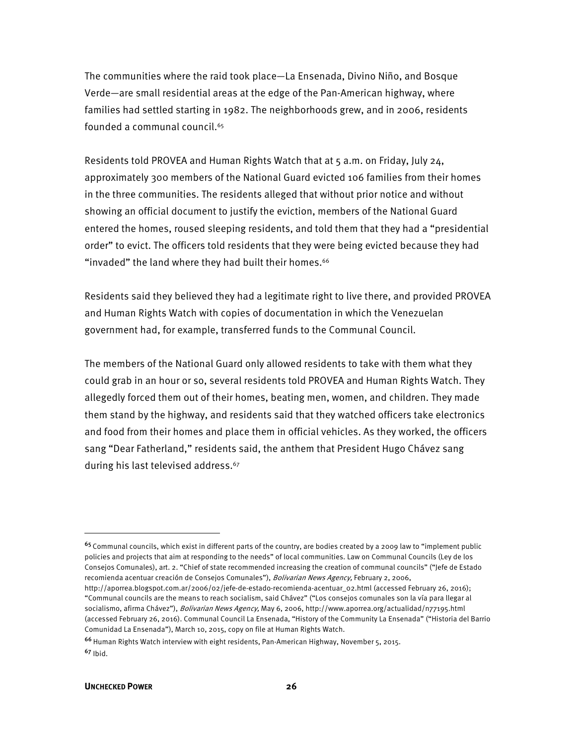The communities where the raid took place—La Ensenada, Divino Niño, and Bosque Verde—are small residential areas at the edge of the Pan-American highway, where families had settled starting in 1982. The neighborhoods grew, and in 2006, residents founded a communal council.[65]

Residents told PROVEA and Human Rights Watch that at 5 a.m. on Friday, July 24, approximately 300 members of the National Guard evicted 106 families from their homes in the three communities. The residents alleged that without prior notice and without showing an official document to justify the eviction, members of the National Guard entered the homes, roused sleeping residents, and told them that they had a "presidential order" to evict. The officers told residents that they were being evicted because they had "invaded" the land where they had built their homes.[66]

Residents said they believed they had a legitimate right to live there, and provided PROVEA and Human Rights Watch with copies of documentation in which the Venezuelan government had, for example, transferred funds to the Communal Council.

The members of the National Guard only allowed residents to take with them what they could grab in an hour or so, several residents told PROVEA and Human Rights Watch. They allegedly forced them out of their homes, beating men, women, and children. They made them stand by the highway, and residents said that they watched officers take electronics and food from their homes and place them in official vehicles. As they worked, the officers sang "Dear Fatherland," residents said, the anthem that President Hugo Chávez sang during his last televised address.[67]

---

[65] Communal councils, which exist in different parts of the country, are bodies created by a 2009 law to "implement public policies and projects that aim at responding to the needs" of local communities. Law on Communal Councils (Ley de los Consejos Comunales), art. 2. "Chief of state recommended increasing the creation of communal councils" ("Jefe de Estado recomienda acentuar creación de Consejos Comunales"), *Bolivarian News Agency,* February 2, 2006, http://aporrea.blogspot.com.ar/2006/02/jefe-de-estado-recomienda-acentuar_02.html (accessed February 26, 2016); "Communal councils are the means to reach socialism, said Chávez" ("Los consejos comunales son la vía para llegar al socialismo, afirma Chávez"), *Bolivarian News Agency,* May 6, 2006, http://www.aporrea.org/actualidad/n77195.html (accessed February 26, 2016). Communal Council La Ensenada, "History of the Community La Ensenada" ("Historia del Barrio Comunidad La Ensenada"), March 10, 2015, copy on file at Human Rights Watch.

[66] Human Rights Watch interview with eight residents, Pan-American Highway, November 5, 2015.

[67] Ibid.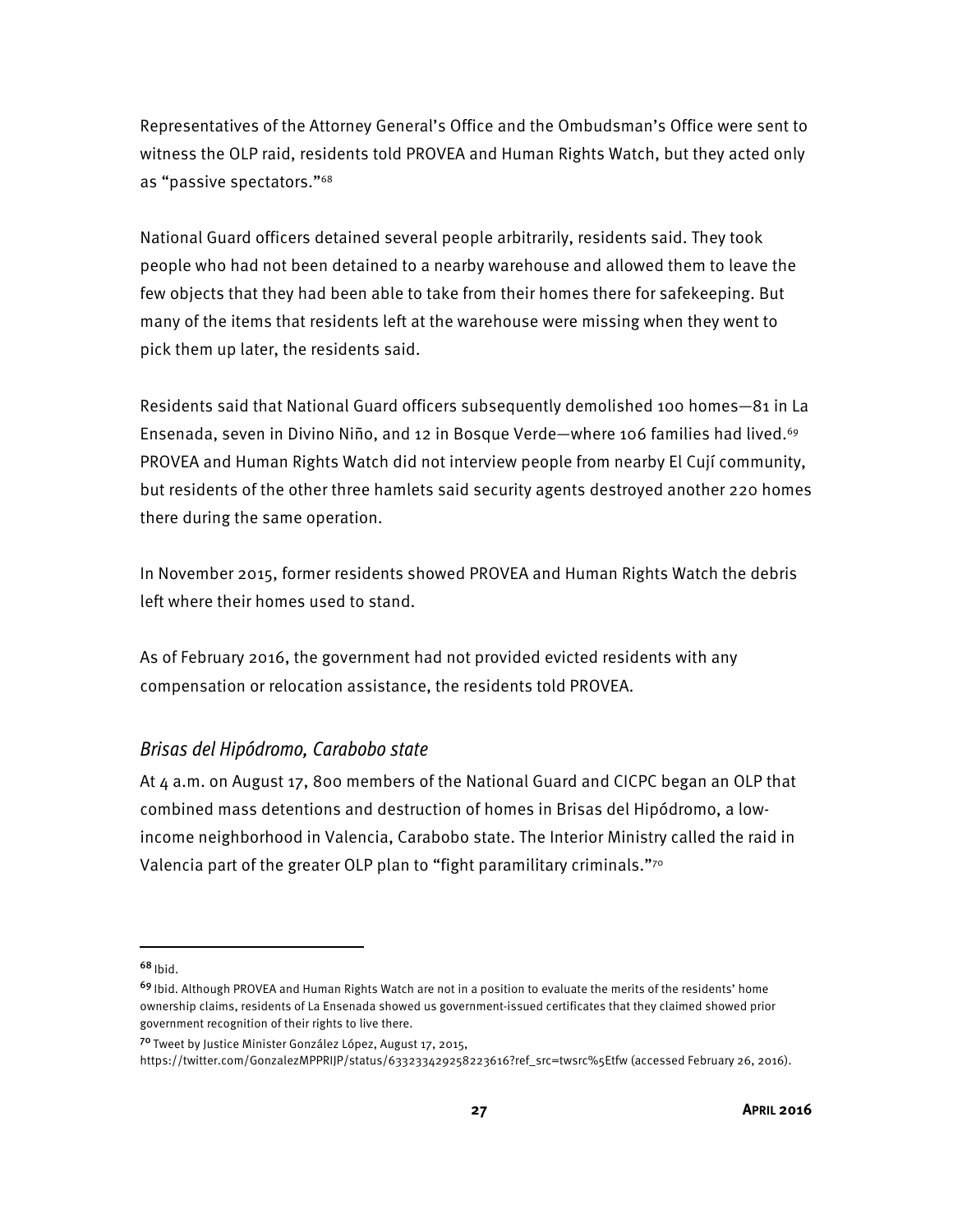Representatives of the Attorney General's Office and the Ombudsman's Office were sent to witness the OLP raid, residents told PROVEA and Human Rights Watch, but they acted only as "passive spectators."[68]

National Guard officers detained several people arbitrarily, residents said. They took people who had not been detained to a nearby warehouse and allowed them to leave the few objects that they had been able to take from their homes there for safekeeping. But many of the items that residents left at the warehouse were missing when they went to pick them up later, the residents said.

Residents said that National Guard officers subsequently demolished 100 homes—81 in La Ensenada, seven in Divino Niño, and 12 in Bosque Verde—where 106 families had lived.[69] PROVEA and Human Rights Watch did not interview people from nearby El Cují community, but residents of the other three hamlets said security agents destroyed another 220 homes there during the same operation.

In November 2015, former residents showed PROVEA and Human Rights Watch the debris left where their homes used to stand.

As of February 2016, the government had not provided evicted residents with any compensation or relocation assistance, the residents told PROVEA.

### *Brisas del Hipódromo, Carabobo state*

At 4 a.m. on August 17, 800 members of the National Guard and CICPC began an OLP that combined mass detentions and destruction of homes in Brisas del Hipódromo, a low-income neighborhood in Valencia, Carabobo state. The Interior Ministry called the raid in Valencia part of the greater OLP plan to "fight paramilitary criminals."[70]

---

[68] Ibid.

[69] Ibid. Although PROVEA and Human Rights Watch are not in a position to evaluate the merits of the residents' home ownership claims, residents of La Ensenada showed us government-issued certificates that they claimed showed prior government recognition of their rights to live there.

[70] Tweet by Justice Minister González López, August 17, 2015, https://twitter.com/GonzalezMPPRIJP/status/633233429258223616?ref_src=twsrc%5Etfw (accessed February 26, 2016).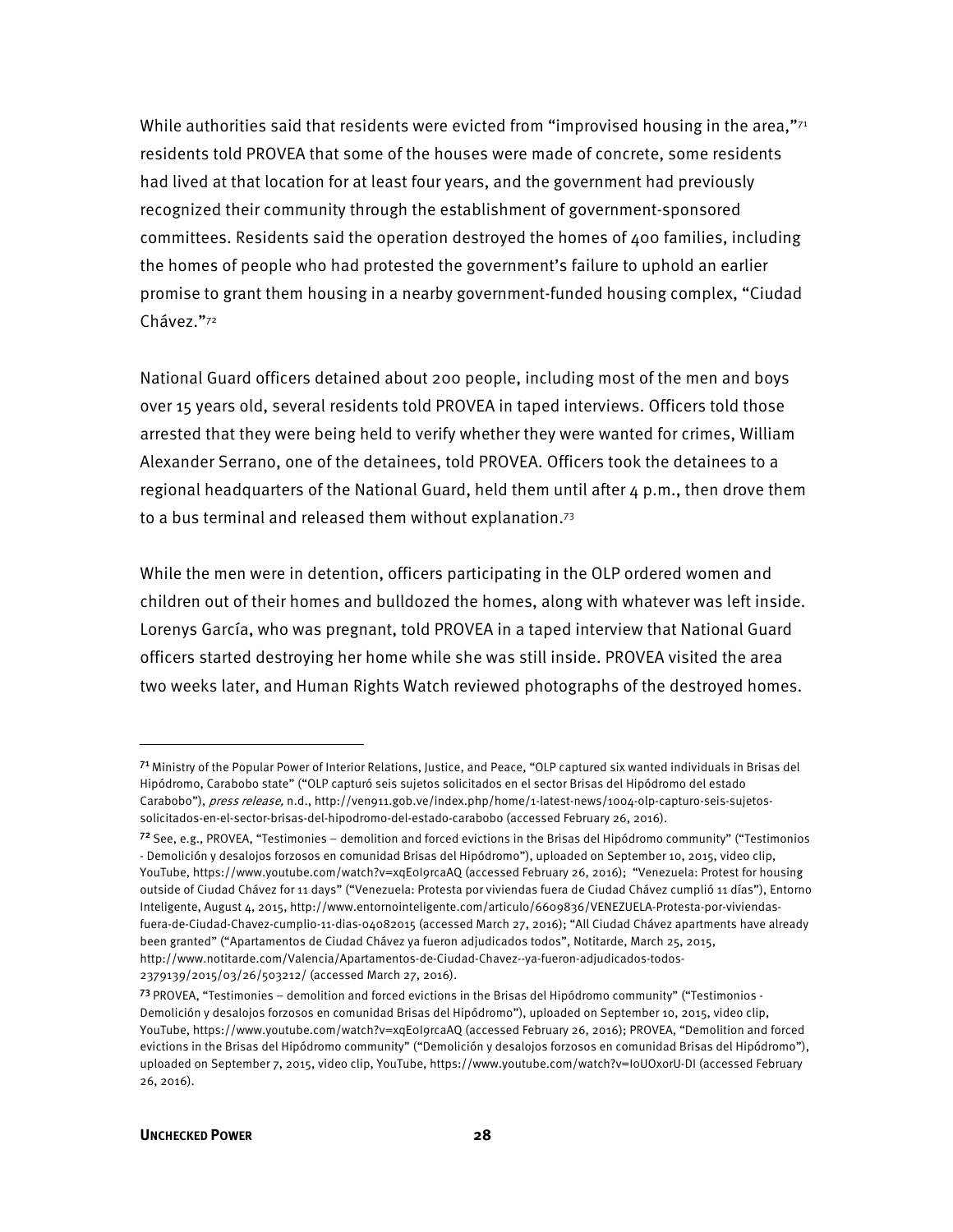While authorities said that residents were evicted from "improvised housing in the area,"[71] residents told PROVEA that some of the houses were made of concrete, some residents had lived at that location for at least four years, and the government had previously recognized their community through the establishment of government-sponsored committees. Residents said the operation destroyed the homes of 400 families, including the homes of people who had protested the government's failure to uphold an earlier promise to grant them housing in a nearby government-funded housing complex, "Ciudad Chávez."[72]

National Guard officers detained about 200 people, including most of the men and boys over 15 years old, several residents told PROVEA in taped interviews. Officers told those arrested that they were being held to verify whether they were wanted for crimes, William Alexander Serrano, one of the detainees, told PROVEA. Officers took the detainees to a regional headquarters of the National Guard, held them until after 4 p.m., then drove them to a bus terminal and released them without explanation.[73]

While the men were in detention, officers participating in the OLP ordered women and children out of their homes and bulldozed the homes, along with whatever was left inside. Lorenys García, who was pregnant, told PROVEA in a taped interview that National Guard officers started destroying her home while she was still inside. PROVEA visited the area two weeks later, and Human Rights Watch reviewed photographs of the destroyed homes.

---

[71] Ministry of the Popular Power of Interior Relations, Justice, and Peace, "OLP captured six wanted individuals in Brisas del Hipódromo, Carabobo state" ("OLP capturó seis sujetos solicitados en el sector Brisas del Hipódromo del estado Carabobo"), *press release,* n.d., http://ven911.gob.ve/index.php/home/1-latest-news/1004-olp-capturo-seis-sujetos-solicitados-en-el-sector-brisas-del-hipodromo-del-estado-carabobo (accessed February 26, 2016).

[72] See, e.g., PROVEA, "Testimonies – demolition and forced evictions in the Brisas del Hipódromo community" ("Testimonios - Demolición y desalojos forzosos en comunidad Brisas del Hipódromo"), uploaded on September 10, 2015, video clip, YouTube, https://www.youtube.com/watch?v=xqEoI9rcaAQ (accessed February 26, 2016); "Venezuela: Protest for housing outside of Ciudad Chávez for 11 days" ("Venezuela: Protesta por viviendas fuera de Ciudad Chávez cumplió 11 días"), Entorno Inteligente, August 4, 2015, http://www.entornointeligente.com/articulo/6609836/VENEZUELA-Protesta-por-viviendas-fuera-de-Ciudad-Chavez-cumplio-11-dias-04082015 (accessed March 27, 2016); "All Ciudad Chávez apartments have already been granted" ("Apartamentos de Ciudad Chávez ya fueron adjudicados todos", Notitarde, March 25, 2015, http://www.notitarde.com/Valencia/Apartamentos-de-Ciudad-Chavez--ya-fueron-adjudicados-todos-2379139/2015/03/26/503212/ (accessed March 27, 2016).

[73] PROVEA, "Testimonies – demolition and forced evictions in the Brisas del Hipódromo community" ("Testimonios - Demolición y desalojos forzosos en comunidad Brisas del Hipódromo"), uploaded on September 10, 2015, video clip, YouTube, https://www.youtube.com/watch?v=xqEoI9rcaAQ (accessed February 26, 2016); PROVEA, "Demolition and forced evictions in the Brisas del Hipódromo community" ("Demolición y desalojos forzosos en comunidad Brisas del Hipódromo"), uploaded on September 7, 2015, video clip, YouTube, https://www.youtube.com/watch?v=IoUOxorU-DI (accessed February 26, 2016).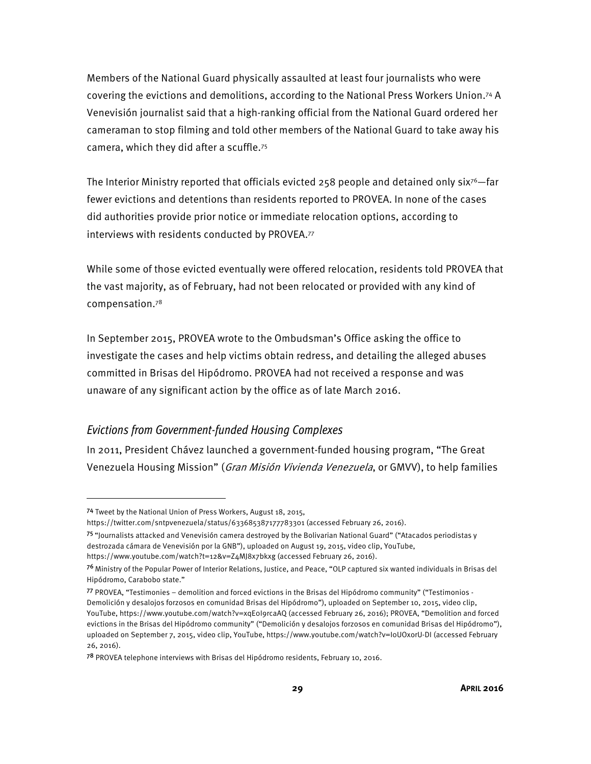Members of the National Guard physically assaulted at least four journalists who were covering the evictions and demolitions, according to the National Press Workers Union.[74] A Venevisión journalist said that a high-ranking official from the National Guard ordered her cameraman to stop filming and told other members of the National Guard to take away his camera, which they did after a scuffle.[75]

The Interior Ministry reported that officials evicted 258 people and detained only six[76]—far fewer evictions and detentions than residents reported to PROVEA. In none of the cases did authorities provide prior notice or immediate relocation options, according to interviews with residents conducted by PROVEA.[77]

While some of those evicted eventually were offered relocation, residents told PROVEA that the vast majority, as of February, had not been relocated or provided with any kind of compensation.[78]

In September 2015, PROVEA wrote to the Ombudsman's Office asking the office to investigate the cases and help victims obtain redress, and detailing the alleged abuses committed in Brisas del Hipódromo. PROVEA had not received a response and was unaware of any significant action by the office as of late March 2016.

### *Evictions from Government-funded Housing Complexes*

In 2011, President Chávez launched a government-funded housing program, "The Great Venezuela Housing Mission" (*Gran Misión Vivienda Venezuela*, or GMVV), to help families

---

[74] Tweet by the National Union of Press Workers, August 18, 2015, https://twitter.com/sntpvenezuela/status/633685387177783301 (accessed February 26, 2016).

[75] "Journalists attacked and Venevisión camera destroyed by the Bolivarian National Guard" ("Atacados periodistas y destrozada cámara de Venevisión por la GNB"), uploaded on August 19, 2015, video clip, YouTube, https://www.youtube.com/watch?t=12&v=Z4MJ8x7bkxg (accessed February 26, 2016).

[76] Ministry of the Popular Power of Interior Relations, Justice, and Peace, "OLP captured six wanted individuals in Brisas del Hipódromo, Carabobo state."

[77] PROVEA, "Testimonies – demolition and forced evictions in the Brisas del Hipódromo community" ("Testimonios - Demolición y desalojos forzosos en comunidad Brisas del Hipódromo"), uploaded on September 10, 2015, video clip, YouTube, https://www.youtube.com/watch?v=xqEoI9rcaAQ (accessed February 26, 2016); PROVEA, "Demolition and forced evictions in the Brisas del Hipódromo community" ("Demolición y desalojos forzosos en comunidad Brisas del Hipódromo"), uploaded on September 7, 2015, video clip, YouTube, https://www.youtube.com/watch?v=IoUOxorU-DI (accessed February 26, 2016).

[78] PROVEA telephone interviews with Brisas del Hipódromo residents, February 10, 2016.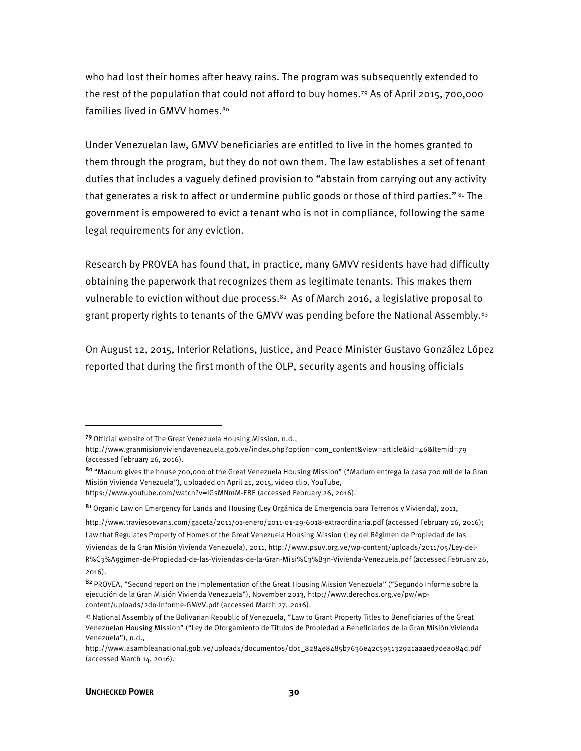who had lost their homes after heavy rains. The program was subsequently extended to the rest of the population that could not afford to buy homes.[79] As of April 2015, 700,000 families lived in GMVV homes.[80]

Under Venezuelan law, GMVV beneficiaries are entitled to live in the homes granted to them through the program, but they do not own them. The law establishes a set of tenant duties that includes a vaguely defined provision to "abstain from carrying out any activity that generates a risk to affect or undermine public goods or those of third parties." [81] The government is empowered to evict a tenant who is not in compliance, following the same legal requirements for any eviction.

Research by PROVEA has found that, in practice, many GMVV residents have had difficulty obtaining the paperwork that recognizes them as legitimate tenants. This makes them vulnerable to eviction without due process.[82] As of March 2016, a legislative proposal to grant property rights to tenants of the GMVV was pending before the National Assembly.[83]

On August 12, 2015, Interior Relations, Justice, and Peace Minister Gustavo González López reported that during the first month of the OLP, security agents and housing officials

---

[79] Official website of The Great Venezuela Housing Mission, n.d., http://www.granmisionviviendavenezuela.gob.ve/index.php?option=com_content&view=article&id=46&Itemid=79 (accessed February 26, 2016).

[80] "Maduro gives the house 700,000 of the Great Venezuela Housing Mission" ("Maduro entrega la casa 700 mil de la Gran Misión Vivienda Venezuela"), uploaded on April 21, 2015, video clip, YouTube, https://www.youtube.com/watch?v=IGsMNmM-EBE (accessed February 26, 2016).

[81] Organic Law on Emergency for Lands and Housing (Ley Orgánica de Emergencia para Terrenos y Vivienda), 2011, http://www.traviesoevans.com/gaceta/2011/01-enero/2011-01-29-6018-extraordinaria.pdf (accessed February 26, 2016); Law that Regulates Property of Homes of the Great Venezuela Housing Mission (Ley del Régimen de Propiedad de las Viviendas de la Gran Misión Vivienda Venezuela), 2011, http://www.psuv.org.ve/wp-content/uploads/2011/05/Ley-del-R%C3%A9gimen-de-Propiedad-de-las-Viviendas-de-la-Gran-Misi%C3%B3n-Vivienda-Venezuela.pdf (accessed February 26, 2016).

[82] PROVEA, "Second report on the implementation of the Great Housing Mission Venezuela" ("Segundo Informe sobre la ejecución de la Gran Misión Vivienda Venezuela"), November 2013, http://www.derechos.org.ve/pw/wp-content/uploads/2do-Informe-GMVV.pdf (accessed March 27, 2016).

[83] National Assembly of the Bolivarian Republic of Venezuela, "Law to Grant Property Titles to Beneficiaries of the Great Venezuelan Housing Mission" ("Ley de Otorgamiento de Títulos de Propiedad a Beneficiarios de la Gran Misión Vivienda Venezuela"), n.d., http://www.asambleanacional.gob.ve/uploads/documentos/doc_8284e8485b7636e42c595132921aaaed7dea084d.pdf (accessed March 14, 2016).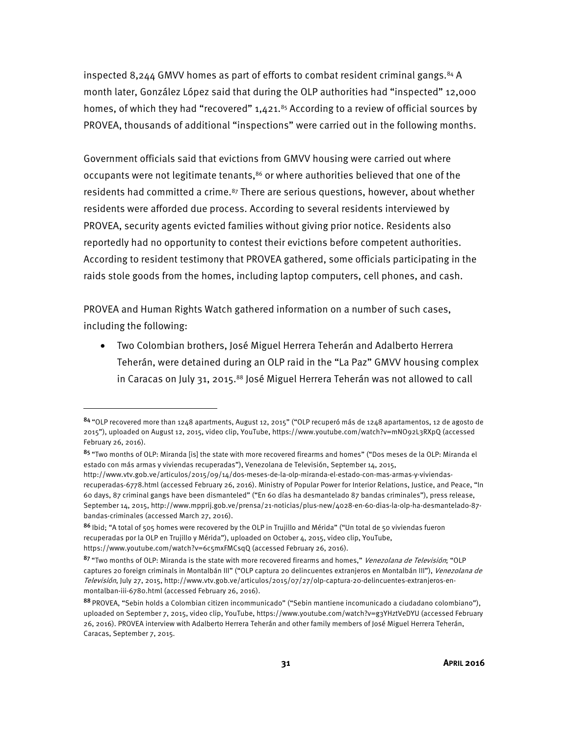inspected 8,244 GMVV homes as part of efforts to combat resident criminal gangs.[84] A month later, González López said that during the OLP authorities had "inspected" 12,000 homes, of which they had "recovered" 1,421.[85] According to a review of official sources by PROVEA, thousands of additional "inspections" were carried out in the following months.

Government officials said that evictions from GMVV housing were carried out where occupants were not legitimate tenants,[86] or where authorities believed that one of the residents had committed a crime.[87] There are serious questions, however, about whether residents were afforded due process. According to several residents interviewed by PROVEA, security agents evicted families without giving prior notice. Residents also reportedly had no opportunity to contest their evictions before competent authorities. According to resident testimony that PROVEA gathered, some officials participating in the raids stole goods from the homes, including laptop computers, cell phones, and cash.

PROVEA and Human Rights Watch gathered information on a number of such cases, including the following:

- Two Colombian brothers, José Miguel Herrera Teherán and Adalberto Herrera Teherán, were detained during an OLP raid in the "La Paz" GMVV housing complex in Caracas on July 31, 2015.[88] José Miguel Herrera Teherán was not allowed to call

---

[84] "OLP recovered more than 1248 apartments, August 12, 2015" ("OLP recuperó más de 1248 apartamentos, 12 de agosto de 2015"), uploaded on August 12, 2015, video clip, YouTube, https://www.youtube.com/watch?v=mNO92L3RXpQ (accessed February 26, 2016).

[85] "Two months of OLP: Miranda [is] the state with more recovered firearms and homes" ("Dos meses de la OLP: Miranda el estado con más armas y viviendas recuperadas"), Venezolana de Televisión, September 14, 2015, http://www.vtv.gob.ve/articulos/2015/09/14/dos-meses-de-la-olp-miranda-el-estado-con-mas-armas-y-viviendas-recuperadas-6778.html (accessed February 26, 2016). Ministry of Popular Power for Interior Relations, Justice, and Peace, "In 60 days, 87 criminal gangs have been dismanteled" ("En 60 días ha desmantelado 87 bandas criminales"), press release, September 14, 2015, http://www.mpprij.gob.ve/prensa/21-noticias/plus-new/4028-en-60-dias-la-olp-ha-desmantelado-87-bandas-criminales (accessed March 27, 2016).

[86] Ibid; "A total of 505 homes were recovered by the OLP in Trujillo and Mérida" ("Un total de 50 viviendas fueron recuperadas por la OLP en Trujillo y Mérida"), uploaded on October 4, 2015, video clip, YouTube, https://www.youtube.com/watch?v=6c5mxFMCsqQ (accessed February 26, 2016).

[87] "Two months of OLP: Miranda is the state with more recovered firearms and homes," *Venezolana de Televisión*; "OLP captures 20 foreign criminals in Montalbán III" ("OLP captura 20 delincuentes extranjeros en Montalbán III"), *Venezolana de Televisión*, July 27, 2015, http://www.vtv.gob.ve/articulos/2015/07/27/olp-captura-20-delincuentes-extranjeros-en-montalban-iii-6780.html (accessed February 26, 2016).

[88] PROVEA, "Sebin holds a Colombian citizen incommunicado" ("Sebin mantiene incomunicado a ciudadano colombiano"), uploaded on September 7, 2015, video clip, YouTube, https://www.youtube.com/watch?v=g3YHztVeDYU (accessed February 26, 2016). PROVEA interview with Adalberto Herrera Teherán and other family members of José Miguel Herrera Teherán, Caracas, September 7, 2015.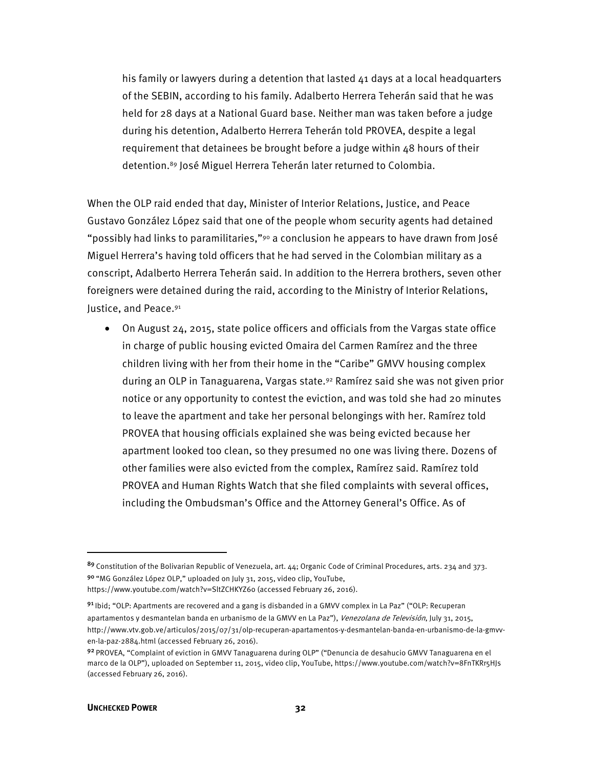his family or lawyers during a detention that lasted 41 days at a local headquarters of the SEBIN, according to his family. Adalberto Herrera Teherán said that he was held for 28 days at a National Guard base. Neither man was taken before a judge during his detention, Adalberto Herrera Teherán told PROVEA, despite a legal requirement that detainees be brought before a judge within 48 hours of their detention.[89] José Miguel Herrera Teherán later returned to Colombia.

When the OLP raid ended that day, Minister of Interior Relations, Justice, and Peace Gustavo González López said that one of the people whom security agents had detained "possibly had links to paramilitaries,"[90] a conclusion he appears to have drawn from José Miguel Herrera's having told officers that he had served in the Colombian military as a conscript, Adalberto Herrera Teherán said. In addition to the Herrera brothers, seven other foreigners were detained during the raid, according to the Ministry of Interior Relations, Justice, and Peace.[91]

- On August 24, 2015, state police officers and officials from the Vargas state office in charge of public housing evicted Omaira del Carmen Ramírez and the three children living with her from their home in the "Caribe" GMVV housing complex during an OLP in Tanaguarena, Vargas state.[92] Ramírez said she was not given prior notice or any opportunity to contest the eviction, and was told she had 20 minutes to leave the apartment and take her personal belongings with her. Ramírez told PROVEA that housing officials explained she was being evicted because her apartment looked too clean, so they presumed no one was living there. Dozens of other families were also evicted from the complex, Ramírez said. Ramírez told PROVEA and Human Rights Watch that she filed complaints with several offices, including the Ombudsman's Office and the Attorney General's Office. As of

---

[89] Constitution of the Bolivarian Republic of Venezuela, art. 44; Organic Code of Criminal Procedures, arts. 234 and 373.

[90] "MG González López OLP," uploaded on July 31, 2015, video clip, YouTube, https://www.youtube.com/watch?v=SltZCHKYZ6o (accessed February 26, 2016).

[91] Ibid; "OLP: Apartments are recovered and a gang is disbanded in a GMVV complex in La Paz" ("OLP: Recuperan apartamentos y desmantelan banda en urbanismo de la GMVV en La Paz"), *Venezolana de Televisión*, July 31, 2015, http://www.vtv.gob.ve/articulos/2015/07/31/olp-recuperan-apartamentos-y-desmantelan-banda-en-urbanismo-de-la-gmvv-en-la-paz-2884.html (accessed February 26, 2016).

[92] PROVEA, "Complaint of eviction in GMVV Tanaguarena during OLP" ("Denuncia de desahucio GMVV Tanaguarena en el marco de la OLP"), uploaded on September 11, 2015, video clip, YouTube, https://www.youtube.com/watch?v=8FnTKRr5HJs (accessed February 26, 2016).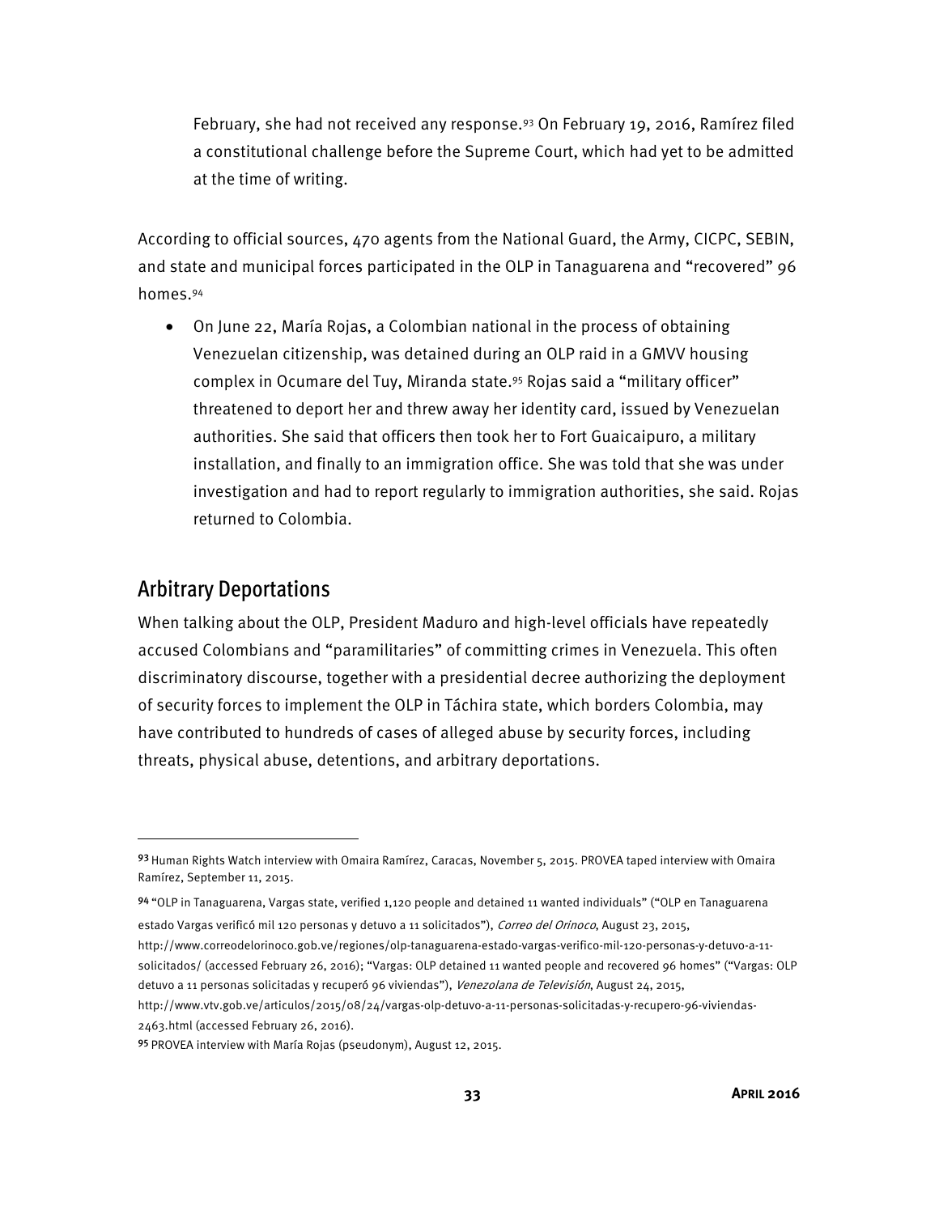February, she had not received any response.[93] On February 19, 2016, Ramírez filed a constitutional challenge before the Supreme Court, which had yet to be admitted at the time of writing.

According to official sources, 470 agents from the National Guard, the Army, CICPC, SEBIN, and state and municipal forces participated in the OLP in Tanaguarena and "recovered" 96 homes.[94]

- On June 22, María Rojas, a Colombian national in the process of obtaining Venezuelan citizenship, was detained during an OLP raid in a GMVV housing complex in Ocumare del Tuy, Miranda state.[95] Rojas said a "military officer" threatened to deport her and threw away her identity card, issued by Venezuelan authorities. She said that officers then took her to Fort Guaicaipuro, a military installation, and finally to an immigration office. She was told that she was under investigation and had to report regularly to immigration authorities, she said. Rojas returned to Colombia.

## Arbitrary Deportations

When talking about the OLP, President Maduro and high-level officials have repeatedly accused Colombians and "paramilitaries" of committing crimes in Venezuela. This often discriminatory discourse, together with a presidential decree authorizing the deployment of security forces to implement the OLP in Táchira state, which borders Colombia, may have contributed to hundreds of cases of alleged abuse by security forces, including threats, physical abuse, detentions, and arbitrary deportations.

---

[93] Human Rights Watch interview with Omaira Ramírez, Caracas, November 5, 2015. PROVEA taped interview with Omaira Ramírez, September 11, 2015.

[94] "OLP in Tanaguarena, Vargas state, verified 1,120 people and detained 11 wanted individuals" ("OLP en Tanaguarena estado Vargas verificó mil 120 personas y detuvo a 11 solicitados"), *Correo del Orinoco*, August 23, 2015, http://www.correodelorinoco.gob.ve/regiones/olp-tanaguarena-estado-vargas-verifico-mil-120-personas-y-detuvo-a-11-solicitados/ (accessed February 26, 2016); "Vargas: OLP detained 11 wanted people and recovered 96 homes" ("Vargas: OLP detuvo a 11 personas solicitadas y recuperó 96 viviendas"), *Venezolana de Televisión*, August 24, 2015, http://www.vtv.gob.ve/articulos/2015/08/24/vargas-olp-detuvo-a-11-personas-solicitadas-y-recupero-96-viviendas-2463.html (accessed February 26, 2016).

[95] PROVEA interview with María Rojas (pseudonym), August 12, 2015.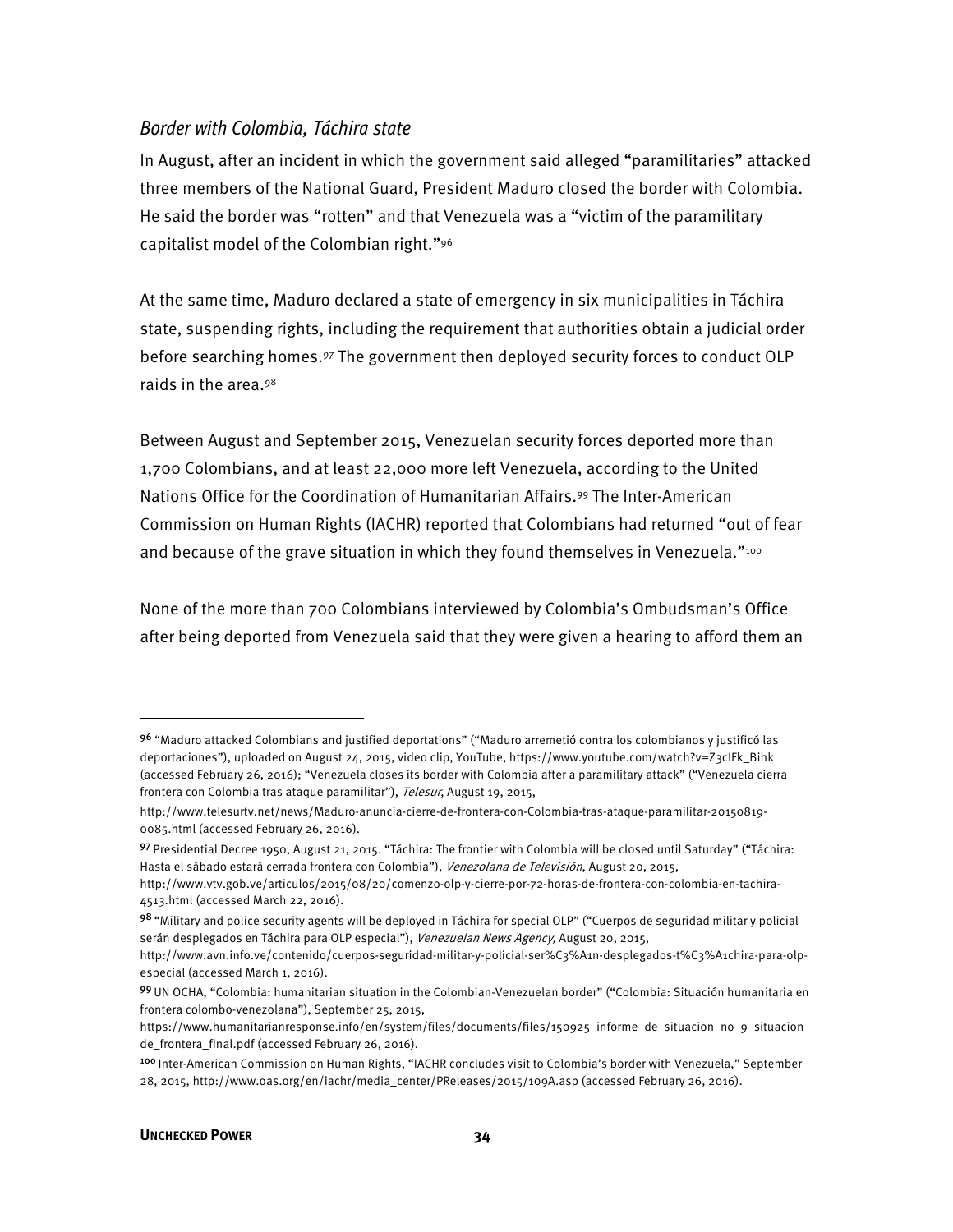### *Border with Colombia, Táchira state*

In August, after an incident in which the government said alleged "paramilitaries" attacked three members of the National Guard, President Maduro closed the border with Colombia. He said the border was "rotten" and that Venezuela was a "victim of the paramilitary capitalist model of the Colombian right."[96]

At the same time, Maduro declared a state of emergency in six municipalities in Táchira state, suspending rights, including the requirement that authorities obtain a judicial order before searching homes.[97] The government then deployed security forces to conduct OLP raids in the area.[98]

Between August and September 2015, Venezuelan security forces deported more than 1,700 Colombians, and at least 22,000 more left Venezuela, according to the United Nations Office for the Coordination of Humanitarian Affairs.[99] The Inter-American Commission on Human Rights (IACHR) reported that Colombians had returned "out of fear and because of the grave situation in which they found themselves in Venezuela."[100]

None of the more than 700 Colombians interviewed by Colombia's Ombudsman's Office after being deported from Venezuela said that they were given a hearing to afford them an

---

[96] "Maduro attacked Colombians and justified deportations" ("Maduro arremetió contra los colombianos y justificó las deportaciones"), uploaded on August 24, 2015, video clip, YouTube, https://www.youtube.com/watch?v=Z3cIFk_Bihk (accessed February 26, 2016); "Venezuela closes its border with Colombia after a paramilitary attack" ("Venezuela cierra frontera con Colombia tras ataque paramilitar"), *Telesur*, August 19, 2015, http://www.telesurtv.net/news/Maduro-anuncia-cierre-de-frontera-con-Colombia-tras-ataque-paramilitar-20150819-0085.html (accessed February 26, 2016).

[97] Presidential Decree 1950, August 21, 2015. "Táchira: The frontier with Colombia will be closed until Saturday" ("Táchira: Hasta el sábado estará cerrada frontera con Colombia"), *Venezolana de Televisión*, August 20, 2015, http://www.vtv.gob.ve/articulos/2015/08/20/comenzo-olp-y-cierre-por-72-horas-de-frontera-con-colombia-en-tachira-4513.html (accessed March 22, 2016).

[98] "Military and police security agents will be deployed in Táchira for special OLP" ("Cuerpos de seguridad militar y policial serán desplegados en Táchira para OLP especial"), *Venezuelan News Agency,* August 20, 2015, http://www.avn.info.ve/contenido/cuerpos-seguridad-militar-y-policial-ser%C3%A1n-desplegados-t%C3%A1chira-para-olp-especial (accessed March 1, 2016).

[99] UN OCHA, "Colombia: humanitarian situation in the Colombian-Venezuelan border" ("Colombia: Situación humanitaria en frontera colombo-venezolana"), September 25, 2015, https://www.humanitarianresponse.info/en/system/files/documents/files/150925_informe_de_situacion_no_9_situacion_de_frontera_final.pdf (accessed February 26, 2016).

[100] Inter-American Commission on Human Rights, "IACHR concludes visit to Colombia's border with Venezuela," September 28, 2015, http://www.oas.org/en/iachr/media_center/PReleases/2015/109A.asp (accessed February 26, 2016).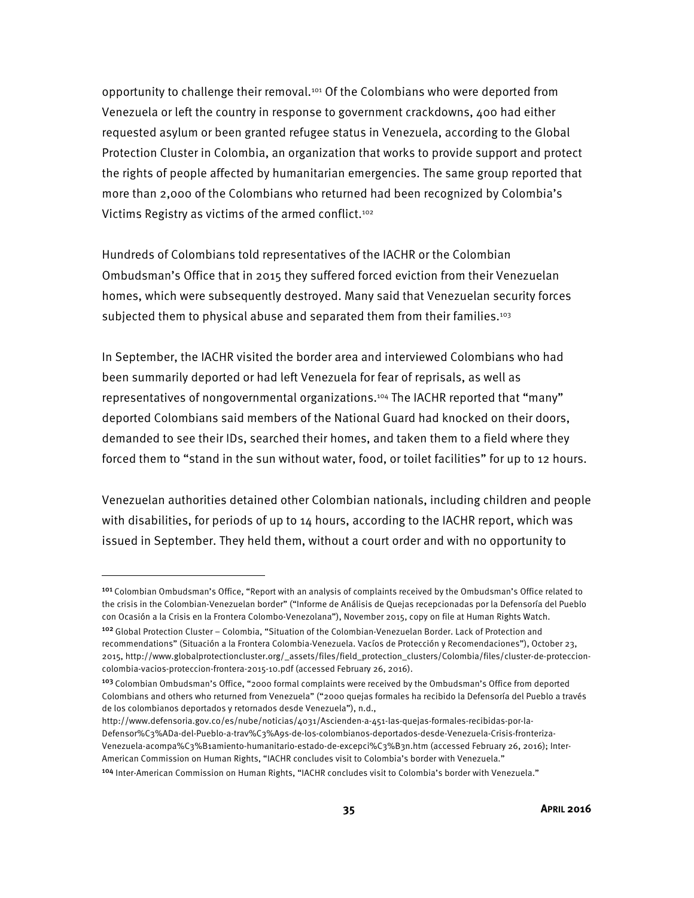opportunity to challenge their removal.[101] Of the Colombians who were deported from Venezuela or left the country in response to government crackdowns, 400 had either requested asylum or been granted refugee status in Venezuela, according to the Global Protection Cluster in Colombia, an organization that works to provide support and protect the rights of people affected by humanitarian emergencies. The same group reported that more than 2,000 of the Colombians who returned had been recognized by Colombia's Victims Registry as victims of the armed conflict.[102]

Hundreds of Colombians told representatives of the IACHR or the Colombian Ombudsman's Office that in 2015 they suffered forced eviction from their Venezuelan homes, which were subsequently destroyed. Many said that Venezuelan security forces subjected them to physical abuse and separated them from their families.[103]

In September, the IACHR visited the border area and interviewed Colombians who had been summarily deported or had left Venezuela for fear of reprisals, as well as representatives of nongovernmental organizations.[104] The IACHR reported that "many" deported Colombians said members of the National Guard had knocked on their doors, demanded to see their IDs, searched their homes, and taken them to a field where they forced them to "stand in the sun without water, food, or toilet facilities" for up to 12 hours.

Venezuelan authorities detained other Colombian nationals, including children and people with disabilities, for periods of up to 14 hours, according to the IACHR report, which was issued in September. They held them, without a court order and with no opportunity to

---

[101] Colombian Ombudsman's Office, "Report with an analysis of complaints received by the Ombudsman's Office related to the crisis in the Colombian-Venezuelan border" ("Informe de Análisis de Quejas recepcionadas por la Defensoría del Pueblo con Ocasión a la Crisis en la Frontera Colombo-Venezolana"), November 2015, copy on file at Human Rights Watch.

[102] Global Protection Cluster – Colombia, "Situation of the Colombian-Venezuelan Border. Lack of Protection and recommendations" (Situación a la Frontera Colombia-Venezuela. Vacíos de Protección y Recomendaciones"), October 23, 2015, http://www.globalprotectioncluster.org/_assets/files/field_protection_clusters/Colombia/files/cluster-de-proteccion-colombia-vacios-proteccion-frontera-2015-10.pdf (accessed February 26, 2016).

[103] Colombian Ombudsman's Office, "2000 formal complaints were received by the Ombudsman's Office from deported Colombians and others who returned from Venezuela" ("2000 quejas formales ha recibido la Defensoría del Pueblo a través de los colombianos deportados y retornados desde Venezuela"), n.d., http://www.defensoria.gov.co/es/nube/noticias/4031/Ascienden-a-451-las-quejas-formales-recibidas-por-la-Defensor%C3%ADa-del-Pueblo-a-trav%C3%A9s-de-los-colombianos-deportados-desde-Venezuela-Crisis-fronteriza-Venezuela-acompa%C3%B1amiento-humanitario-estado-de-excepci%C3%B3n.htm (accessed February 26, 2016); Inter-American Commission on Human Rights, "IACHR concludes visit to Colombia's border with Venezuela."

[104] Inter-American Commission on Human Rights, "IACHR concludes visit to Colombia's border with Venezuela."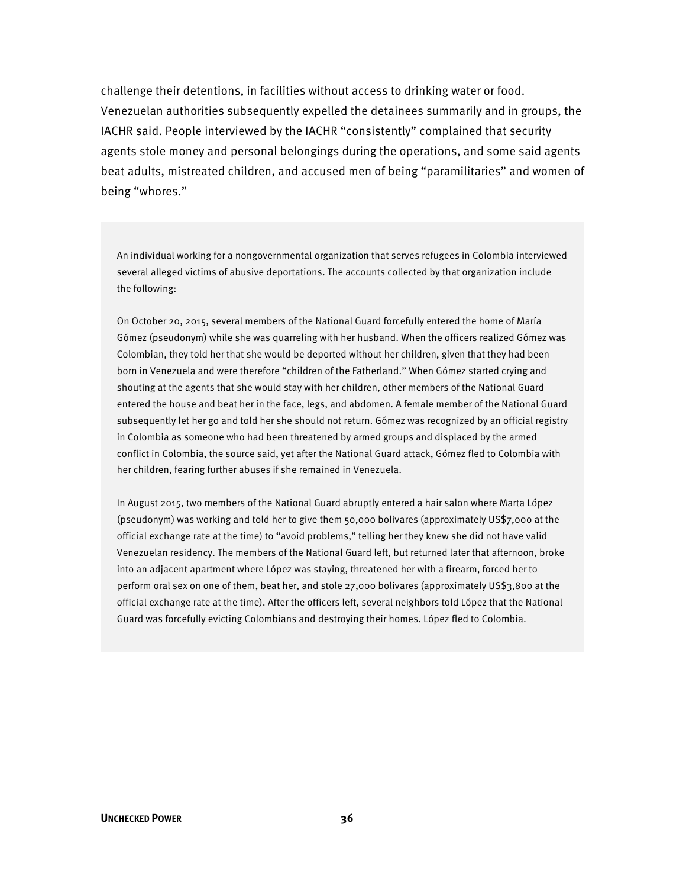challenge their detentions, in facilities without access to drinking water or food. Venezuelan authorities subsequently expelled the detainees summarily and in groups, the IACHR said. People interviewed by the IACHR "consistently" complained that security agents stole money and personal belongings during the operations, and some said agents beat adults, mistreated children, and accused men of being "paramilitaries" and women of being "whores."

> An individual working for a nongovernmental organization that serves refugees in Colombia interviewed several alleged victims of abusive deportations. The accounts collected by that organization include the following:
>
> On October 20, 2015, several members of the National Guard forcefully entered the home of María Gómez (pseudonym) while she was quarreling with her husband. When the officers realized Gómez was Colombian, they told her that she would be deported without her children, given that they had been born in Venezuela and were therefore "children of the Fatherland." When Gómez started crying and shouting at the agents that she would stay with her children, other members of the National Guard entered the house and beat her in the face, legs, and abdomen. A female member of the National Guard subsequently let her go and told her she should not return. Gómez was recognized by an official registry in Colombia as someone who had been threatened by armed groups and displaced by the armed conflict in Colombia, the source said, yet after the National Guard attack, Gómez fled to Colombia with her children, fearing further abuses if she remained in Venezuela.
>
> In August 2015, two members of the National Guard abruptly entered a hair salon where Marta López (pseudonym) was working and told her to give them 50,000 bolivares (approximately US$7,000 at the official exchange rate at the time) to "avoid problems," telling her they knew she did not have valid Venezuelan residency. The members of the National Guard left, but returned later that afternoon, broke into an adjacent apartment where López was staying, threatened her with a firearm, forced her to perform oral sex on one of them, beat her, and stole 27,000 bolivares (approximately US$3,800 at the official exchange rate at the time). After the officers left, several neighbors told López that the National Guard was forcefully evicting Colombians and destroying their homes. López fled to Colombia.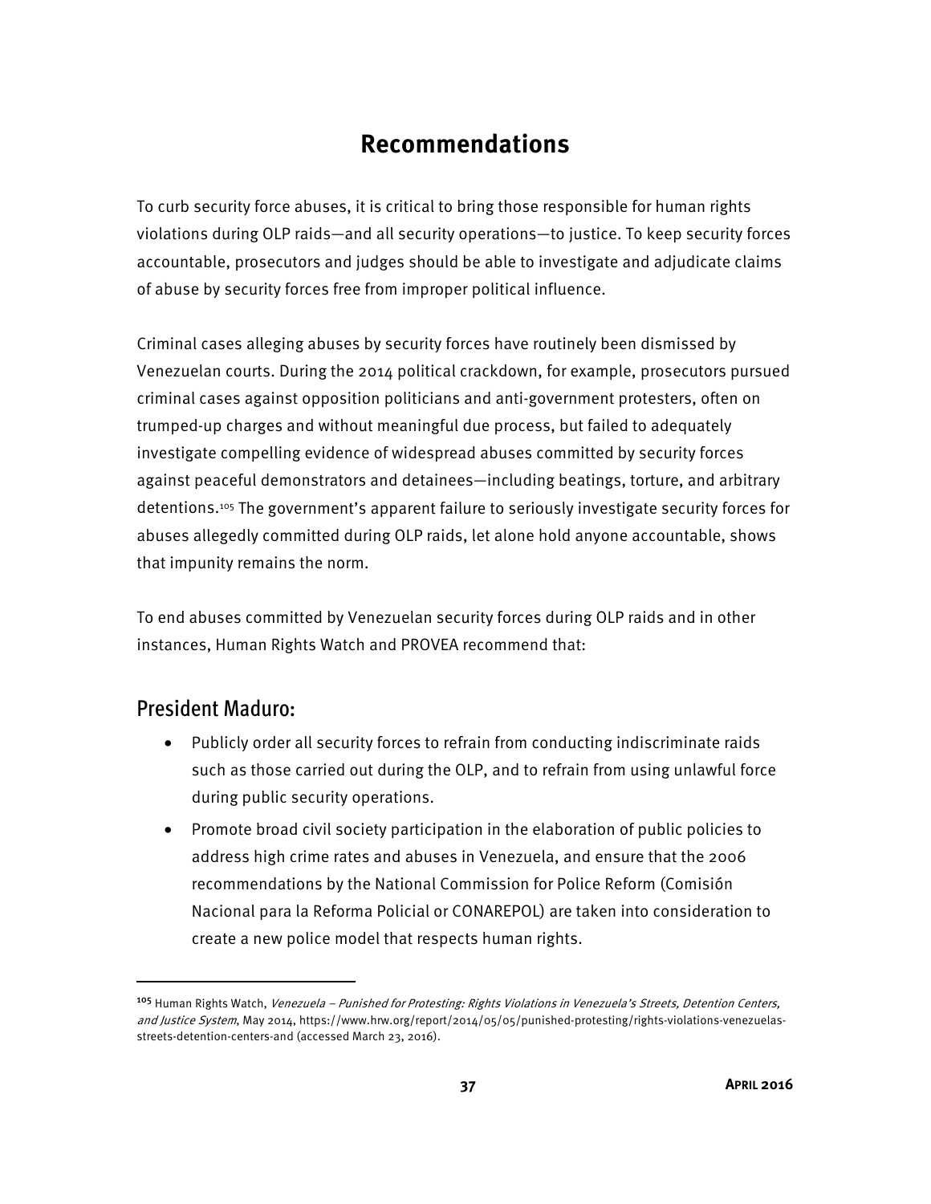# Recommendations

To curb security force abuses, it is critical to bring those responsible for human rights violations during OLP raids—and all security operations—to justice. To keep security forces accountable, prosecutors and judges should be able to investigate and adjudicate claims of abuse by security forces free from improper political influence.

Criminal cases alleging abuses by security forces have routinely been dismissed by Venezuelan courts. During the 2014 political crackdown, for example, prosecutors pursued criminal cases against opposition politicians and anti-government protesters, often on trumped-up charges and without meaningful due process, but failed to adequately investigate compelling evidence of widespread abuses committed by security forces against peaceful demonstrators and detainees—including beatings, torture, and arbitrary detentions.[105] The government's apparent failure to seriously investigate security forces for abuses allegedly committed during OLP raids, let alone hold anyone accountable, shows that impunity remains the norm.

To end abuses committed by Venezuelan security forces during OLP raids and in other instances, Human Rights Watch and PROVEA recommend that:

## President Maduro:

- Publicly order all security forces to refrain from conducting indiscriminate raids such as those carried out during the OLP, and to refrain from using unlawful force during public security operations.
- Promote broad civil society participation in the elaboration of public policies to address high crime rates and abuses in Venezuela, and ensure that the 2006 recommendations by the National Commission for Police Reform (Comisión Nacional para la Reforma Policial or CONAREPOL) are taken into consideration to create a new police model that respects human rights.

---

[105] Human Rights Watch, *Venezuela – Punished for Protesting: Rights Violations in Venezuela's Streets, Detention Centers, and Justice System*, May 2014, https://www.hrw.org/report/2014/05/05/punished-protesting/rights-violations-venezuelas-streets-detention-centers-and (accessed March 23, 2016).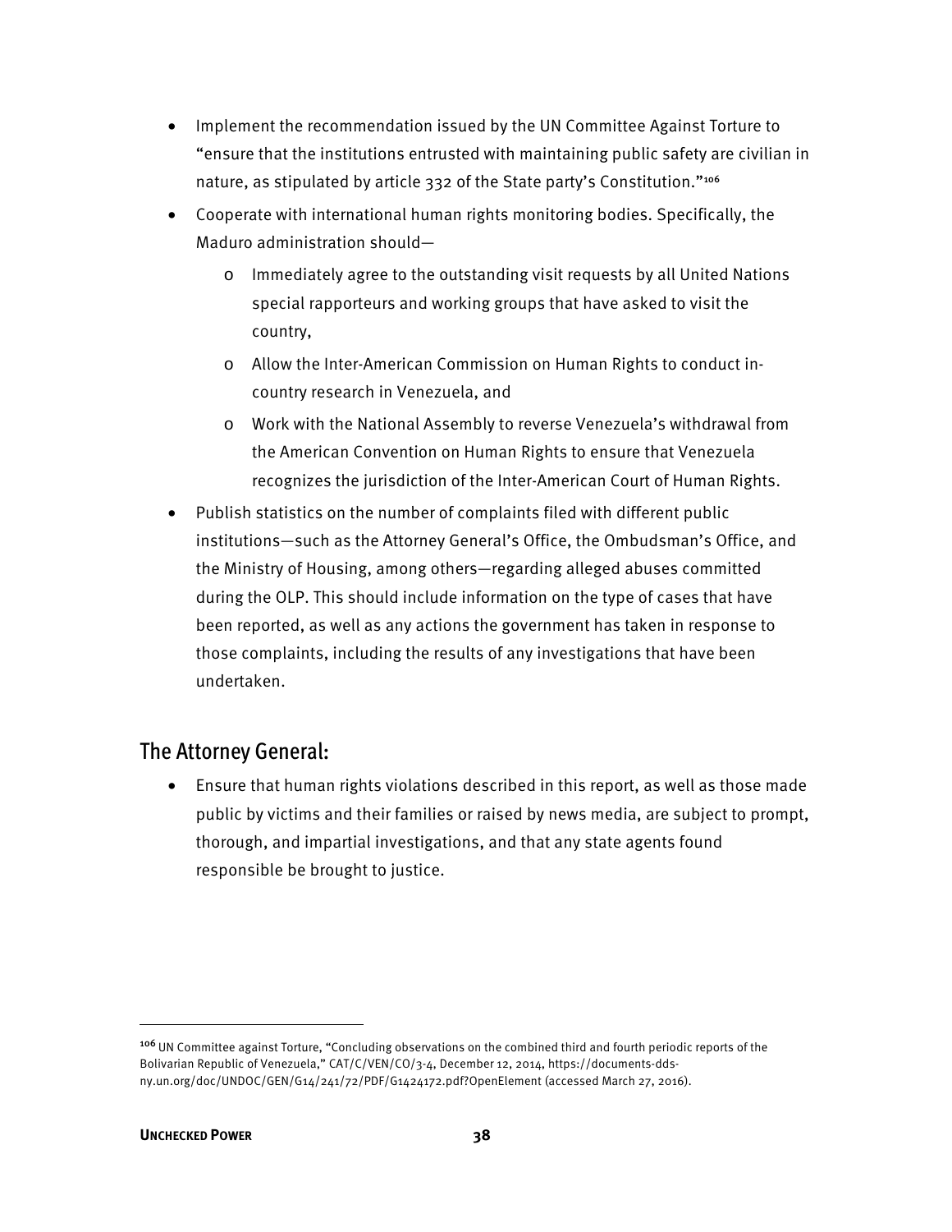- Implement the recommendation issued by the UN Committee Against Torture to "ensure that the institutions entrusted with maintaining public safety are civilian in nature, as stipulated by article 332 of the State party's Constitution."[106]
- Cooperate with international human rights monitoring bodies. Specifically, the Maduro administration should—
  - Immediately agree to the outstanding visit requests by all United Nations special rapporteurs and working groups that have asked to visit the country,
  - Allow the Inter-American Commission on Human Rights to conduct in-country research in Venezuela, and
  - Work with the National Assembly to reverse Venezuela's withdrawal from the American Convention on Human Rights to ensure that Venezuela recognizes the jurisdiction of the Inter-American Court of Human Rights.
- Publish statistics on the number of complaints filed with different public institutions—such as the Attorney General's Office, the Ombudsman's Office, and the Ministry of Housing, among others—regarding alleged abuses committed during the OLP. This should include information on the type of cases that have been reported, as well as any actions the government has taken in response to those complaints, including the results of any investigations that have been undertaken.

## The Attorney General:

- Ensure that human rights violations described in this report, as well as those made public by victims and their families or raised by news media, are subject to prompt, thorough, and impartial investigations, and that any state agents found responsible be brought to justice.

---

[106] UN Committee against Torture, "Concluding observations on the combined third and fourth periodic reports of the Bolivarian Republic of Venezuela," CAT/C/VEN/CO/3-4, December 12, 2014, https://documents-dds-ny.un.org/doc/UNDOC/GEN/G14/241/72/PDF/G1424172.pdf?OpenElement (accessed March 27, 2016).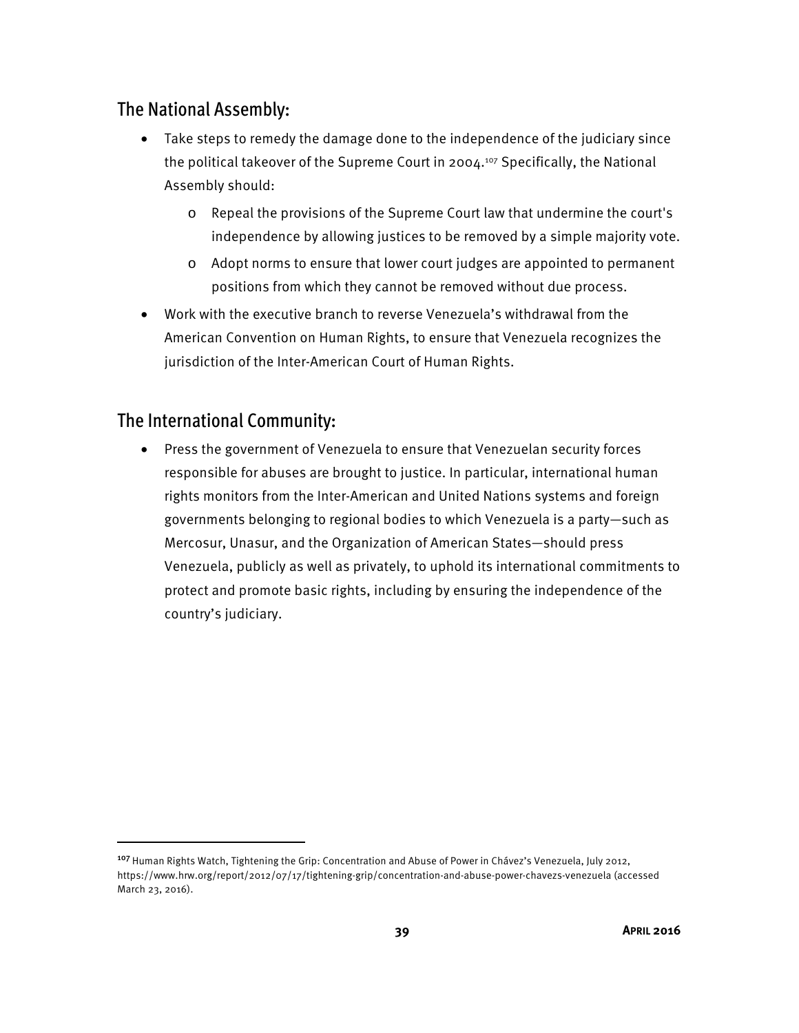## The National Assembly:

- Take steps to remedy the damage done to the independence of the judiciary since the political takeover of the Supreme Court in 2004.[107] Specifically, the National Assembly should:
    - Repeal the provisions of the Supreme Court law that undermine the court's independence by allowing justices to be removed by a simple majority vote.
    - Adopt norms to ensure that lower court judges are appointed to permanent positions from which they cannot be removed without due process.
- Work with the executive branch to reverse Venezuela's withdrawal from the American Convention on Human Rights, to ensure that Venezuela recognizes the jurisdiction of the Inter-American Court of Human Rights.

## The International Community:

- Press the government of Venezuela to ensure that Venezuelan security forces responsible for abuses are brought to justice. In particular, international human rights monitors from the Inter-American and United Nations systems and foreign governments belonging to regional bodies to which Venezuela is a party—such as Mercosur, Unasur, and the Organization of American States—should press Venezuela, publicly as well as privately, to uphold its international commitments to protect and promote basic rights, including by ensuring the independence of the country's judiciary.

---

[107] Human Rights Watch, Tightening the Grip: Concentration and Abuse of Power in Chávez's Venezuela, July 2012, https://www.hrw.org/report/2012/07/17/tightening-grip/concentration-and-abuse-power-chavezs-venezuela (accessed March 23, 2016).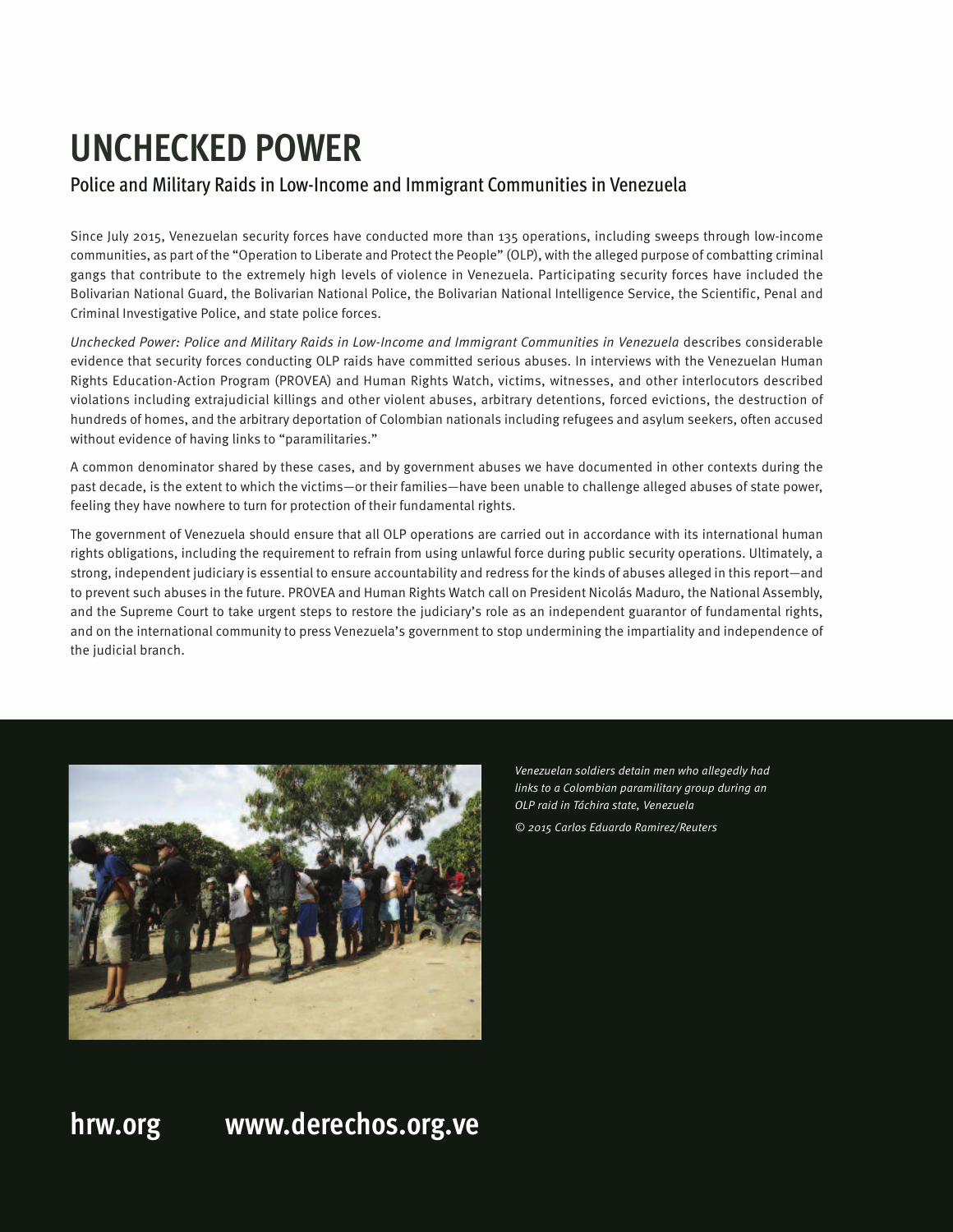# UNCHECKED POWER

## Police and Military Raids in Low-Income and Immigrant Communities in Venezuela

Since July 2015, Venezuelan security forces have conducted more than 135 operations, including sweeps through low-income communities, as part of the "Operation to Liberate and Protect the People" (OLP), with the alleged purpose of combatting criminal gangs that contribute to the extremely high levels of violence in Venezuela. Participating security forces have included the Bolivarian National Guard, the Bolivarian National Police, the Bolivarian National Intelligence Service, the Scientific, Penal and Criminal Investigative Police, and state police forces.

*Unchecked Power: Police and Military Raids in Low-Income and Immigrant Communities in Venezuela* describes considerable evidence that security forces conducting OLP raids have committed serious abuses. In interviews with the Venezuelan Human Rights Education-Action Program (PROVEA) and Human Rights Watch, victims, witnesses, and other interlocutors described violations including extrajudicial killings and other violent abuses, arbitrary detentions, forced evictions, the destruction of hundreds of homes, and the arbitrary deportation of Colombian nationals including refugees and asylum seekers, often accused without evidence of having links to "paramilitaries."

A common denominator shared by these cases, and by government abuses we have documented in other contexts during the past decade, is the extent to which the victims—or their families—have been unable to challenge alleged abuses of state power, feeling they have nowhere to turn for protection of their fundamental rights.

The government of Venezuela should ensure that all OLP operations are carried out in accordance with its international human rights obligations, including the requirement to refrain from using unlawful force during public security operations. Ultimately, a strong, independent judiciary is essential to ensure accountability and redress for the kinds of abuses alleged in this report—and to prevent such abuses in the future. PROVEA and Human Rights Watch call on President Nicolás Maduro, the National Assembly, and the Supreme Court to take urgent steps to restore the judiciary's role as an independent guarantor of fundamental rights, and on the international community to press Venezuela's government to stop undermining the impartiality and independence of the judicial branch.

*Venezuelan soldiers detain men who allegedly had links to a Colombian paramilitary group during an OLP raid in Táchira state, Venezuela*

*© 2015 Carlos Eduardo Ramirez/Reuters*

**hrw.org**  **www.derechos.org.ve**